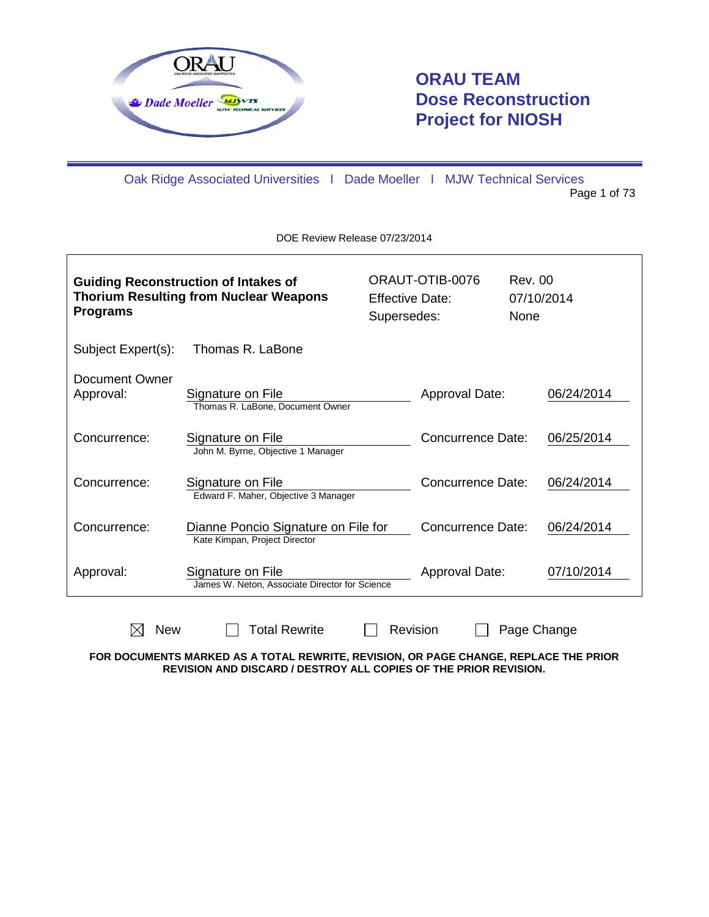# ORAU TEAM Dose Reconstruction Project for NIOSH

Oak Ridge Associated Universities I Dade Moeller I MJW Technical Services

DOE Review Release 07/23/2014

| **Guiding Reconstruction of Intakes of Thorium Resulting from Nuclear Weapons Programs** | ORAUT-OTIB-0076<br>Effective Date:<br>Supersedes: | Rev. 00<br>07/10/2014<br>None |
|---|---|---|

Subject Expert(s): Thomas R. LaBone

| | | | |
|---|---|---|---|
| Document Owner Approval: | Signature on File<br>Thomas R. LaBone, Document Owner | Approval Date: | 06/24/2014 |
| Concurrence: | Signature on File<br>John M. Byrne, Objective 1 Manager | Concurrence Date: | 06/25/2014 |
| Concurrence: | Signature on File<br>Edward F. Maher, Objective 3 Manager | Concurrence Date: | 06/24/2014 |
| Concurrence: | Dianne Poncio Signature on File for<br>Kate Kimpan, Project Director | Concurrence Date: | 06/24/2014 |
| Approval: | Signature on File<br>James W. Neton, Associate Director for Science | Approval Date: | 07/10/2014 |

☒ New ☐ Total Rewrite ☐ Revision ☐ Page Change

**FOR DOCUMENTS MARKED AS A TOTAL REWRITE, REVISION, OR PAGE CHANGE, REPLACE THE PRIOR REVISION AND DISCARD / DESTROY ALL COPIES OF THE PRIOR REVISION.**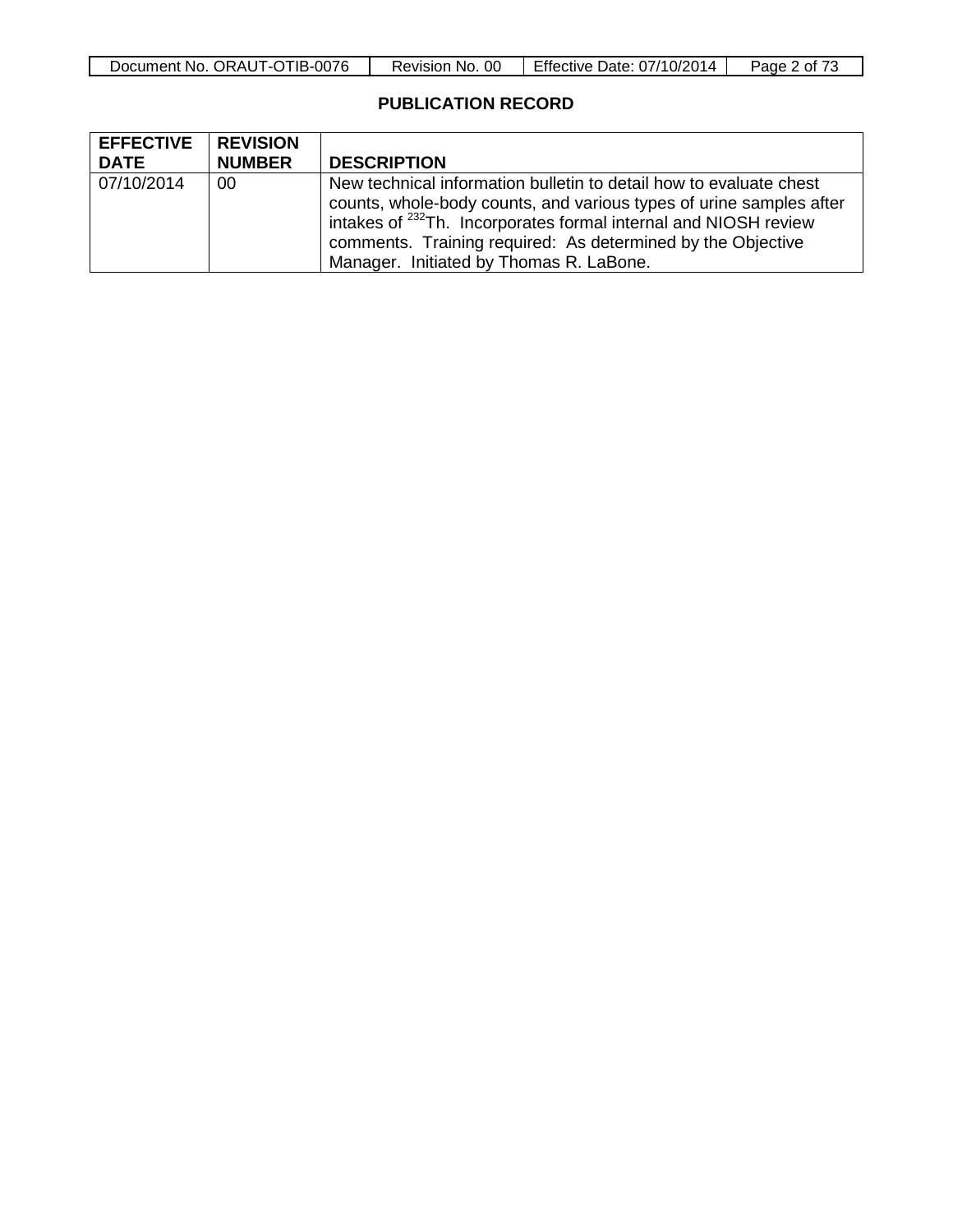## PUBLICATION RECORD

| EFFECTIVE DATE | REVISION NUMBER | DESCRIPTION |
|---|---|---|
| 07/10/2014 | 00 | New technical information bulletin to detail how to evaluate chest counts, whole-body counts, and various types of urine samples after intakes of $^{232}$Th. Incorporates formal internal and NIOSH review comments. Training required: As determined by the Objective Manager. Initiated by Thomas R. LaBone. |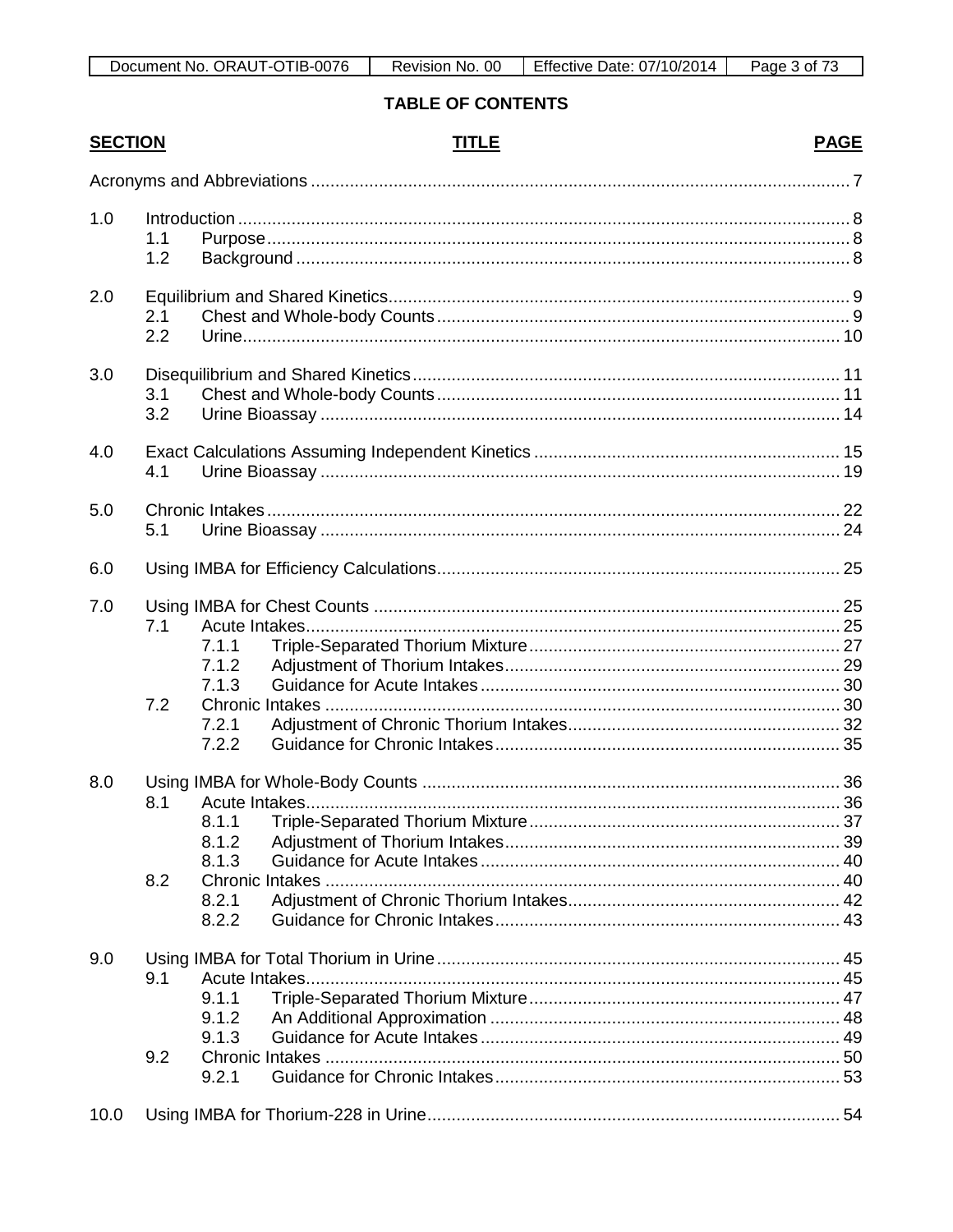**TABLE OF CONTENTS**

| SECTION | | | TITLE | PAGE |
|---|---|---|---|---|
| Acronyms and Abbreviations | | | | 7 |
| 1.0 | | | Introduction | 8 |
| | 1.1 | | Purpose | 8 |
| | 1.2 | | Background | 8 |
| 2.0 | | | Equilibrium and Shared Kinetics | 9 |
| | 2.1 | | Chest and Whole-body Counts | 9 |
| | 2.2 | | Urine | 10 |
| 3.0 | | | Disequilibrium and Shared Kinetics | 11 |
| | 3.1 | | Chest and Whole-body Counts | 11 |
| | 3.2 | | Urine Bioassay | 14 |
| 4.0 | | | Exact Calculations Assuming Independent Kinetics | 15 |
| | 4.1 | | Urine Bioassay | 19 |
| 5.0 | | | Chronic Intakes | 22 |
| | 5.1 | | Urine Bioassay | 24 |
| 6.0 | | | Using IMBA for Efficiency Calculations | 25 |
| 7.0 | | | Using IMBA for Chest Counts | 25 |
| | 7.1 | | Acute Intakes | 25 |
| | | 7.1.1 | Triple-Separated Thorium Mixture | 27 |
| | | 7.1.2 | Adjustment of Thorium Intakes | 29 |
| | | 7.1.3 | Guidance for Acute Intakes | 30 |
| | 7.2 | | Chronic Intakes | 30 |
| | | 7.2.1 | Adjustment of Chronic Thorium Intakes | 32 |
| | | 7.2.2 | Guidance for Chronic Intakes | 35 |
| 8.0 | | | Using IMBA for Whole-Body Counts | 36 |
| | 8.1 | | Acute Intakes | 36 |
| | | 8.1.1 | Triple-Separated Thorium Mixture | 37 |
| | | 8.1.2 | Adjustment of Thorium Intakes | 39 |
| | | 8.1.3 | Guidance for Acute Intakes | 40 |
| | 8.2 | | Chronic Intakes | 40 |
| | | 8.2.1 | Adjustment of Chronic Thorium Intakes | 42 |
| | | 8.2.2 | Guidance for Chronic Intakes | 43 |
| 9.0 | | | Using IMBA for Total Thorium in Urine | 45 |
| | 9.1 | | Acute Intakes | 45 |
| | | 9.1.1 | Triple-Separated Thorium Mixture | 47 |
| | | 9.1.2 | An Additional Approximation | 48 |
| | | 9.1.3 | Guidance for Acute Intakes | 49 |
| | 9.2 | | Chronic Intakes | 50 |
| | | 9.2.1 | Guidance for Chronic Intakes | 53 |
| 10.0 | | | Using IMBA for Thorium-228 in Urine | 54 |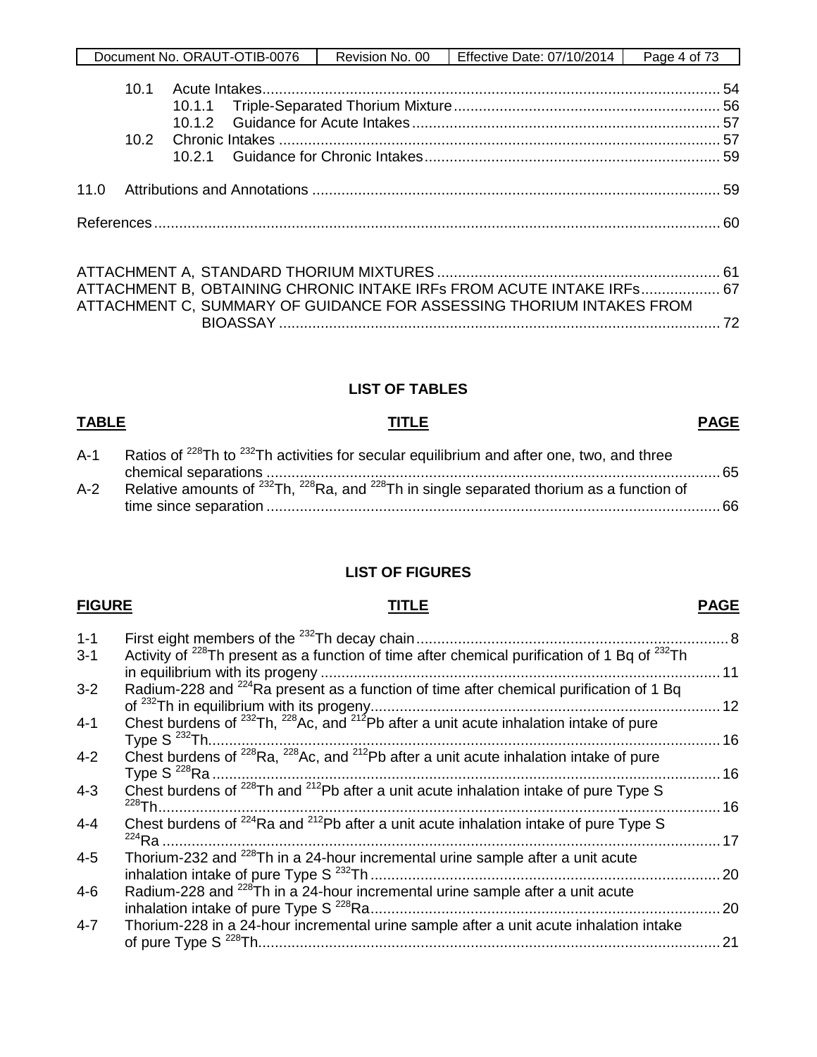| | | | |
|---|---|---|---|
| 10.1 | | Acute Intakes | 54 |
| | 10.1.1 | Triple-Separated Thorium Mixture | 56 |
| | 10.1.2 | Guidance for Acute Intakes | 57 |
| 10.2 | | Chronic Intakes | 57 |
| | 10.2.1 | Guidance for Chronic Intakes | 59 |
| 11.0 | | Attributions and Annotations | 59 |
| References | | | 60 |

ATTACHMENT A, STANDARD THORIUM MIXTURES ..... 61
ATTACHMENT B, OBTAINING CHRONIC INTAKE IRFs FROM ACUTE INTAKE IRFs ..... 67
ATTACHMENT C, SUMMARY OF GUIDANCE FOR ASSESSING THORIUM INTAKES FROM BIOASSAY ..... 72

## LIST OF TABLES

| TABLE | TITLE | PAGE |
|---|---|---|
| A-1 | Ratios of $^{228}$Th to $^{232}$Th activities for secular equilibrium and after one, two, and three chemical separations | 65 |
| A-2 | Relative amounts of $^{232}$Th, $^{228}$Ra, and $^{228}$Th in single separated thorium as a function of time since separation | 66 |

## LIST OF FIGURES

| FIGURE | TITLE | PAGE |
|---|---|---|
| 1-1 | First eight members of the $^{232}$Th decay chain | 8 |
| 3-1 | Activity of $^{228}$Th present as a function of time after chemical purification of 1 Bq of $^{232}$Th in equilibrium with its progeny | 11 |
| 3-2 | Radium-228 and $^{224}$Ra present as a function of time after chemical purification of 1 Bq of $^{232}$Th in equilibrium with its progeny | 12 |
| 4-1 | Chest burdens of $^{232}$Th, $^{228}$Ac, and $^{212}$Pb after a unit acute inhalation intake of pure Type S $^{232}$Th | 16 |
| 4-2 | Chest burdens of $^{228}$Ra, $^{228}$Ac, and $^{212}$Pb after a unit acute inhalation intake of pure Type S $^{228}$Ra | 16 |
| 4-3 | Chest burdens of $^{228}$Th and $^{212}$Pb after a unit acute inhalation intake of pure Type S $^{228}$Th | 16 |
| 4-4 | Chest burdens of $^{224}$Ra and $^{212}$Pb after a unit acute inhalation intake of pure Type S $^{224}$Ra | 17 |
| 4-5 | Thorium-232 and $^{228}$Th in a 24-hour incremental urine sample after a unit acute inhalation intake of pure Type S $^{232}$Th | 20 |
| 4-6 | Radium-228 and $^{228}$Th in a 24-hour incremental urine sample after a unit acute inhalation intake of pure Type S $^{228}$Ra | 20 |
| 4-7 | Thorium-228 in a 24-hour incremental urine sample after a unit acute inhalation intake of pure Type S $^{228}$Th | 21 |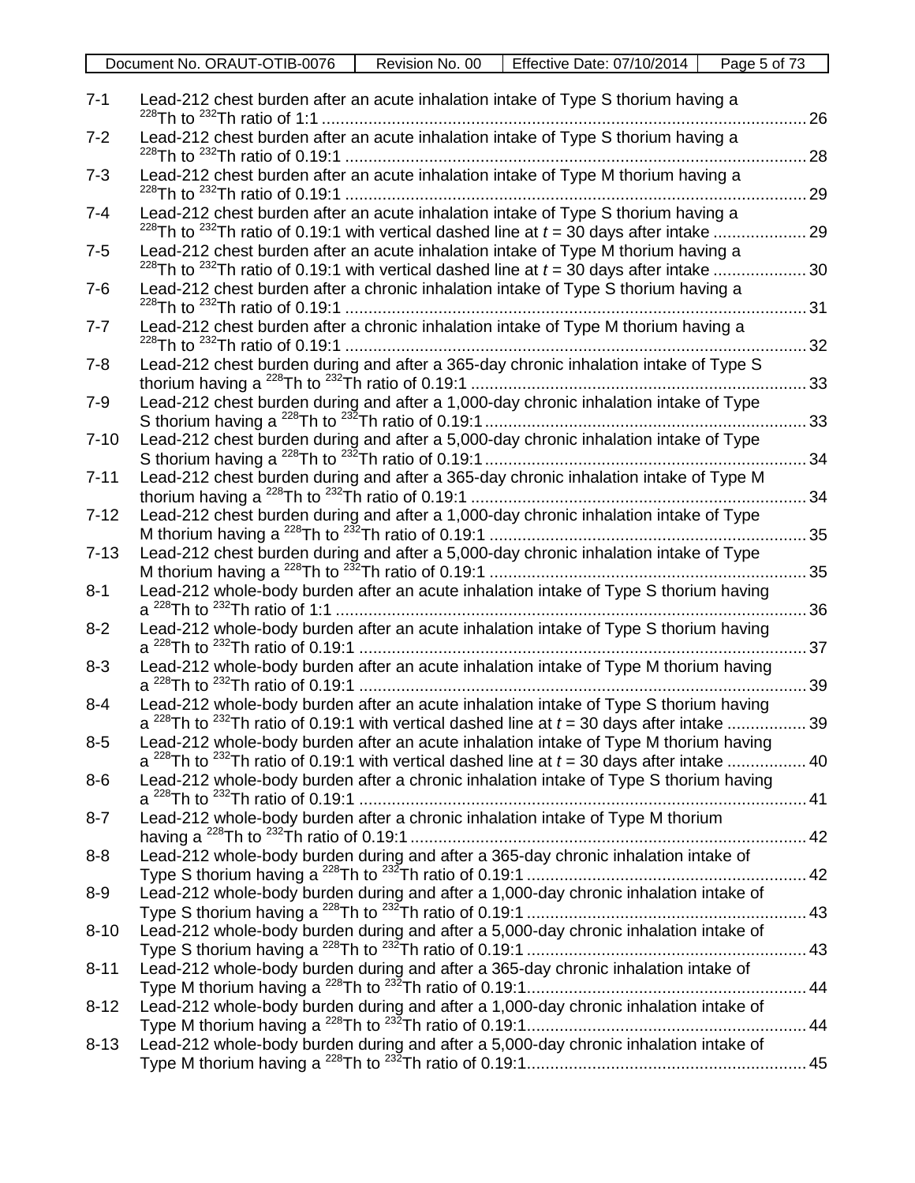| | | |
|---|---|---|
| 7-1 | Lead-212 chest burden after an acute inhalation intake of Type S thorium having a $^{228}$Th to $^{232}$Th ratio of 1:1 | 26 |
| 7-2 | Lead-212 chest burden after an acute inhalation intake of Type S thorium having a $^{228}$Th to $^{232}$Th ratio of 0.19:1 | 28 |
| 7-3 | Lead-212 chest burden after an acute inhalation intake of Type M thorium having a $^{228}$Th to $^{232}$Th ratio of 0.19:1 | 29 |
| 7-4 | Lead-212 chest burden after an acute inhalation intake of Type S thorium having a $^{228}$Th to $^{232}$Th ratio of 0.19:1 with vertical dashed line at *t* = 30 days after intake | 29 |
| 7-5 | Lead-212 chest burden after an acute inhalation intake of Type M thorium having a $^{228}$Th to $^{232}$Th ratio of 0.19:1 with vertical dashed line at *t* = 30 days after intake | 30 |
| 7-6 | Lead-212 chest burden after a chronic inhalation intake of Type S thorium having a $^{228}$Th to $^{232}$Th ratio of 0.19:1 | 31 |
| 7-7 | Lead-212 chest burden after a chronic inhalation intake of Type M thorium having a $^{228}$Th to $^{232}$Th ratio of 0.19:1 | 32 |
| 7-8 | Lead-212 chest burden during and after a 365-day chronic inhalation intake of Type S thorium having a $^{228}$Th to $^{232}$Th ratio of 0.19:1 | 33 |
| 7-9 | Lead-212 chest burden during and after a 1,000-day chronic inhalation intake of Type S thorium having a $^{228}$Th to $^{232}$Th ratio of 0.19:1 | 33 |
| 7-10 | Lead-212 chest burden during and after a 5,000-day chronic inhalation intake of Type S thorium having a $^{228}$Th to $^{232}$Th ratio of 0.19:1 | 34 |
| 7-11 | Lead-212 chest burden during and after a 365-day chronic inhalation intake of Type M thorium having a $^{228}$Th to $^{232}$Th ratio of 0.19:1 | 34 |
| 7-12 | Lead-212 chest burden during and after a 1,000-day chronic inhalation intake of Type M thorium having a $^{228}$Th to $^{232}$Th ratio of 0.19:1 | 35 |
| 7-13 | Lead-212 chest burden during and after a 5,000-day chronic inhalation intake of Type M thorium having a $^{228}$Th to $^{232}$Th ratio of 0.19:1 | 35 |
| 8-1 | Lead-212 whole-body burden after an acute inhalation intake of Type S thorium having a $^{228}$Th to $^{232}$Th ratio of 1:1 | 36 |
| 8-2 | Lead-212 whole-body burden after an acute inhalation intake of Type S thorium having a $^{228}$Th to $^{232}$Th ratio of 0.19:1 | 37 |
| 8-3 | Lead-212 whole-body burden after an acute inhalation intake of Type M thorium having a $^{228}$Th to $^{232}$Th ratio of 0.19:1 | 39 |
| 8-4 | Lead-212 whole-body burden after an acute inhalation intake of Type S thorium having a $^{228}$Th to $^{232}$Th ratio of 0.19:1 with vertical dashed line at *t* = 30 days after intake | 39 |
| 8-5 | Lead-212 whole-body burden after an acute inhalation intake of Type M thorium having a $^{228}$Th to $^{232}$Th ratio of 0.19:1 with vertical dashed line at *t* = 30 days after intake | 40 |
| 8-6 | Lead-212 whole-body burden after a chronic inhalation intake of Type S thorium having a $^{228}$Th to $^{232}$Th ratio of 0.19:1 | 41 |
| 8-7 | Lead-212 whole-body burden after a chronic inhalation intake of Type M thorium having a $^{228}$Th to $^{232}$Th ratio of 0.19:1 | 42 |
| 8-8 | Lead-212 whole-body burden during and after a 365-day chronic inhalation intake of Type S thorium having a $^{228}$Th to $^{232}$Th ratio of 0.19:1 | 42 |
| 8-9 | Lead-212 whole-body burden during and after a 1,000-day chronic inhalation intake of Type S thorium having a $^{228}$Th to $^{232}$Th ratio of 0.19:1 | 43 |
| 8-10 | Lead-212 whole-body burden during and after a 5,000-day chronic inhalation intake of Type S thorium having a $^{228}$Th to $^{232}$Th ratio of 0.19:1 | 43 |
| 8-11 | Lead-212 whole-body burden during and after a 365-day chronic inhalation intake of Type M thorium having a $^{228}$Th to $^{232}$Th ratio of 0.19:1 | 44 |
| 8-12 | Lead-212 whole-body burden during and after a 1,000-day chronic inhalation intake of Type M thorium having a $^{228}$Th to $^{232}$Th ratio of 0.19:1 | 44 |
| 8-13 | Lead-212 whole-body burden during and after a 5,000-day chronic inhalation intake of Type M thorium having a $^{228}$Th to $^{232}$Th ratio of 0.19:1 | 45 |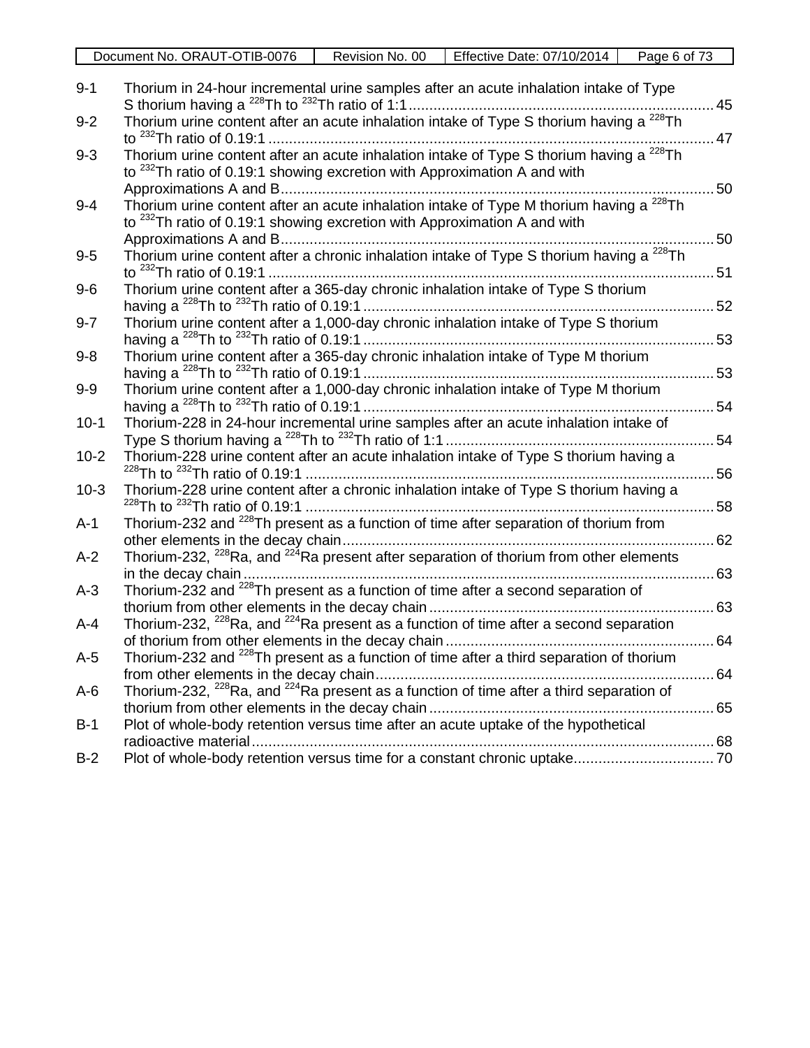| | | |
|---|---|---|
| 9-1 | Thorium in 24-hour incremental urine samples after an acute inhalation intake of Type S thorium having a $^{228}$Th to $^{232}$Th ratio of 1:1 | 45 |
| 9-2 | Thorium urine content after an acute inhalation intake of Type S thorium having a $^{228}$Th to $^{232}$Th ratio of 0.19:1 | 47 |
| 9-3 | Thorium urine content after an acute inhalation intake of Type S thorium having a $^{228}$Th to $^{232}$Th ratio of 0.19:1 showing excretion with Approximation A and with Approximations A and B | 50 |
| 9-4 | Thorium urine content after an acute inhalation intake of Type M thorium having a $^{228}$Th to $^{232}$Th ratio of 0.19:1 showing excretion with Approximation A and with Approximations A and B | 50 |
| 9-5 | Thorium urine content after a chronic inhalation intake of Type S thorium having a $^{228}$Th to $^{232}$Th ratio of 0.19:1 | 51 |
| 9-6 | Thorium urine content after a 365-day chronic inhalation intake of Type S thorium having a $^{228}$Th to $^{232}$Th ratio of 0.19:1 | 52 |
| 9-7 | Thorium urine content after a 1,000-day chronic inhalation intake of Type S thorium having a $^{228}$Th to $^{232}$Th ratio of 0.19:1 | 53 |
| 9-8 | Thorium urine content after a 365-day chronic inhalation intake of Type M thorium having a $^{228}$Th to $^{232}$Th ratio of 0.19:1 | 53 |
| 9-9 | Thorium urine content after a 1,000-day chronic inhalation intake of Type M thorium having a $^{228}$Th to $^{232}$Th ratio of 0.19:1 | 54 |
| 10-1 | Thorium-228 in 24-hour incremental urine samples after an acute inhalation intake of Type S thorium having a $^{228}$Th to $^{232}$Th ratio of 1:1 | 54 |
| 10-2 | Thorium-228 urine content after an acute inhalation intake of Type S thorium having a $^{228}$Th to $^{232}$Th ratio of 0.19:1 | 56 |
| 10-3 | Thorium-228 urine content after a chronic inhalation intake of Type S thorium having a $^{228}$Th to $^{232}$Th ratio of 0.19:1 | 58 |
| A-1 | Thorium-232 and $^{228}$Th present as a function of time after separation of thorium from other elements in the decay chain | 62 |
| A-2 | Thorium-232, $^{228}$Ra, and $^{224}$Ra present after separation of thorium from other elements in the decay chain | 63 |
| A-3 | Thorium-232 and $^{228}$Th present as a function of time after a second separation of thorium from other elements in the decay chain | 63 |
| A-4 | Thorium-232, $^{228}$Ra, and $^{224}$Ra present as a function of time after a second separation of thorium from other elements in the decay chain | 64 |
| A-5 | Thorium-232 and $^{228}$Th present as a function of time after a third separation of thorium from other elements in the decay chain | 64 |
| A-6 | Thorium-232, $^{228}$Ra, and $^{224}$Ra present as a function of time after a third separation of thorium from other elements in the decay chain | 65 |
| B-1 | Plot of whole-body retention versus time after an acute uptake of the hypothetical radioactive material | 68 |
| B-2 | Plot of whole-body retention versus time for a constant chronic uptake | 70 |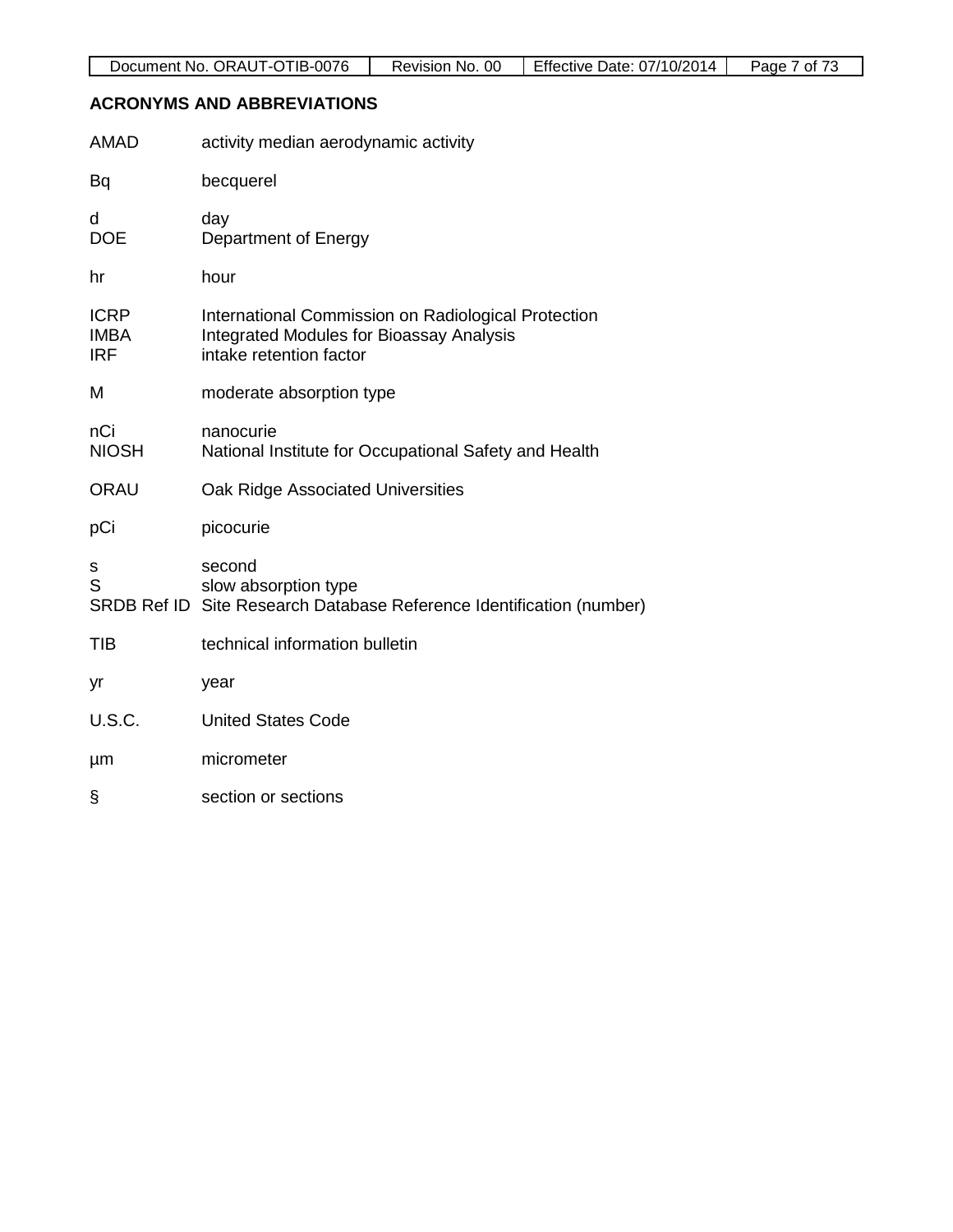## ACRONYMS AND ABBREVIATIONS

| | |
|---|---|
| AMAD | activity median aerodynamic activity |
| Bq | becquerel |
| d | day |
| DOE | Department of Energy |
| hr | hour |
| ICRP | International Commission on Radiological Protection |
| IMBA | Integrated Modules for Bioassay Analysis |
| IRF | intake retention factor |
| M | moderate absorption type |
| nCi | nanocurie |
| NIOSH | National Institute for Occupational Safety and Health |
| ORAU | Oak Ridge Associated Universities |
| pCi | picocurie |
| s | second |
| S | slow absorption type |
| SRDB Ref ID | Site Research Database Reference Identification (number) |
| TIB | technical information bulletin |
| yr | year |
| U.S.C. | United States Code |
| µm | micrometer |
| § | section or sections |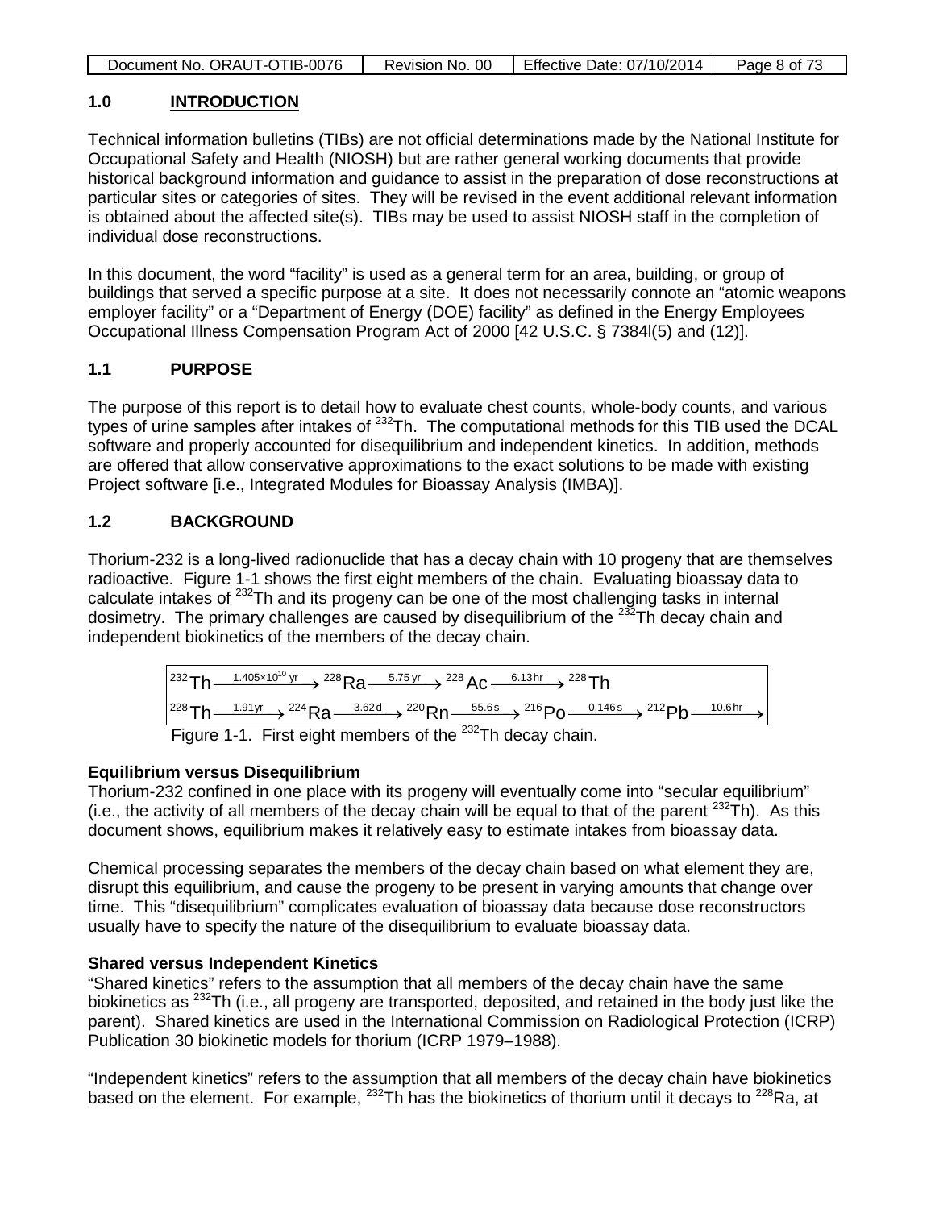## 1.0 INTRODUCTION

Technical information bulletins (TIBs) are not official determinations made by the National Institute for Occupational Safety and Health (NIOSH) but are rather general working documents that provide historical background information and guidance to assist in the preparation of dose reconstructions at particular sites or categories of sites. They will be revised in the event additional relevant information is obtained about the affected site(s). TIBs may be used to assist NIOSH staff in the completion of individual dose reconstructions.

In this document, the word "facility" is used as a general term for an area, building, or group of buildings that served a specific purpose at a site. It does not necessarily connote an "atomic weapons employer facility" or a "Department of Energy (DOE) facility" as defined in the Energy Employees Occupational Illness Compensation Program Act of 2000 [42 U.S.C. § 7384l(5) and (12)].

## 1.1 PURPOSE

The purpose of this report is to detail how to evaluate chest counts, whole-body counts, and various types of urine samples after intakes of $^{232}$Th. The computational methods for this TIB used the DCAL software and properly accounted for disequilibrium and independent kinetics. In addition, methods are offered that allow conservative approximations to the exact solutions to be made with existing Project software [i.e., Integrated Modules for Bioassay Analysis (IMBA)].

## 1.2 BACKGROUND

Thorium-232 is a long-lived radionuclide that has a decay chain with 10 progeny that are themselves radioactive. Figure 1-1 shows the first eight members of the chain. Evaluating bioassay data to calculate intakes of $^{232}$Th and its progeny can be one of the most challenging tasks in internal dosimetry. The primary challenges are caused by disequilibrium of the $^{232}$Th decay chain and independent biokinetics of the members of the decay chain.

$$^{232}\text{Th} \xrightarrow{1.405\times10^{10}\text{ yr}} {}^{228}\text{Ra} \xrightarrow{5.75\text{ yr}} {}^{228}\text{Ac} \xrightarrow{6.13\text{ hr}} {}^{228}\text{Th}$$

$$^{228}\text{Th} \xrightarrow{1.91\text{yr}} {}^{224}\text{Ra} \xrightarrow{3.62\text{ d}} {}^{220}\text{Rn} \xrightarrow{55.6\text{ s}} {}^{216}\text{Po} \xrightarrow{0.146\text{ s}} {}^{212}\text{Pb} \xrightarrow{10.6\text{ hr}}$$

Figure 1-1. First eight members of the $^{232}$Th decay chain.

**Equilibrium versus Disequilibrium**

Thorium-232 confined in one place with its progeny will eventually come into "secular equilibrium" (i.e., the activity of all members of the decay chain will be equal to that of the parent $^{232}$Th). As this document shows, equilibrium makes it relatively easy to estimate intakes from bioassay data.

Chemical processing separates the members of the decay chain based on what element they are, disrupt this equilibrium, and cause the progeny to be present in varying amounts that change over time. This "disequilibrium" complicates evaluation of bioassay data because dose reconstructors usually have to specify the nature of the disequilibrium to evaluate bioassay data.

**Shared versus Independent Kinetics**

"Shared kinetics" refers to the assumption that all members of the decay chain have the same biokinetics as $^{232}$Th (i.e., all progeny are transported, deposited, and retained in the body just like the parent). Shared kinetics are used in the International Commission on Radiological Protection (ICRP) Publication 30 biokinetic models for thorium (ICRP 1979–1988).

"Independent kinetics" refers to the assumption that all members of the decay chain have biokinetics based on the element. For example, $^{232}$Th has the biokinetics of thorium until it decays to $^{228}$Ra, at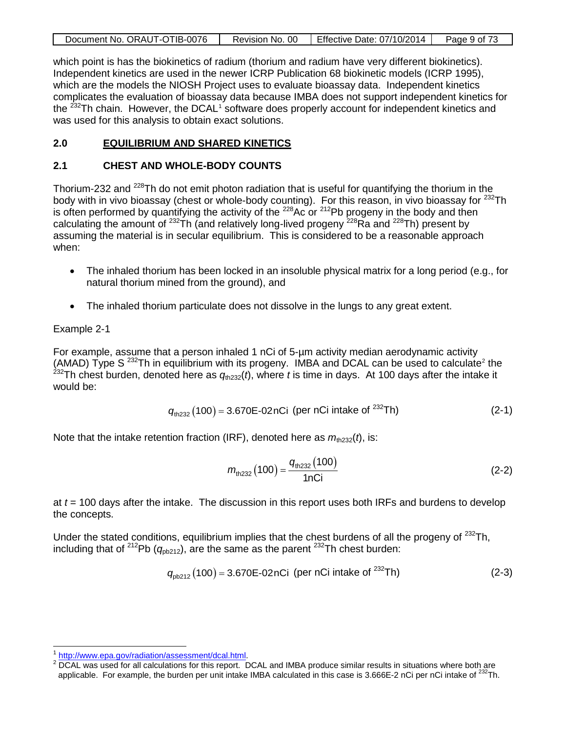which point is has the biokinetics of radium (thorium and radium have very different biokinetics). Independent kinetics are used in the newer ICRP Publication 68 biokinetic models (ICRP 1995), which are the models the NIOSH Project uses to evaluate bioassay data. Independent kinetics complicates the evaluation of bioassay data because IMBA does not support independent kinetics for the $^{232}$Th chain. However, the DCAL[1] software does properly account for independent kinetics and was used for this analysis to obtain exact solutions.

## 2.0 EQUILIBRIUM AND SHARED KINETICS

### 2.1 CHEST AND WHOLE-BODY COUNTS

Thorium-232 and $^{228}$Th do not emit photon radiation that is useful for quantifying the thorium in the body with in vivo bioassay (chest or whole-body counting). For this reason, in vivo bioassay for $^{232}$Th is often performed by quantifying the activity of the $^{228}$Ac or $^{212}$Pb progeny in the body and then calculating the amount of $^{232}$Th (and relatively long-lived progeny $^{228}$Ra and $^{228}$Th) present by assuming the material is in secular equilibrium. This is considered to be a reasonable approach when:

- The inhaled thorium has been locked in an insoluble physical matrix for a long period (e.g., for natural thorium mined from the ground), and
- The inhaled thorium particulate does not dissolve in the lungs to any great extent.

Example 2-1

For example, assume that a person inhaled 1 nCi of 5-µm activity median aerodynamic activity (AMAD) Type S $^{232}$Th in equilibrium with its progeny. IMBA and DCAL can be used to calculate[2] the $^{232}$Th chest burden, denoted here as $q_{\text{th232}}(t)$, where $t$ is time in days. At 100 days after the intake it would be:

$$q_{\text{th232}}(100) = 3.670\text{E-02}\,\text{nCi} \ \ (\text{per nCi intake of } ^{232}\text{Th}) \tag{2-1}$$

Note that the intake retention fraction (IRF), denoted here as $m_{\text{th232}}(t)$, is:

$$m_{\text{th232}}(100) = \frac{q_{\text{th232}}(100)}{1\text{nCi}} \tag{2-2}$$

at $t$ = 100 days after the intake. The discussion in this report uses both IRFs and burdens to develop the concepts.

Under the stated conditions, equilibrium implies that the chest burdens of all the progeny of $^{232}$Th, including that of $^{212}$Pb ($q_{\text{pb212}}$), are the same as the parent $^{232}$Th chest burden:

$$q_{\text{pb212}}(100) = 3.670\text{E-02}\,\text{nCi} \ \ (\text{per nCi intake of } ^{232}\text{Th}) \tag{2-3}$$

---

[1] http://www.epa.gov/radiation/assessment/dcal.html.

[2] DCAL was used for all calculations for this report. DCAL and IMBA produce similar results in situations where both are applicable. For example, the burden per unit intake IMBA calculated in this case is 3.666E-2 nCi per nCi intake of $^{232}$Th.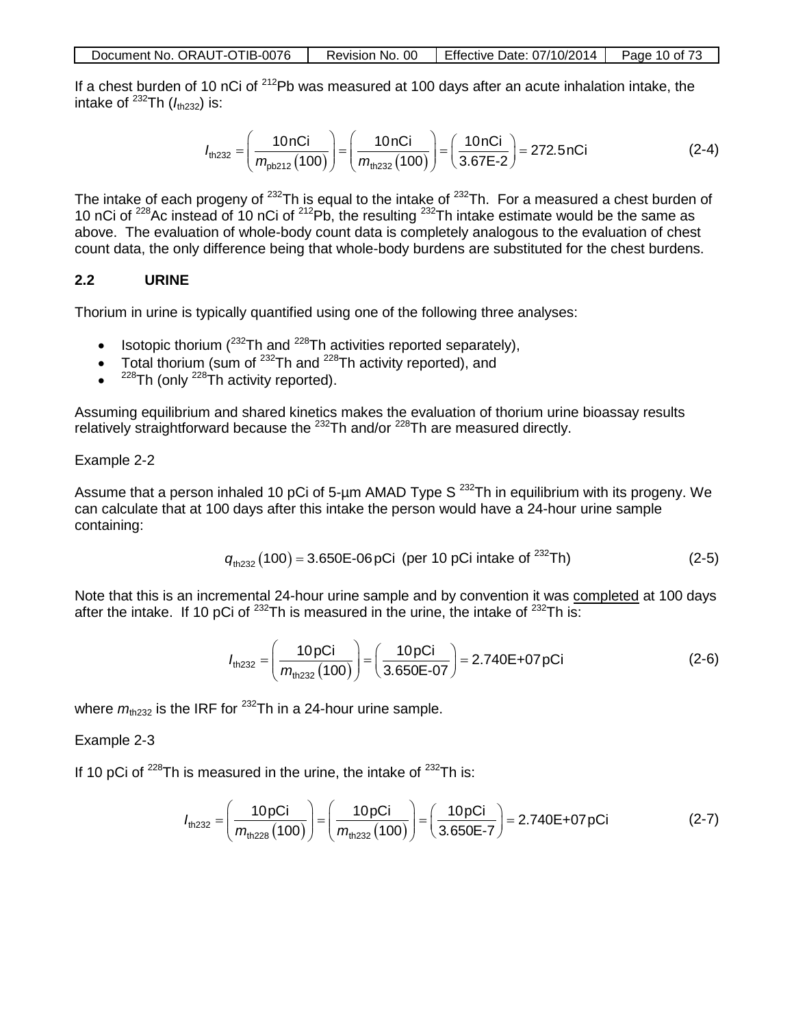If a chest burden of 10 nCi of $^{212}$Pb was measured at 100 days after an acute inhalation intake, the intake of $^{232}$Th ($I_{th232}$) is:

$$I_{th232} = \left( \frac{10\,\text{nCi}}{m_{pb212}(100)} \right) = \left( \frac{10\,\text{nCi}}{m_{th232}(100)} \right) = \left( \frac{10\,\text{nCi}}{3.67\text{E-}2} \right) = 272.5\,\text{nCi} \tag{2-4}$$

The intake of each progeny of $^{232}$Th is equal to the intake of $^{232}$Th. For a measured a chest burden of 10 nCi of $^{228}$Ac instead of 10 nCi of $^{212}$Pb, the resulting $^{232}$Th intake estimate would be the same as above. The evaluation of whole-body count data is completely analogous to the evaluation of chest count data, the only difference being that whole-body burdens are substituted for the chest burdens.

## 2.2 URINE

Thorium in urine is typically quantified using one of the following three analyses:

- Isotopic thorium ($^{232}$Th and $^{228}$Th activities reported separately),
- Total thorium (sum of $^{232}$Th and $^{228}$Th activity reported), and
- $^{228}$Th (only $^{228}$Th activity reported).

Assuming equilibrium and shared kinetics makes the evaluation of thorium urine bioassay results relatively straightforward because the $^{232}$Th and/or $^{228}$Th are measured directly.

Example 2-2

Assume that a person inhaled 10 pCi of 5-µm AMAD Type S $^{232}$Th in equilibrium with its progeny. We can calculate that at 100 days after this intake the person would have a 24-hour urine sample containing:

$$q_{th232}(100) = 3.650\text{E-}06\,\text{pCi} \text{ (per 10 pCi intake of } ^{232}\text{Th)} \tag{2-5}$$

Note that this is an incremental 24-hour urine sample and by convention it was completed at 100 days after the intake. If 10 pCi of $^{232}$Th is measured in the urine, the intake of $^{232}$Th is:

$$I_{th232} = \left( \frac{10\,\text{pCi}}{m_{th232}(100)} \right) = \left( \frac{10\,\text{pCi}}{3.650\text{E-}07} \right) = 2.740\text{E+}07\,\text{pCi} \tag{2-6}$$

where $m_{th232}$ is the IRF for $^{232}$Th in a 24-hour urine sample.

Example 2-3

If 10 pCi of $^{228}$Th is measured in the urine, the intake of $^{232}$Th is:

$$I_{th232} = \left( \frac{10\,\text{pCi}}{m_{th228}(100)} \right) = \left( \frac{10\,\text{pCi}}{m_{th232}(100)} \right) = \left( \frac{10\,\text{pCi}}{3.650\text{E-}7} \right) = 2.740\text{E+}07\,\text{pCi} \tag{2-7}$$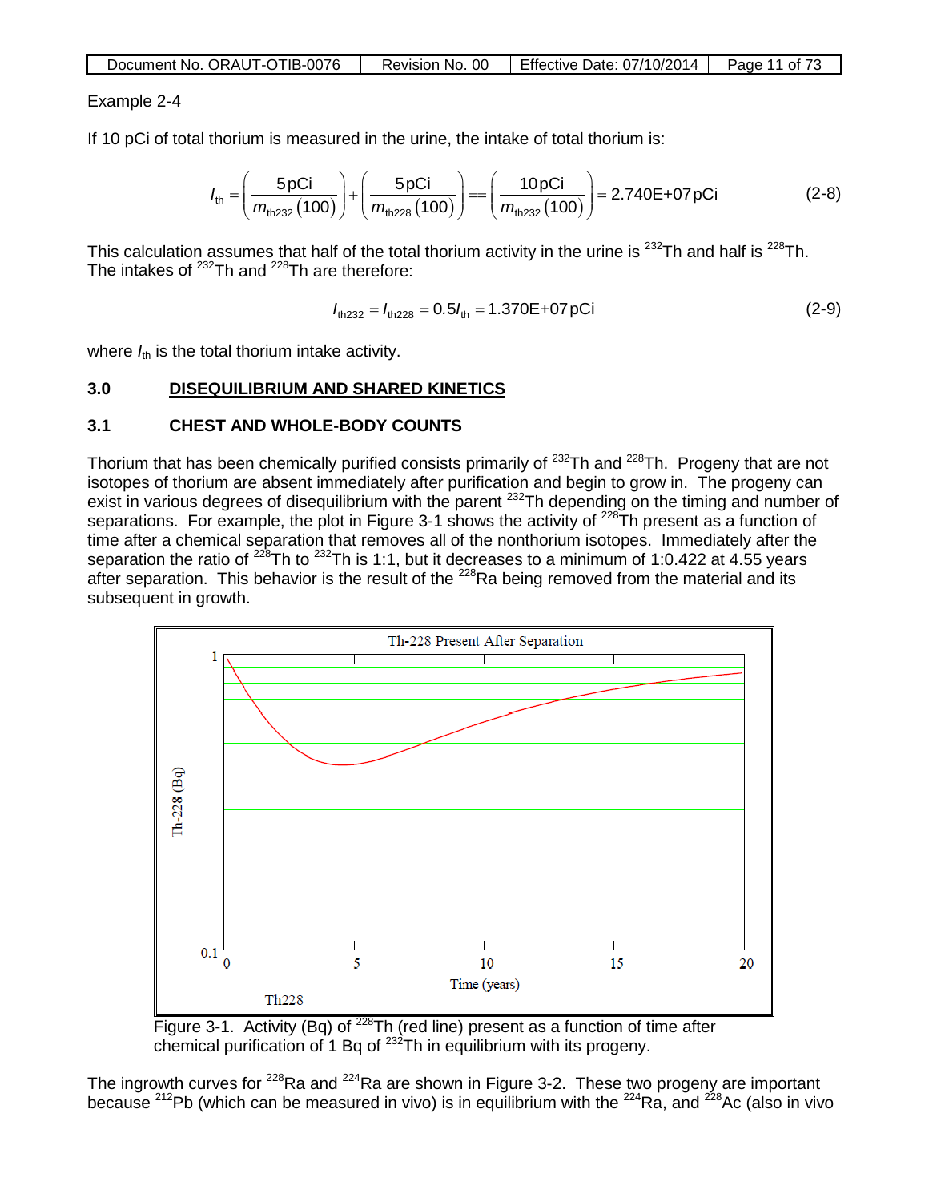Example 2-4

If 10 pCi of total thorium is measured in the urine, the intake of total thorium is:

$$I_{th} = \left(\frac{5\,\text{pCi}}{m_{th232}(100)}\right) + \left(\frac{5\,\text{pCi}}{m_{th228}(100)}\right) == \left(\frac{10\,\text{pCi}}{m_{th232}(100)}\right) = 2.740\text{E+07}\,\text{pCi} \tag{2-8}$$

This calculation assumes that half of the total thorium activity in the urine is $^{232}$Th and half is $^{228}$Th. The intakes of $^{232}$Th and $^{228}$Th are therefore:

$$I_{th232} = I_{th228} = 0.5 I_{th} = 1.370\text{E+07}\,\text{pCi} \tag{2-9}$$

where $I_{th}$ is the total thorium intake activity.

# 3.0 DISEQUILIBRIUM AND SHARED KINETICS

## 3.1 CHEST AND WHOLE-BODY COUNTS

Thorium that has been chemically purified consists primarily of $^{232}$Th and $^{228}$Th. Progeny that are not isotopes of thorium are absent immediately after purification and begin to grow in. The progeny can exist in various degrees of disequilibrium with the parent $^{232}$Th depending on the timing and number of separations. For example, the plot in Figure 3-1 shows the activity of $^{228}$Th present as a function of time after a chemical separation that removes all of the nonthorium isotopes. Immediately after the separation the ratio of $^{228}$Th to $^{232}$Th is 1:1, but it decreases to a minimum of 1:0.422 at 4.55 years after separation. This behavior is the result of the $^{228}$Ra being removed from the material and its subsequent in growth.

Figure 3-1. Activity (Bq) of $^{228}$Th (red line) present as a function of time after chemical purification of 1 Bq of $^{232}$Th in equilibrium with its progeny.

The ingrowth curves for $^{228}$Ra and $^{224}$Ra are shown in Figure 3-2. These two progeny are important because $^{212}$Pb (which can be measured in vivo) is in equilibrium with the $^{224}$Ra, and $^{228}$Ac (also in vivo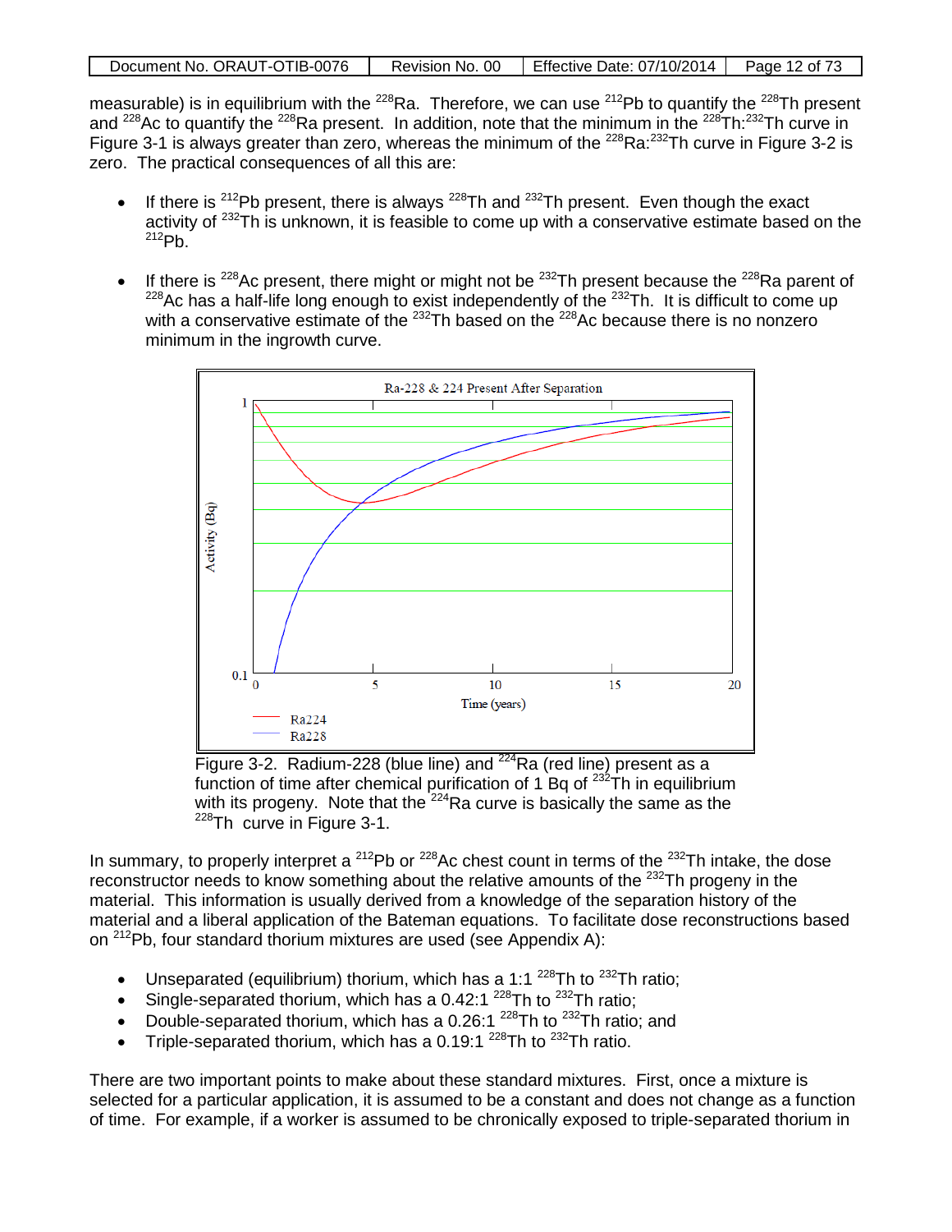measurable) is in equilibrium with the $^{228}$Ra. Therefore, we can use $^{212}$Pb to quantify the $^{228}$Th present and $^{228}$Ac to quantify the $^{228}$Ra present. In addition, note that the minimum in the $^{228}$Th:$^{232}$Th curve in Figure 3-1 is always greater than zero, whereas the minimum of the $^{228}$Ra:$^{232}$Th curve in Figure 3-2 is zero. The practical consequences of all this are:

- If there is $^{212}$Pb present, there is always $^{228}$Th and $^{232}$Th present. Even though the exact activity of $^{232}$Th is unknown, it is feasible to come up with a conservative estimate based on the $^{212}$Pb.
- If there is $^{228}$Ac present, there might or might not be $^{232}$Th present because the $^{228}$Ra parent of $^{228}$Ac has a half-life long enough to exist independently of the $^{232}$Th. It is difficult to come up with a conservative estimate of the $^{232}$Th based on the $^{228}$Ac because there is no nonzero minimum in the ingrowth curve.

Figure 3-2. Radium-228 (blue line) and $^{224}$Ra (red line) present as a function of time after chemical purification of 1 Bq of $^{232}$Th in equilibrium with its progeny. Note that the $^{224}$Ra curve is basically the same as the $^{228}$Th curve in Figure 3-1.

In summary, to properly interpret a $^{212}$Pb or $^{228}$Ac chest count in terms of the $^{232}$Th intake, the dose reconstructor needs to know something about the relative amounts of the $^{232}$Th progeny in the material. This information is usually derived from a knowledge of the separation history of the material and a liberal application of the Bateman equations. To facilitate dose reconstructions based on $^{212}$Pb, four standard thorium mixtures are used (see Appendix A):

- Unseparated (equilibrium) thorium, which has a 1:1 $^{228}$Th to $^{232}$Th ratio;
- Single-separated thorium, which has a 0.42:1 $^{228}$Th to $^{232}$Th ratio;
- Double-separated thorium, which has a 0.26:1 $^{228}$Th to $^{232}$Th ratio; and
- Triple-separated thorium, which has a 0.19:1 $^{228}$Th to $^{232}$Th ratio.

There are two important points to make about these standard mixtures. First, once a mixture is selected for a particular application, it is assumed to be a constant and does not change as a function of time. For example, if a worker is assumed to be chronically exposed to triple-separated thorium in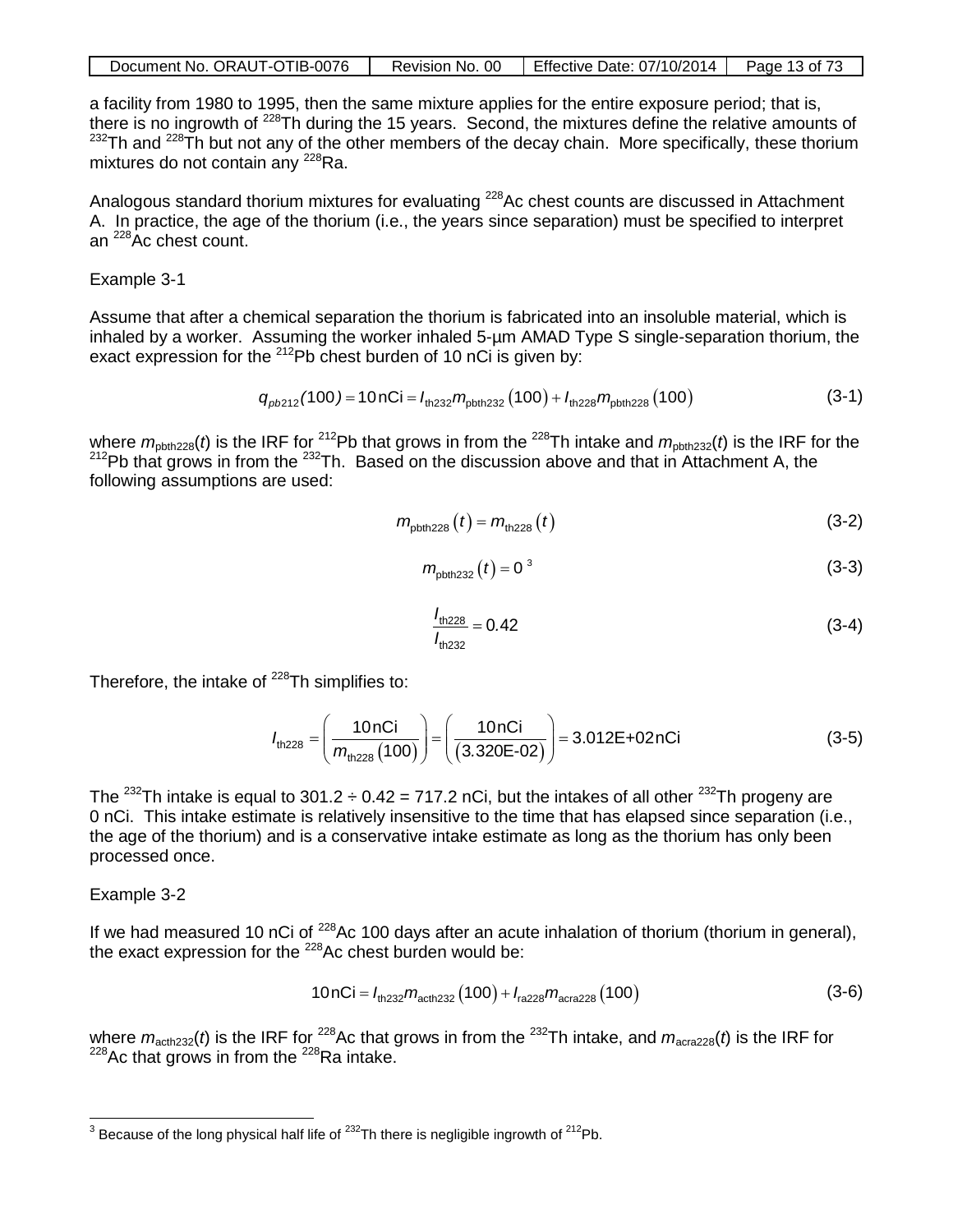a facility from 1980 to 1995, then the same mixture applies for the entire exposure period; that is, there is no ingrowth of $^{228}$Th during the 15 years. Second, the mixtures define the relative amounts of $^{232}$Th and $^{228}$Th but not any of the other members of the decay chain. More specifically, these thorium mixtures do not contain any $^{228}$Ra.

Analogous standard thorium mixtures for evaluating $^{228}$Ac chest counts are discussed in Attachment A. In practice, the age of the thorium (i.e., the years since separation) must be specified to interpret an $^{228}$Ac chest count.

Example 3-1

Assume that after a chemical separation the thorium is fabricated into an insoluble material, which is inhaled by a worker. Assuming the worker inhaled 5-µm AMAD Type S single-separation thorium, the exact expression for the $^{212}$Pb chest burden of 10 nCi is given by:

$$q_{pb212}(100) = 10\,\text{nCi} = I_{\text{th232}} m_{\text{pbth232}}(100) + I_{\text{th228}} m_{\text{pbth228}}(100) \tag{3-1}$$

where $m_{\text{pbth228}}(t)$ is the IRF for $^{212}$Pb that grows in from the $^{228}$Th intake and $m_{\text{pbth232}}(t)$ is the IRF for the $^{212}$Pb that grows in from the $^{232}$Th. Based on the discussion above and that in Attachment A, the following assumptions are used:

$$m_{\text{pbth228}}(t) = m_{\text{th228}}(t) \tag{3-2}$$

$$m_{\text{pbth232}}(t) = 0 \text{ [3]} \tag{3-3}$$

$$\frac{I_{\text{th228}}}{I_{\text{th232}}} = 0.42 \tag{3-4}$$

Therefore, the intake of $^{228}$Th simplifies to:

$$I_{\text{th228}} = \left(\frac{10\,\text{nCi}}{m_{\text{th228}}(100)}\right) = \left(\frac{10\,\text{nCi}}{(3.320\text{E-02})}\right) = 3.012\text{E+02}\,\text{nCi} \tag{3-5}$$

The $^{232}$Th intake is equal to 301.2 ÷ 0.42 = 717.2 nCi, but the intakes of all other $^{232}$Th progeny are 0 nCi. This intake estimate is relatively insensitive to the time that has elapsed since separation (i.e., the age of the thorium) and is a conservative intake estimate as long as the thorium has only been processed once.

Example 3-2

If we had measured 10 nCi of $^{228}$Ac 100 days after an acute inhalation of thorium (thorium in general), the exact expression for the $^{228}$Ac chest burden would be:

$$10\,\text{nCi} = I_{\text{th232}} m_{\text{acth232}}(100) + I_{\text{ra228}} m_{\text{acra228}}(100) \tag{3-6}$$

where $m_{\text{acth232}}(t)$ is the IRF for $^{228}$Ac that grows in from the $^{232}$Th intake, and $m_{\text{acra228}}(t)$ is the IRF for $^{228}$Ac that grows in from the $^{228}$Ra intake.

---

[3] Because of the long physical half life of $^{232}$Th there is negligible ingrowth of $^{212}$Pb.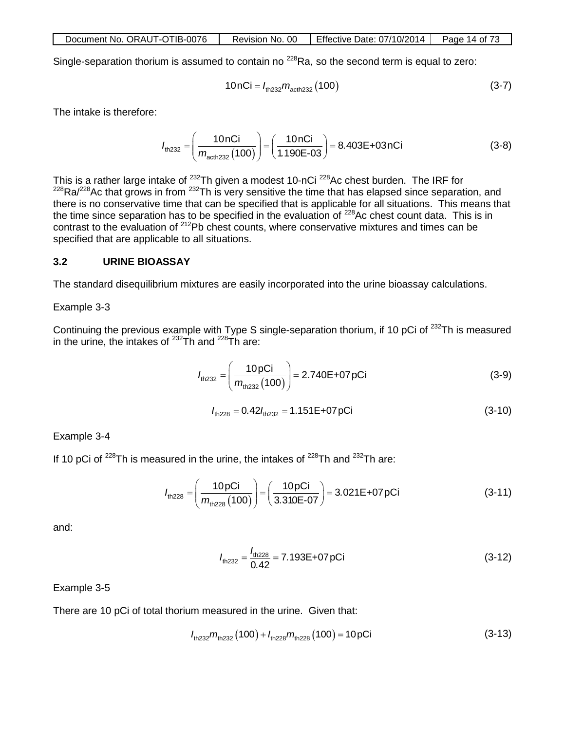Single-separation thorium is assumed to contain no $^{228}$Ra, so the second term is equal to zero:

$$10\,\text{nCi} = I_{\text{th232}} m_{\text{acth232}}(100) \tag{3-7}$$

The intake is therefore:

$$I_{\text{th232}} = \left(\frac{10\,\text{nCi}}{m_{\text{acth232}}(100)}\right) = \left(\frac{10\,\text{nCi}}{1.190\text{E-03}}\right) = 8.403\text{E+03}\,\text{nCi} \tag{3-8}$$

This is a rather large intake of $^{232}$Th given a modest 10-nCi $^{228}$Ac chest burden. The IRF for $^{228}$Ra/$^{228}$Ac that grows in from $^{232}$Th is very sensitive the time that has elapsed since separation, and there is no conservative time that can be specified that is applicable for all situations. This means that the time since separation has to be specified in the evaluation of $^{228}$Ac chest count data. This is in contrast to the evaluation of $^{212}$Pb chest counts, where conservative mixtures and times can be specified that are applicable to all situations.

## 3.2 URINE BIOASSAY

The standard disequilibrium mixtures are easily incorporated into the urine bioassay calculations.

Example 3-3

Continuing the previous example with Type S single-separation thorium, if 10 pCi of $^{232}$Th is measured in the urine, the intakes of $^{232}$Th and $^{228}$Th are:

$$I_{\text{th232}} = \left(\frac{10\,\text{pCi}}{m_{\text{th232}}(100)}\right) = 2.740\text{E+07}\,\text{pCi} \tag{3-9}$$

$$I_{\text{th228}} = 0.42 I_{\text{th232}} = 1.151\text{E+07}\,\text{pCi} \tag{3-10}$$

Example 3-4

If 10 pCi of $^{228}$Th is measured in the urine, the intakes of $^{228}$Th and $^{232}$Th are:

$$I_{\text{th228}} = \left(\frac{10\,\text{pCi}}{m_{\text{th228}}(100)}\right) = \left(\frac{10\,\text{pCi}}{3.310\text{E-07}}\right) = 3.021\text{E+07}\,\text{pCi} \tag{3-11}$$

and:

$$I_{\text{th232}} = \frac{I_{\text{th228}}}{0.42} = 7.193\text{E+07}\,\text{pCi} \tag{3-12}$$

Example 3-5

There are 10 pCi of total thorium measured in the urine. Given that:

$$I_{\text{th232}} m_{\text{th232}}(100) + I_{\text{th228}} m_{\text{th228}}(100) = 10\,\text{pCi} \tag{3-13}$$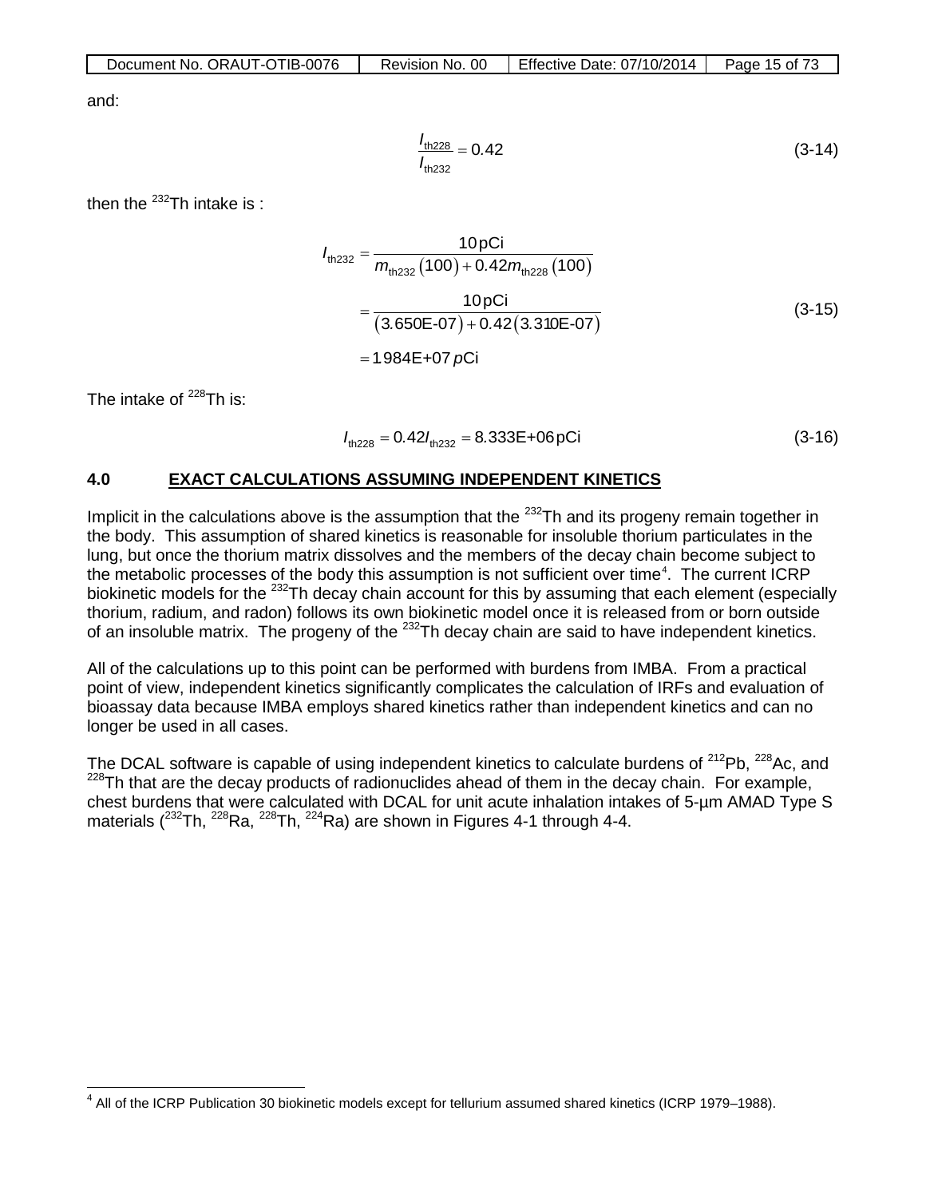and:

$$\frac{I_{\text{th228}}}{I_{\text{th232}}} = 0.42 \tag{3-14}$$

then the $^{232}$Th intake is :

$$\begin{aligned} I_{\text{th232}} &= \frac{10\,\text{pCi}}{m_{\text{th232}}(100) + 0.42 m_{\text{th228}}(100)} \\ &= \frac{10\,\text{pCi}}{(3.650\text{E-07}) + 0.42(3.310\text{E-07})} \\ &= 1.984\text{E+07}\,p\text{Ci} \end{aligned} \tag{3-15}$$

The intake of $^{228}$Th is:

$$I_{\text{th228}} = 0.42 I_{\text{th232}} = 8.333\text{E+06}\,\text{pCi} \tag{3-16}$$

## 4.0 EXACT CALCULATIONS ASSUMING INDEPENDENT KINETICS

Implicit in the calculations above is the assumption that the $^{232}$Th and its progeny remain together in the body. This assumption of shared kinetics is reasonable for insoluble thorium particulates in the lung, but once the thorium matrix dissolves and the members of the decay chain become subject to the metabolic processes of the body this assumption is not sufficient over time[4]. The current ICRP biokinetic models for the $^{232}$Th decay chain account for this by assuming that each element (especially thorium, radium, and radon) follows its own biokinetic model once it is released from or born outside of an insoluble matrix. The progeny of the $^{232}$Th decay chain are said to have independent kinetics.

All of the calculations up to this point can be performed with burdens from IMBA. From a practical point of view, independent kinetics significantly complicates the calculation of IRFs and evaluation of bioassay data because IMBA employs shared kinetics rather than independent kinetics and can no longer be used in all cases.

The DCAL software is capable of using independent kinetics to calculate burdens of $^{212}$Pb, $^{228}$Ac, and $^{228}$Th that are the decay products of radionuclides ahead of them in the decay chain. For example, chest burdens that were calculated with DCAL for unit acute inhalation intakes of 5-µm AMAD Type S materials ($^{232}$Th, $^{228}$Ra, $^{228}$Th, $^{224}$Ra) are shown in Figures 4-1 through 4-4.

[4] All of the ICRP Publication 30 biokinetic models except for tellurium assumed shared kinetics (ICRP 1979–1988).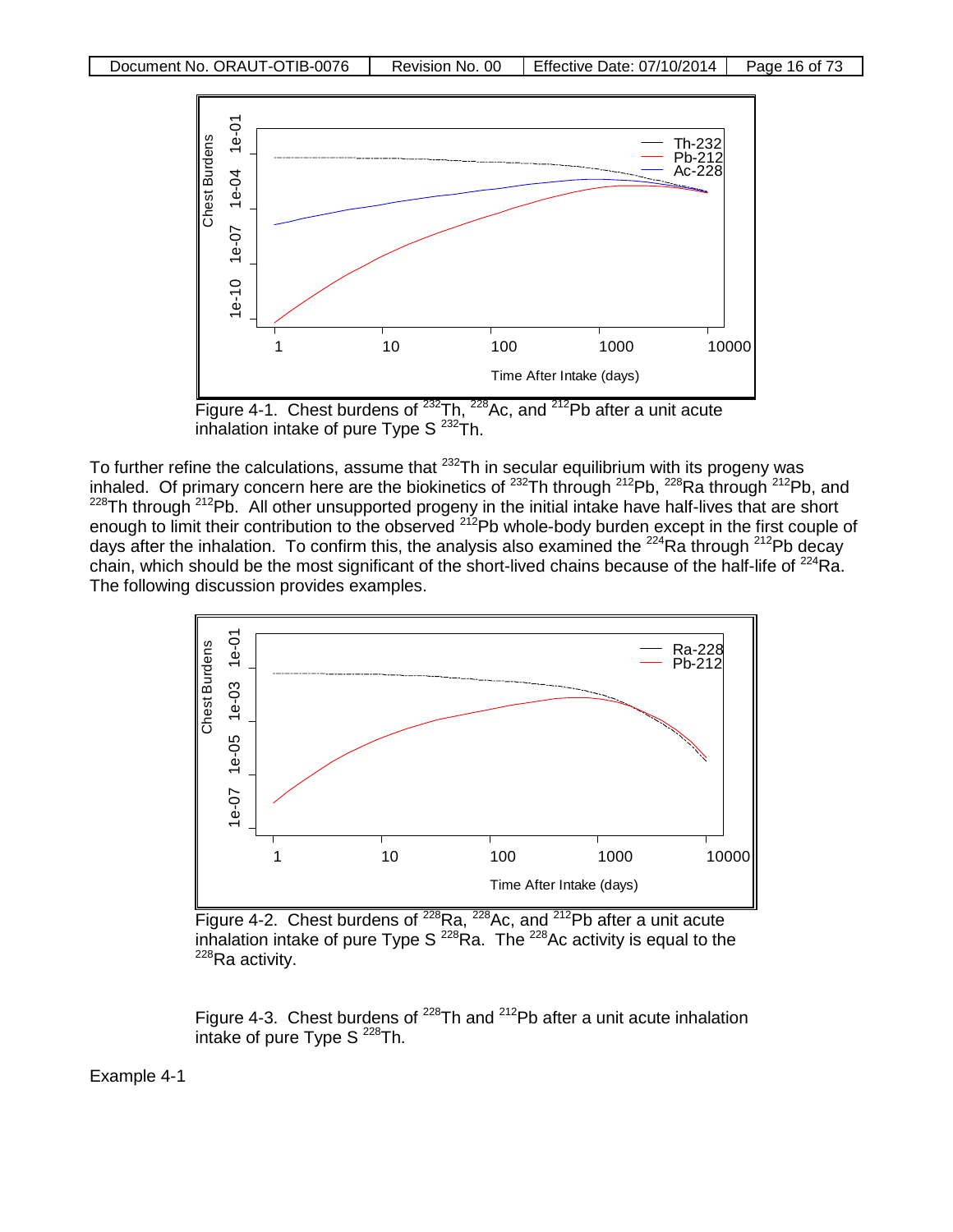Figure 4-1. Chest burdens of $^{232}$Th, $^{228}$Ac, and $^{212}$Pb after a unit acute inhalation intake of pure Type S $^{232}$Th.

To further refine the calculations, assume that $^{232}$Th in secular equilibrium with its progeny was inhaled. Of primary concern here are the biokinetics of $^{232}$Th through $^{212}$Pb, $^{228}$Ra through $^{212}$Pb, and $^{228}$Th through $^{212}$Pb. All other unsupported progeny in the initial intake have half-lives that are short enough to limit their contribution to the observed $^{212}$Pb whole-body burden except in the first couple of days after the inhalation. To confirm this, the analysis also examined the $^{224}$Ra through $^{212}$Pb decay chain, which should be the most significant of the short-lived chains because of the half-life of $^{224}$Ra. The following discussion provides examples.

Figure 4-2. Chest burdens of $^{228}$Ra, $^{228}$Ac, and $^{212}$Pb after a unit acute inhalation intake of pure Type S $^{228}$Ra. The $^{228}$Ac activity is equal to the $^{228}$Ra activity.

Figure 4-3. Chest burdens of $^{228}$Th and $^{212}$Pb after a unit acute inhalation intake of pure Type S $^{228}$Th.

Example 4-1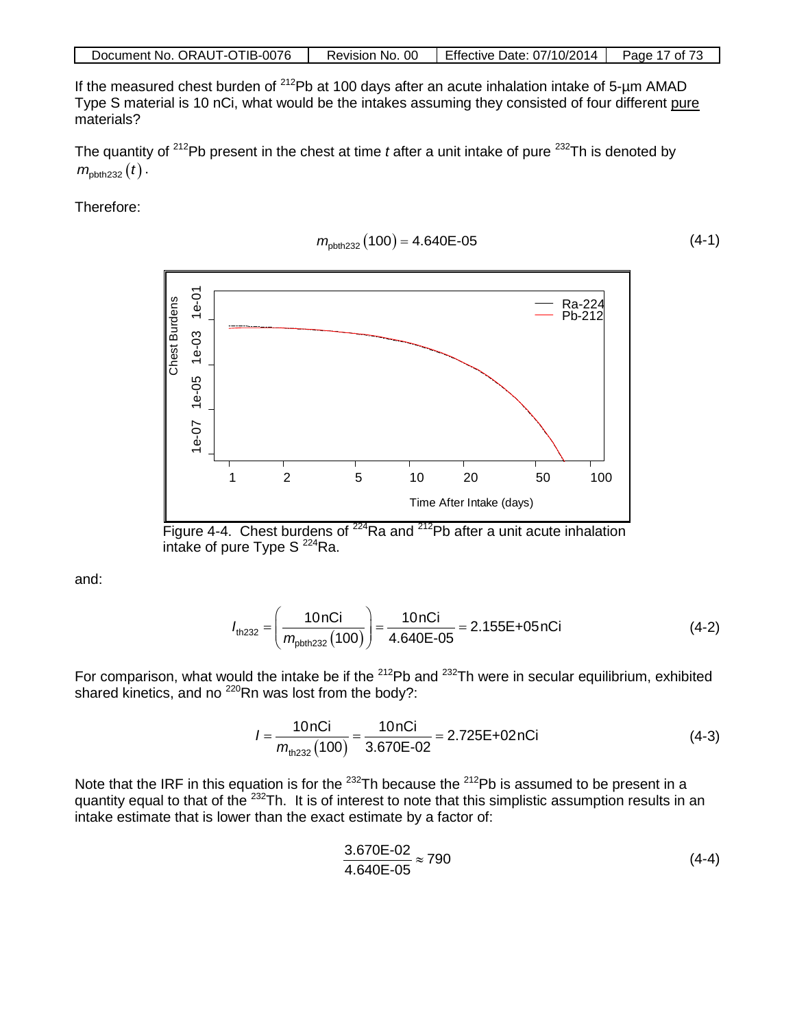If the measured chest burden of $^{212}$Pb at 100 days after an acute inhalation intake of 5-µm AMAD Type S material is 10 nCi, what would be the intakes assuming they consisted of four different pure materials?

The quantity of $^{212}$Pb present in the chest at time *t* after a unit intake of pure $^{232}$Th is denoted by $m_{\text{pbth232}}(t)$.

Therefore:

$$m_{\text{pbth232}}(100) = 4.640\text{E-}05 \tag{4-1}$$

Figure 4-4. Chest burdens of $^{224}$Ra and $^{212}$Pb after a unit acute inhalation intake of pure Type S $^{224}$Ra.

and:

$$I_{\text{th232}} = \left( \frac{10\,\text{nCi}}{m_{\text{pbth232}}(100)} \right) = \frac{10\,\text{nCi}}{4.640\text{E-}05} = 2.155\text{E+}05\,\text{nCi} \tag{4-2}$$

For comparison, what would the intake be if the $^{212}$Pb and $^{232}$Th were in secular equilibrium, exhibited shared kinetics, and no $^{220}$Rn was lost from the body?:

$$I = \frac{10\,\text{nCi}}{m_{\text{th232}}(100)} = \frac{10\,\text{nCi}}{3.670\text{E-}02} = 2.725\text{E+}02\,\text{nCi} \tag{4-3}$$

Note that the IRF in this equation is for the $^{232}$Th because the $^{212}$Pb is assumed to be present in a quantity equal to that of the $^{232}$Th. It is of interest to note that this simplistic assumption results in an intake estimate that is lower than the exact estimate by a factor of:

$$\frac{3.670\text{E-}02}{4.640\text{E-}05} \approx 790 \tag{4-4}$$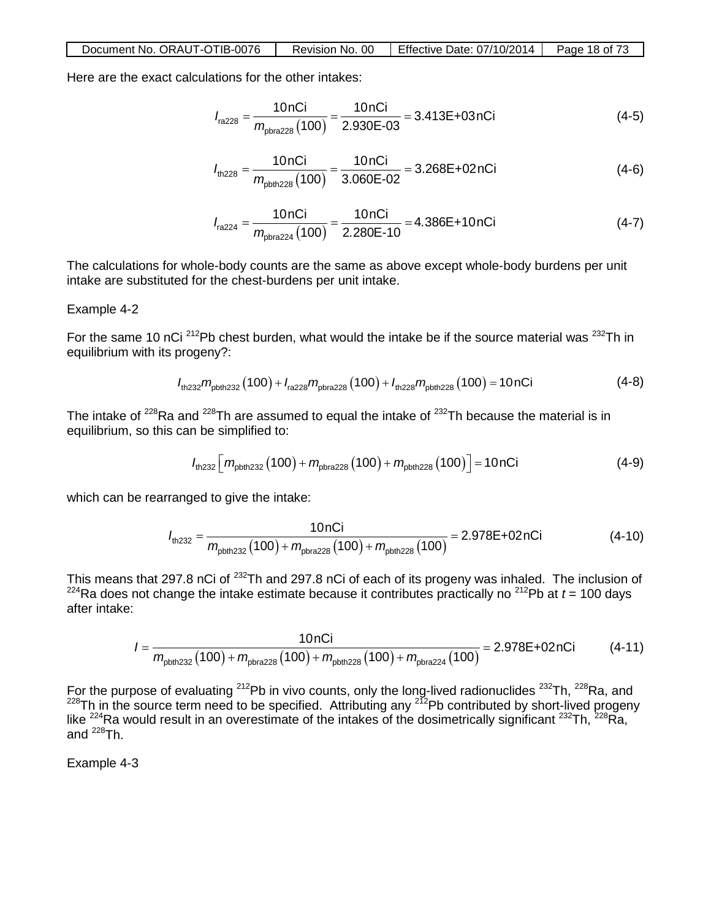Here are the exact calculations for the other intakes:

$$I_{\text{ra228}} = \frac{10\,\text{nCi}}{m_{\text{pbra228}}(100)} = \frac{10\,\text{nCi}}{2.930\text{E-03}} = 3.413\text{E+03}\,\text{nCi} \tag{4-5}$$

$$I_{\text{th228}} = \frac{10\,\text{nCi}}{m_{\text{pbth228}}(100)} = \frac{10\,\text{nCi}}{3.060\text{E-02}} = 3.268\text{E+02}\,\text{nCi} \tag{4-6}$$

$$I_{\text{ra224}} = \frac{10\,\text{nCi}}{m_{\text{pbra224}}(100)} = \frac{10\,\text{nCi}}{2.280\text{E-10}} = 4.386\text{E+10}\,\text{nCi} \tag{4-7}$$

The calculations for whole-body counts are the same as above except whole-body burdens per unit intake are substituted for the chest-burdens per unit intake.

Example 4-2

For the same 10 nCi $^{212}$Pb chest burden, what would the intake be if the source material was $^{232}$Th in equilibrium with its progeny?:

$$I_{\text{th232}} m_{\text{pbth232}}(100) + I_{\text{ra228}} m_{\text{pbra228}}(100) + I_{\text{th228}} m_{\text{pbth228}}(100) = 10\,\text{nCi} \tag{4-8}$$

The intake of $^{228}$Ra and $^{228}$Th are assumed to equal the intake of $^{232}$Th because the material is in equilibrium, so this can be simplified to:

$$I_{\text{th232}}\left[m_{\text{pbth232}}(100) + m_{\text{pbra228}}(100) + m_{\text{pbth228}}(100)\right] = 10\,\text{nCi} \tag{4-9}$$

which can be rearranged to give the intake:

$$I_{\text{th232}} = \frac{10\,\text{nCi}}{m_{\text{pbth232}}(100) + m_{\text{pbra228}}(100) + m_{\text{pbth228}}(100)} = 2.978\text{E+02}\,\text{nCi} \tag{4-10}$$

This means that 297.8 nCi of $^{232}$Th and 297.8 nCi of each of its progeny was inhaled. The inclusion of $^{224}$Ra does not change the intake estimate because it contributes practically no $^{212}$Pb at $t$ = 100 days after intake:

$$I = \frac{10\,\text{nCi}}{m_{\text{pbth232}}(100) + m_{\text{pbra228}}(100) + m_{\text{pbth228}}(100) + m_{\text{pbra224}}(100)} = 2.978\text{E+02}\,\text{nCi} \tag{4-11}$$

For the purpose of evaluating $^{212}$Pb in vivo counts, only the long-lived radionuclides $^{232}$Th, $^{228}$Ra, and $^{228}$Th in the source term need to be specified. Attributing any $^{212}$Pb contributed by short-lived progeny like $^{224}$Ra would result in an overestimate of the intakes of the dosimetrically significant $^{232}$Th, $^{228}$Ra, and $^{228}$Th.

Example 4-3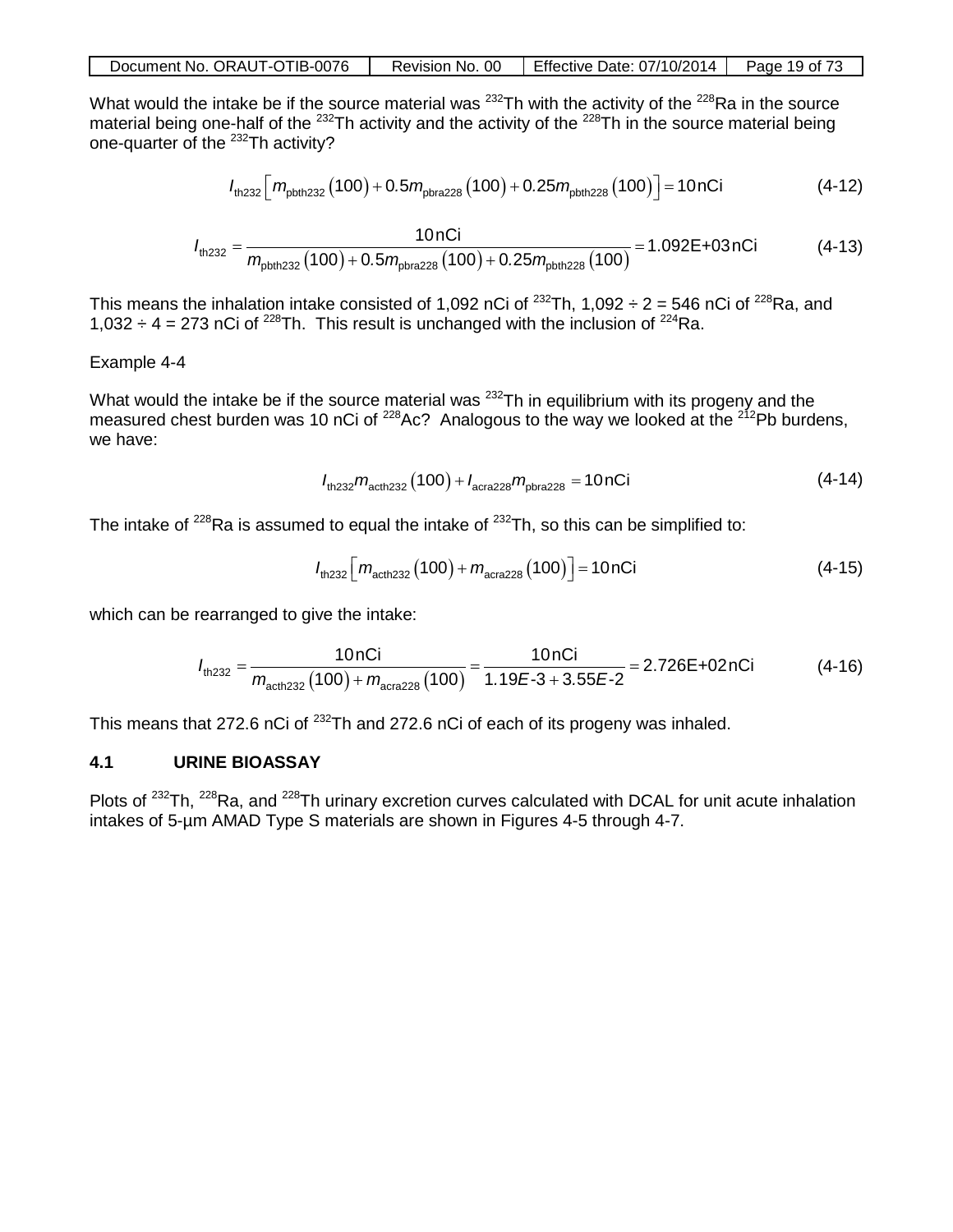What would the intake be if the source material was $^{232}$Th with the activity of the $^{228}$Ra in the source material being one-half of the $^{232}$Th activity and the activity of the $^{228}$Th in the source material being one-quarter of the $^{232}$Th activity?

$$I_{\text{th232}}\left[m_{\text{pbth232}}(100)+0.5m_{\text{pbra228}}(100)+0.25m_{\text{pbth228}}(100)\right]=10\,\text{nCi} \tag{4-12}$$

$$I_{\text{th232}}=\frac{10\,\text{nCi}}{m_{\text{pbth232}}(100)+0.5m_{\text{pbra228}}(100)+0.25m_{\text{pbth228}}(100)}=1.092\text{E+03}\,\text{nCi} \tag{4-13}$$

This means the inhalation intake consisted of 1,092 nCi of $^{232}$Th, 1,092 ÷ 2 = 546 nCi of $^{228}$Ra, and 1,032 ÷ 4 = 273 nCi of $^{228}$Th. This result is unchanged with the inclusion of $^{224}$Ra.

Example 4-4

What would the intake be if the source material was $^{232}$Th in equilibrium with its progeny and the measured chest burden was 10 nCi of $^{228}$Ac? Analogous to the way we looked at the $^{212}$Pb burdens, we have:

$$I_{\text{th232}}m_{\text{acth232}}(100)+I_{\text{acra228}}m_{\text{pbra228}}=10\,\text{nCi} \tag{4-14}$$

The intake of $^{228}$Ra is assumed to equal the intake of $^{232}$Th, so this can be simplified to:

$$I_{\text{th232}}\left[m_{\text{acth232}}(100)+m_{\text{acra228}}(100)\right]=10\,\text{nCi} \tag{4-15}$$

which can be rearranged to give the intake:

$$I_{\text{th232}}=\frac{10\,\text{nCi}}{m_{\text{acth232}}(100)+m_{\text{acra228}}(100)}=\frac{10\,\text{nCi}}{1.19E\text{-}3+3.55E\text{-}2}=2.726\text{E+02}\,\text{nCi} \tag{4-16}$$

This means that 272.6 nCi of $^{232}$Th and 272.6 nCi of each of its progeny was inhaled.

## 4.1 URINE BIOASSAY

Plots of $^{232}$Th, $^{228}$Ra, and $^{228}$Th urinary excretion curves calculated with DCAL for unit acute inhalation intakes of 5-µm AMAD Type S materials are shown in Figures 4-5 through 4-7.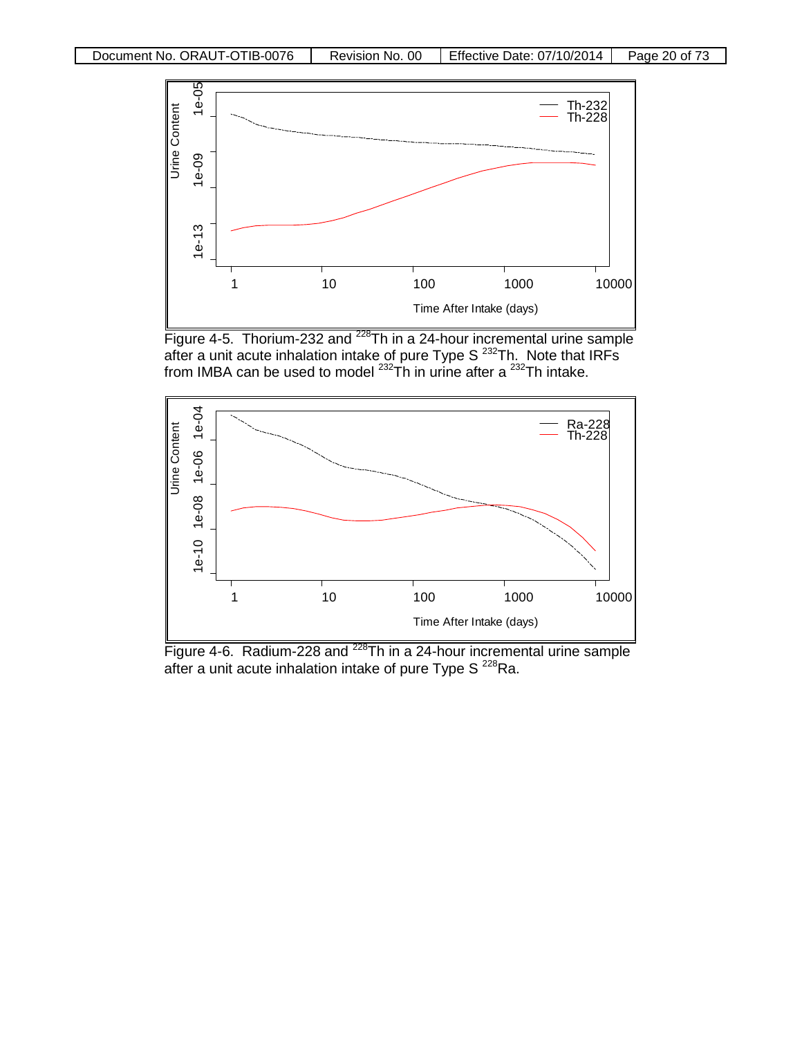Figure 4-5. Thorium-232 and $^{228}$Th in a 24-hour incremental urine sample after a unit acute inhalation intake of pure Type S $^{232}$Th. Note that IRFs from IMBA can be used to model $^{232}$Th in urine after a $^{232}$Th intake.

Figure 4-6. Radium-228 and $^{228}$Th in a 24-hour incremental urine sample after a unit acute inhalation intake of pure Type S $^{228}$Ra.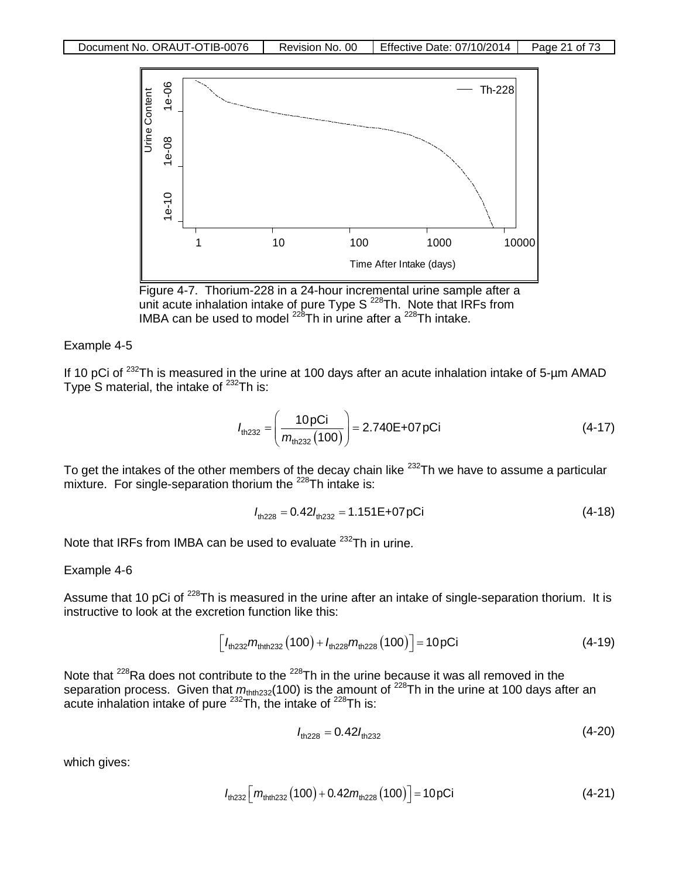Figure 4-7. Thorium-228 in a 24-hour incremental urine sample after a unit acute inhalation intake of pure Type S $^{228}$Th. Note that IRFs from IMBA can be used to model $^{228}$Th in urine after a $^{228}$Th intake.

Example 4-5

If 10 pCi of $^{232}$Th is measured in the urine at 100 days after an acute inhalation intake of 5-μm AMAD Type S material, the intake of $^{232}$Th is:

$$I_{th232} = \left( \frac{10\,\text{pCi}}{m_{th232}(100)} \right) = 2.740\text{E+07}\,\text{pCi} \tag{4-17}$$

To get the intakes of the other members of the decay chain like $^{232}$Th we have to assume a particular mixture. For single-separation thorium the $^{228}$Th intake is:

$$I_{th228} = 0.42 I_{th232} = 1.151\text{E+07}\,\text{pCi} \tag{4-18}$$

Note that IRFs from IMBA can be used to evaluate $^{232}$Th in urine.

Example 4-6

Assume that 10 pCi of $^{228}$Th is measured in the urine after an intake of single-separation thorium. It is instructive to look at the excretion function like this:

$$\left[ I_{th232} m_{thth232}(100) + I_{th228} m_{th228}(100) \right] = 10\,\text{pCi} \tag{4-19}$$

Note that $^{228}$Ra does not contribute to the $^{228}$Th in the urine because it was all removed in the separation process. Given that $m_{thth232}(100)$ is the amount of $^{228}$Th in the urine at 100 days after an acute inhalation intake of pure $^{232}$Th, the intake of $^{228}$Th is:

$$I_{th228} = 0.42 I_{th232} \tag{4-20}$$

which gives:

$$I_{th232} \left[ m_{thth232}(100) + 0.42 m_{th228}(100) \right] = 10\,\text{pCi} \tag{4-21}$$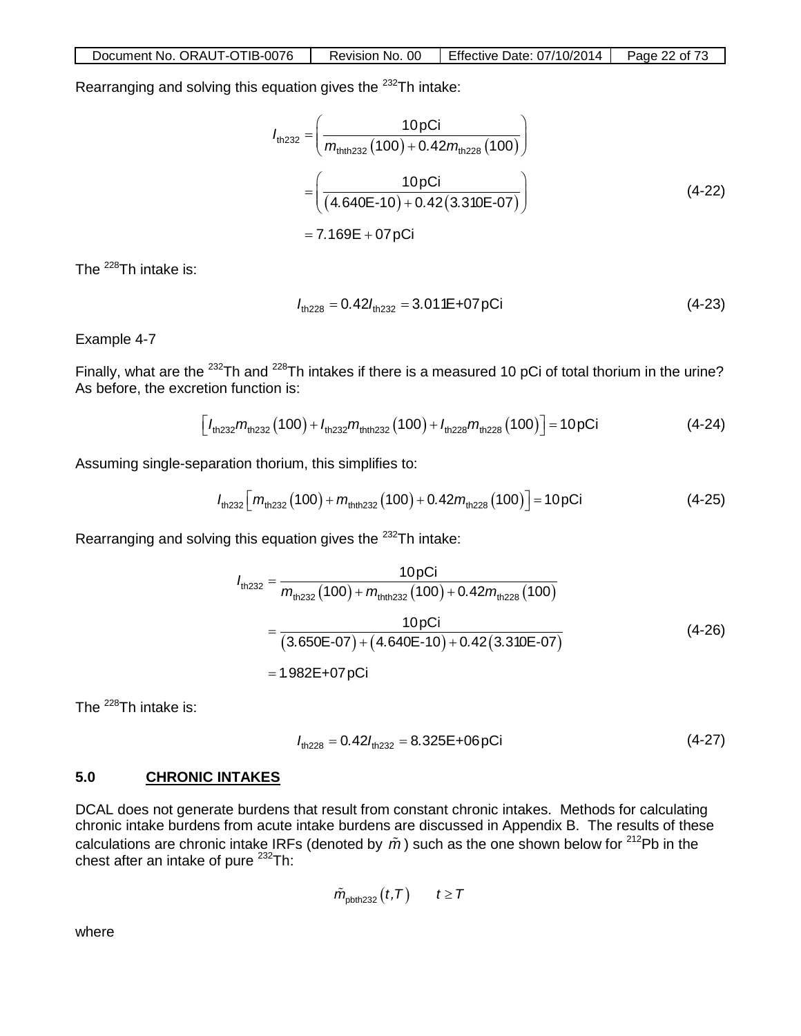Rearranging and solving this equation gives the $^{232}$Th intake:

$$
\begin{aligned}
I_{\text{th232}} &= \left( \frac{10\,\text{pCi}}{m_{\text{thth232}}(100) + 0.42 m_{\text{th228}}(100)} \right) \\
&= \left( \frac{10\,\text{pCi}}{(4.640\text{E-}10) + 0.42(3.310\text{E-}07)} \right) \\
&= 7.169\text{E}+07\,\text{pCi}
\end{aligned}
\tag{4-22}
$$

The $^{228}$Th intake is:

$$
I_{\text{th228}} = 0.42 I_{\text{th232}} = 3.011\text{E+}07\,\text{pCi} \tag{4-23}
$$

Example 4-7

Finally, what are the $^{232}$Th and $^{228}$Th intakes if there is a measured 10 pCi of total thorium in the urine? As before, the excretion function is:

$$
\left[ I_{\text{th232}} m_{\text{th232}}(100) + I_{\text{th232}} m_{\text{thth232}}(100) + I_{\text{th228}} m_{\text{th228}}(100) \right] = 10\,\text{pCi} \tag{4-24}
$$

Assuming single-separation thorium, this simplifies to:

$$
I_{\text{th232}} \left[ m_{\text{th232}}(100) + m_{\text{thth232}}(100) + 0.42 m_{\text{th228}}(100) \right] = 10\,\text{pCi} \tag{4-25}
$$

Rearranging and solving this equation gives the $^{232}$Th intake:

$$
\begin{aligned}
I_{\text{th232}} &= \frac{10\,\text{pCi}}{m_{\text{th232}}(100) + m_{\text{thth232}}(100) + 0.42 m_{\text{th228}}(100)} \\
&= \frac{10\,\text{pCi}}{(3.650\text{E-}07) + (4.640\text{E-}10) + 0.42(3.310\text{E-}07)} \\
&= 1.982\text{E+}07\,\text{pCi}
\end{aligned}
\tag{4-26}
$$

The $^{228}$Th intake is:

$$
I_{\text{th228}} = 0.42 I_{\text{th232}} = 8.325\text{E+}06\,\text{pCi} \tag{4-27}
$$

## 5.0 CHRONIC INTAKES

DCAL does not generate burdens that result from constant chronic intakes. Methods for calculating chronic intake burdens from acute intake burdens are discussed in Appendix B. The results of these calculations are chronic intake IRFs (denoted by $\tilde{m}$) such as the one shown below for $^{212}$Pb in the chest after an intake of pure $^{232}$Th:

$$
\tilde{m}_{\text{pbth232}}(t,T) \qquad t \geq T
$$

where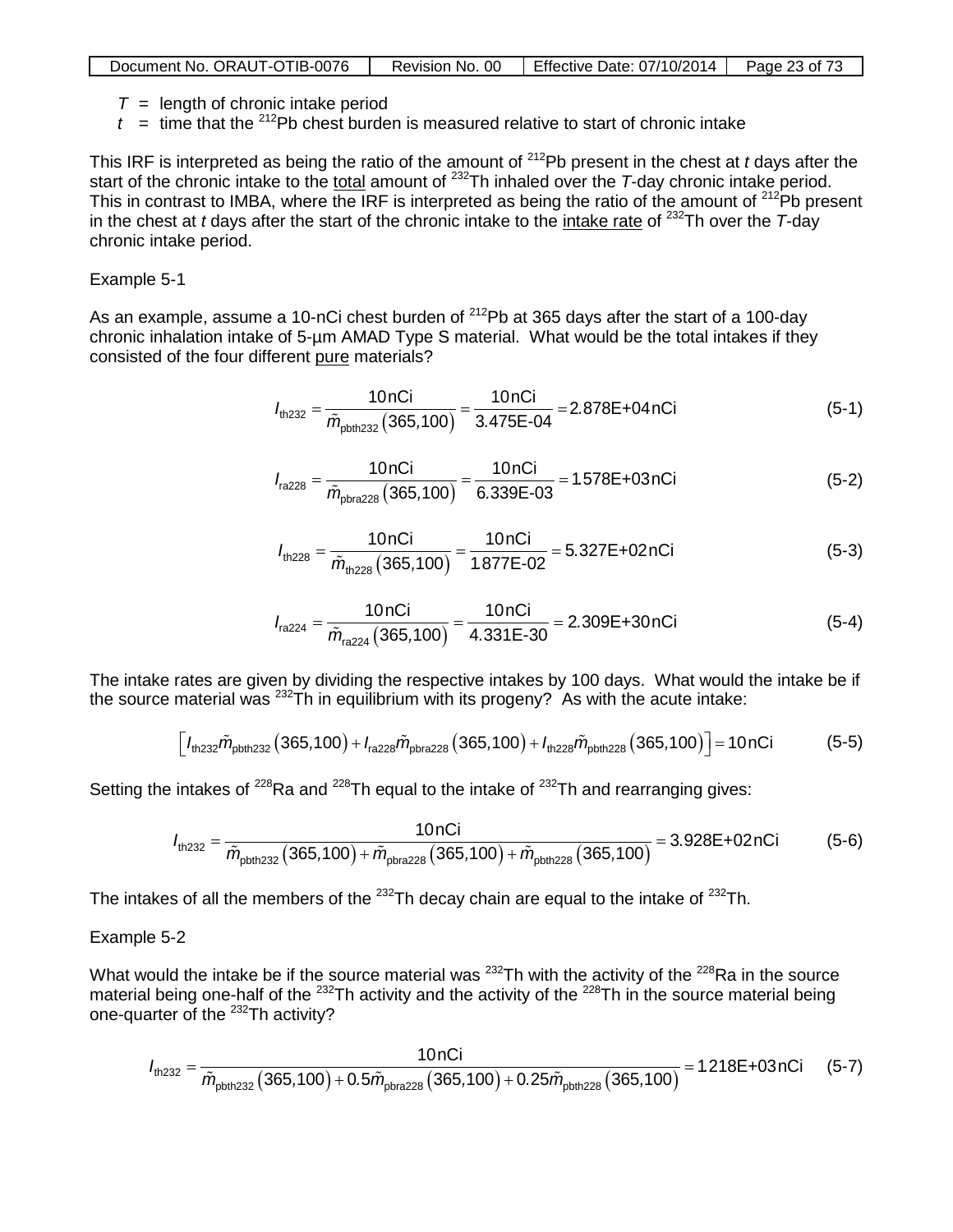$T$ = length of chronic intake period

$t$ = time that the $^{212}$Pb chest burden is measured relative to start of chronic intake

This IRF is interpreted as being the ratio of the amount of $^{212}$Pb present in the chest at $t$ days after the start of the chronic intake to the <u>total</u> amount of $^{232}$Th inhaled over the $T$-day chronic intake period. This in contrast to IMBA, where the IRF is interpreted as being the ratio of the amount of $^{212}$Pb present in the chest at $t$ days after the start of the chronic intake to the <u>intake rate</u> of $^{232}$Th over the $T$-day chronic intake period.

Example 5-1

As an example, assume a 10-nCi chest burden of $^{212}$Pb at 365 days after the start of a 100-day chronic inhalation intake of 5-µm AMAD Type S material. What would be the total intakes if they consisted of the four different <u>pure</u> materials?

$$I_{\text{th232}} = \frac{10\,\text{nCi}}{\tilde{m}_{\text{pbth232}}(365,100)} = \frac{10\,\text{nCi}}{3.475\text{E-04}} = 2.878\text{E+04}\,\text{nCi} \tag{5-1}$$

$$I_{\text{ra228}} = \frac{10\,\text{nCi}}{\tilde{m}_{\text{pbra228}}(365,100)} = \frac{10\,\text{nCi}}{6.339\text{E-03}} = 1.578\text{E+03}\,\text{nCi} \tag{5-2}$$

$$I_{\text{th228}} = \frac{10\,\text{nCi}}{\tilde{m}_{\text{th228}}(365,100)} = \frac{10\,\text{nCi}}{1.877\text{E-02}} = 5.327\text{E+02}\,\text{nCi} \tag{5-3}$$

$$I_{\text{ra224}} = \frac{10\,\text{nCi}}{\tilde{m}_{\text{ra224}}(365,100)} = \frac{10\,\text{nCi}}{4.331\text{E-30}} = 2.309\text{E+30}\,\text{nCi} \tag{5-4}$$

The intake rates are given by dividing the respective intakes by 100 days. What would the intake be if the source material was $^{232}$Th in equilibrium with its progeny? As with the acute intake:

$$\left[I_{\text{th232}}\tilde{m}_{\text{pbth232}}(365,100) + I_{\text{ra228}}\tilde{m}_{\text{pbra228}}(365,100) + I_{\text{th228}}\tilde{m}_{\text{pbth228}}(365,100)\right] = 10\,\text{nCi} \tag{5-5}$$

Setting the intakes of $^{228}$Ra and $^{228}$Th equal to the intake of $^{232}$Th and rearranging gives:

$$I_{\text{th232}} = \frac{10\,\text{nCi}}{\tilde{m}_{\text{pbth232}}(365,100) + \tilde{m}_{\text{pbra228}}(365,100) + \tilde{m}_{\text{pbth228}}(365,100)} = 3.928\text{E+02}\,\text{nCi} \tag{5-6}$$

The intakes of all the members of the $^{232}$Th decay chain are equal to the intake of $^{232}$Th.

Example 5-2

What would the intake be if the source material was $^{232}$Th with the activity of the $^{228}$Ra in the source material being one-half of the $^{232}$Th activity and the activity of the $^{228}$Th in the source material being one-quarter of the $^{232}$Th activity?

$$I_{\text{th232}} = \frac{10\,\text{nCi}}{\tilde{m}_{\text{pbth232}}(365,100) + 0.5\tilde{m}_{\text{pbra228}}(365,100) + 0.25\tilde{m}_{\text{pbth228}}(365,100)} = 1.218\text{E+03}\,\text{nCi} \tag{5-7}$$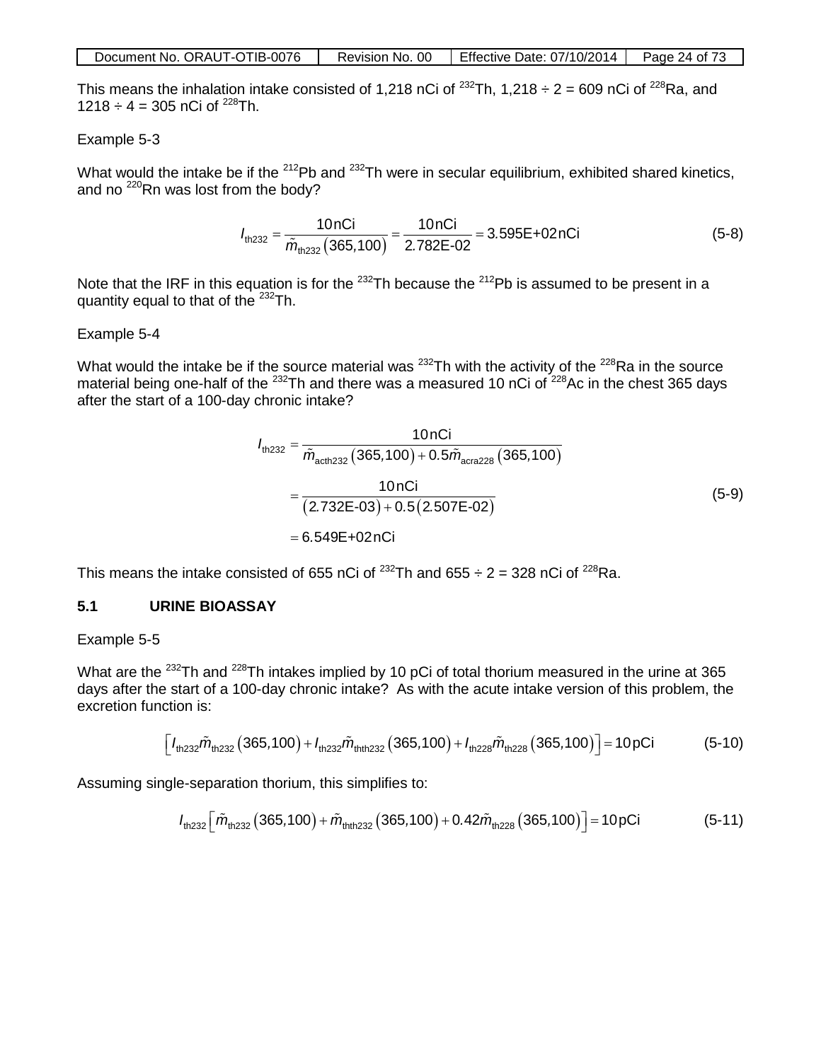This means the inhalation intake consisted of 1,218 nCi of $^{232}$Th, 1,218 ÷ 2 = 609 nCi of $^{228}$Ra, and 1218 ÷ 4 = 305 nCi of $^{228}$Th.

Example 5-3

What would the intake be if the $^{212}$Pb and $^{232}$Th were in secular equilibrium, exhibited shared kinetics, and no $^{220}$Rn was lost from the body?

$$I_{\text{th232}} = \frac{10\,\text{nCi}}{\tilde{m}_{\text{th232}}(365,100)} = \frac{10\,\text{nCi}}{2.782\text{E-02}} = 3.595\text{E+02}\,\text{nCi} \tag{5-8}$$

Note that the IRF in this equation is for the $^{232}$Th because the $^{212}$Pb is assumed to be present in a quantity equal to that of the $^{232}$Th.

Example 5-4

What would the intake be if the source material was $^{232}$Th with the activity of the $^{228}$Ra in the source material being one-half of the $^{232}$Th and there was a measured 10 nCi of $^{228}$Ac in the chest 365 days after the start of a 100-day chronic intake?

$$\begin{aligned} I_{\text{th232}} &= \frac{10\,\text{nCi}}{\tilde{m}_{\text{acth232}}(365,100) + 0.5\tilde{m}_{\text{acra228}}(365,100)} \\ &= \frac{10\,\text{nCi}}{(2.732\text{E-03}) + 0.5(2.507\text{E-02})} \\ &= 6.549\text{E+02}\,\text{nCi} \end{aligned} \tag{5-9}$$

This means the intake consisted of 655 nCi of $^{232}$Th and 655 ÷ 2 = 328 nCi of $^{228}$Ra.

## 5.1 URINE BIOASSAY

Example 5-5

What are the $^{232}$Th and $^{228}$Th intakes implied by 10 pCi of total thorium measured in the urine at 365 days after the start of a 100-day chronic intake? As with the acute intake version of this problem, the excretion function is:

$$\left[I_{\text{th232}}\tilde{m}_{\text{th232}}(365,100) + I_{\text{th232}}\tilde{m}_{\text{thth232}}(365,100) + I_{\text{th228}}\tilde{m}_{\text{th228}}(365,100)\right] = 10\,\text{pCi} \tag{5-10}$$

Assuming single-separation thorium, this simplifies to:

$$I_{\text{th232}}\left[\tilde{m}_{\text{th232}}(365,100) + \tilde{m}_{\text{thth232}}(365,100) + 0.42\tilde{m}_{\text{th228}}(365,100)\right] = 10\,\text{pCi} \tag{5-11}$$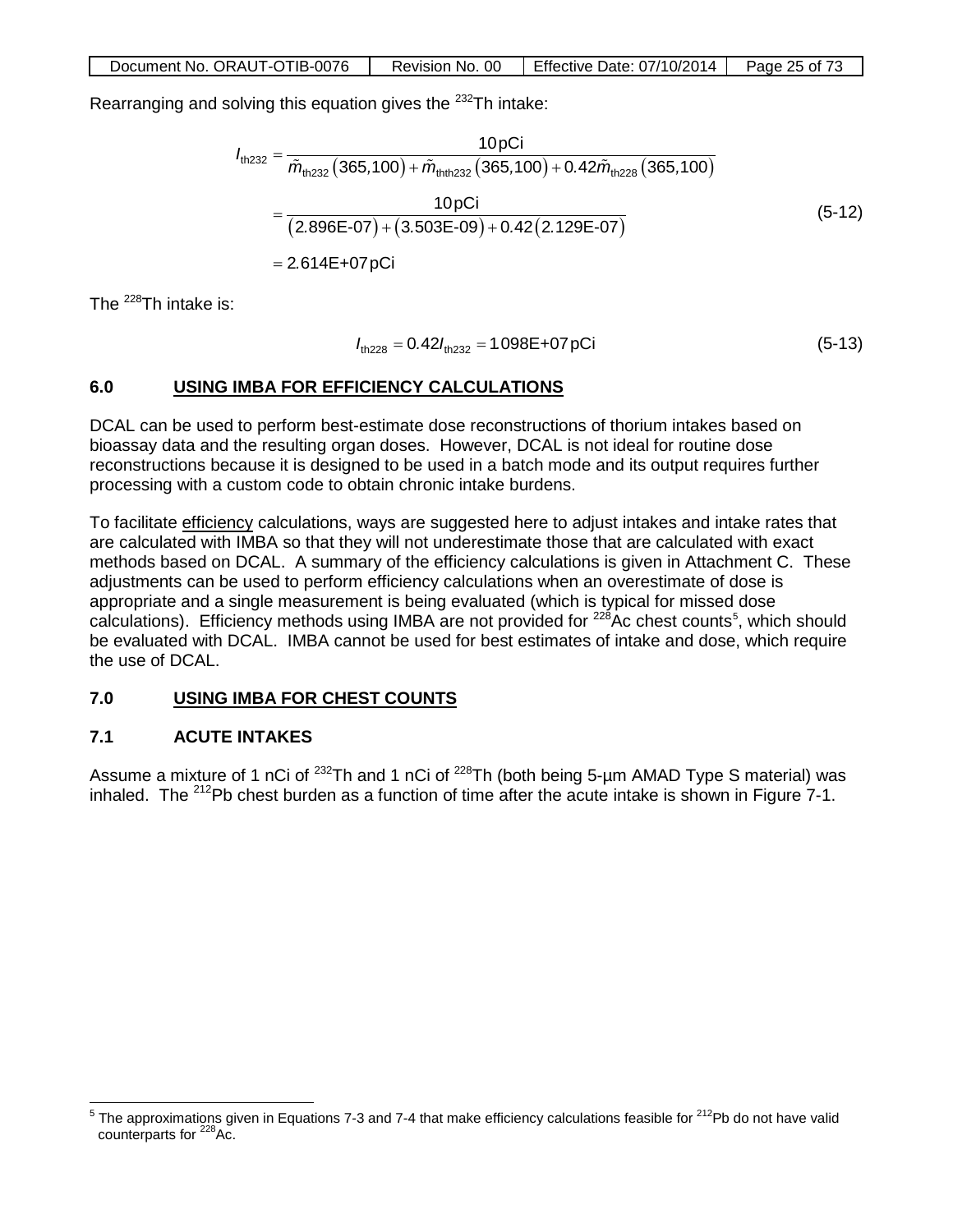Rearranging and solving this equation gives the $^{232}$Th intake:

$$
\begin{aligned}
I_{\text{th232}} &= \frac{10\,\text{pCi}}{\tilde{m}_{\text{th232}}(365,100) + \tilde{m}_{\text{thth232}}(365,100) + 0.42\tilde{m}_{\text{th228}}(365,100)} \\
&= \frac{10\,\text{pCi}}{(2.896\text{E-07}) + (3.503\text{E-09}) + 0.42(2.129\text{E-07})} \\
&= 2.614\text{E+07}\,\text{pCi}
\end{aligned}
\tag{5-12}
$$

The $^{228}$Th intake is:

$$
I_{\text{th228}} = 0.42 I_{\text{th232}} = 1.098\text{E+07}\,\text{pCi} \tag{5-13}
$$

## 6.0 USING IMBA FOR EFFICIENCY CALCULATIONS

DCAL can be used to perform best-estimate dose reconstructions of thorium intakes based on bioassay data and the resulting organ doses. However, DCAL is not ideal for routine dose reconstructions because it is designed to be used in a batch mode and its output requires further processing with a custom code to obtain chronic intake burdens.

To facilitate efficiency calculations, ways are suggested here to adjust intakes and intake rates that are calculated with IMBA so that they will not underestimate those that are calculated with exact methods based on DCAL. A summary of the efficiency calculations is given in Attachment C. These adjustments can be used to perform efficiency calculations when an overestimate of dose is appropriate and a single measurement is being evaluated (which is typical for missed dose calculations). Efficiency methods using IMBA are not provided for $^{228}$Ac chest counts[5], which should be evaluated with DCAL. IMBA cannot be used for best estimates of intake and dose, which require the use of DCAL.

## 7.0 USING IMBA FOR CHEST COUNTS

### 7.1 ACUTE INTAKES

Assume a mixture of 1 nCi of $^{232}$Th and 1 nCi of $^{228}$Th (both being 5-μm AMAD Type S material) was inhaled. The $^{212}$Pb chest burden as a function of time after the acute intake is shown in Figure 7-1.

[5] The approximations given in Equations 7-3 and 7-4 that make efficiency calculations feasible for $^{212}$Pb do not have valid counterparts for $^{228}$Ac.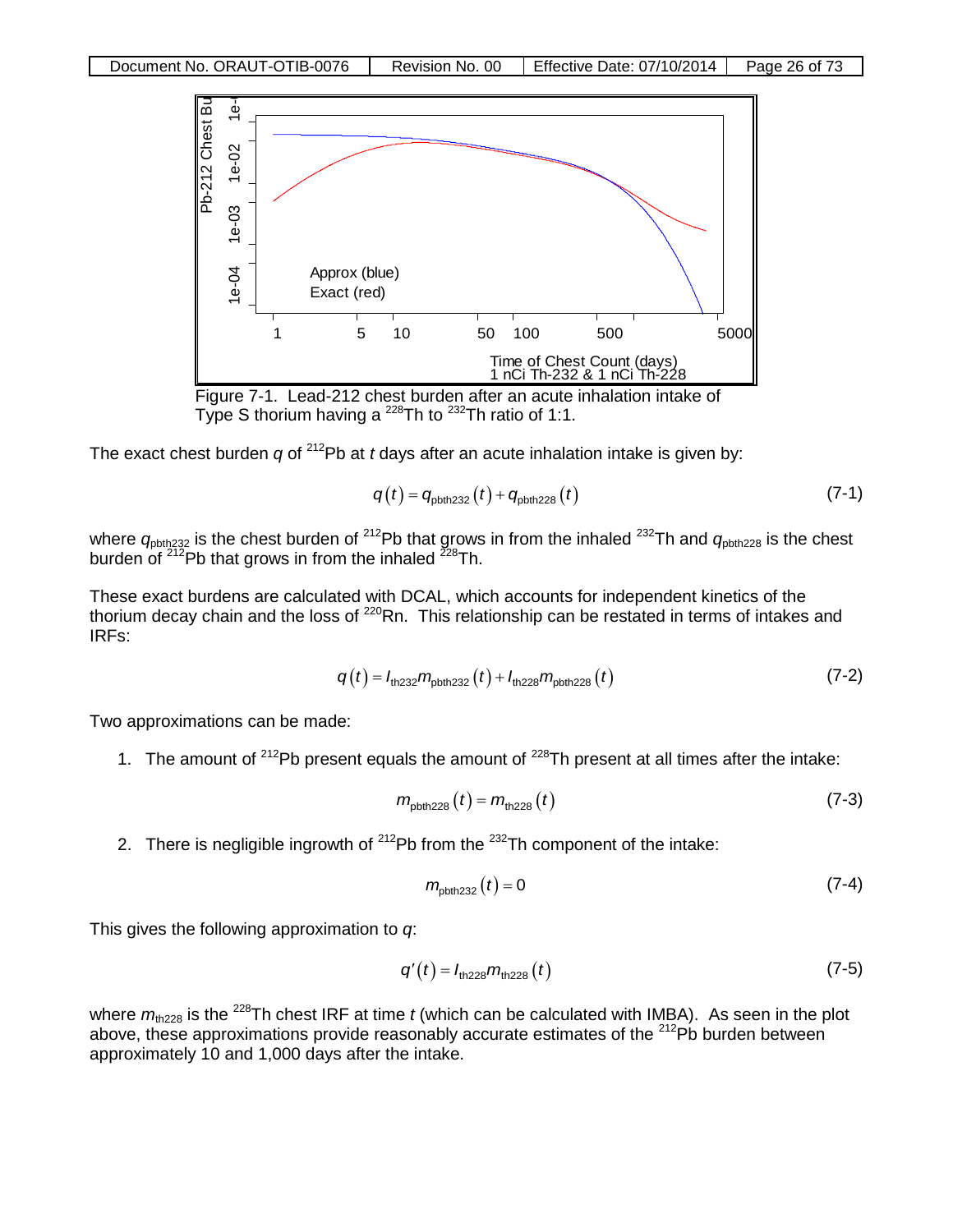Figure 7-1. Lead-212 chest burden after an acute inhalation intake of Type S thorium having a $^{228}Th$ to $^{232}Th$ ratio of 1:1.

The exact chest burden $q$ of $^{212}Pb$ at $t$ days after an acute inhalation intake is given by:

$$q(t) = q_{pbth232}(t) + q_{pbth228}(t) \tag{7-1}$$

where $q_{pbth232}$ is the chest burden of $^{212}Pb$ that grows in from the inhaled $^{232}Th$ and $q_{pbth228}$ is the chest burden of $^{212}Pb$ that grows in from the inhaled $^{228}Th$.

These exact burdens are calculated with DCAL, which accounts for independent kinetics of the thorium decay chain and the loss of $^{220}Rn$. This relationship can be restated in terms of intakes and IRFs:

$$q(t) = I_{th232} m_{pbth232}(t) + I_{th228} m_{pbth228}(t) \tag{7-2}$$

Two approximations can be made:

1. The amount of $^{212}Pb$ present equals the amount of $^{228}Th$ present at all times after the intake:

$$m_{pbth228}(t) = m_{th228}(t) \tag{7-3}$$

2. There is negligible ingrowth of $^{212}Pb$ from the $^{232}Th$ component of the intake:

$$m_{pbth232}(t) = 0 \tag{7-4}$$

This gives the following approximation to $q$:

$$q'(t) = I_{th228} m_{th228}(t) \tag{7-5}$$

where $m_{th228}$ is the $^{228}Th$ chest IRF at time $t$ (which can be calculated with IMBA). As seen in the plot above, these approximations provide reasonably accurate estimates of the $^{212}Pb$ burden between approximately 10 and 1,000 days after the intake.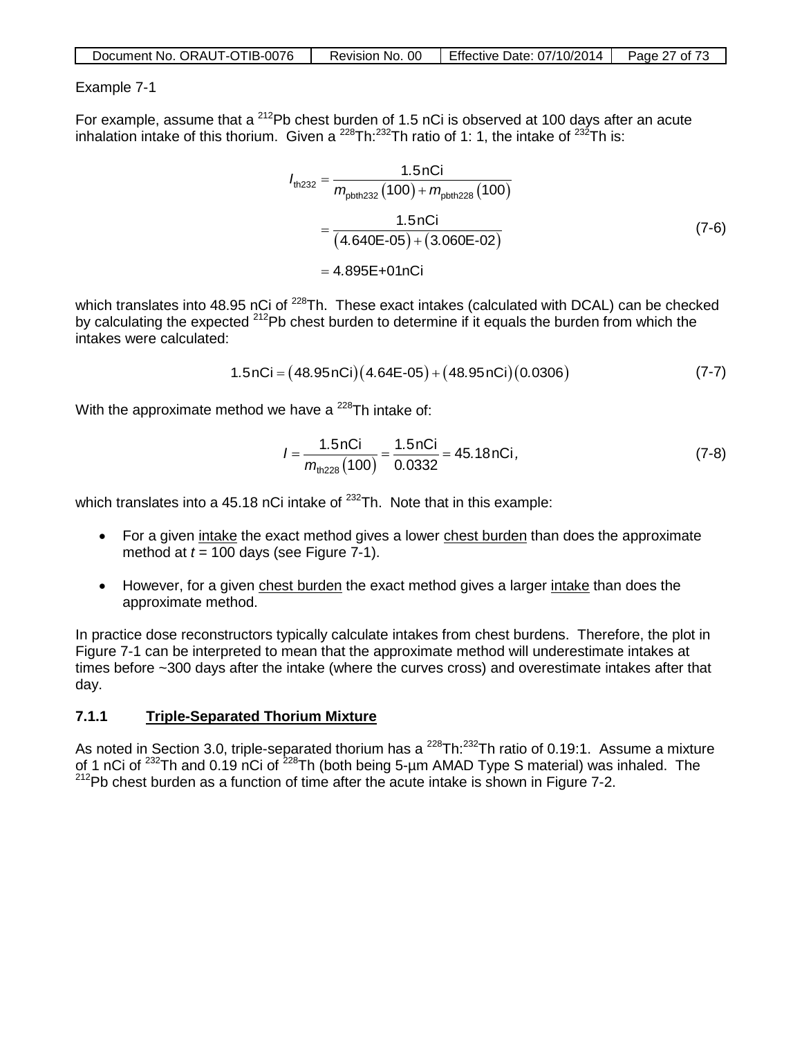Example 7-1

For example, assume that a $^{212}$Pb chest burden of 1.5 nCi is observed at 100 days after an acute inhalation intake of this thorium. Given a $^{228}$Th:$^{232}$Th ratio of 1: 1, the intake of $^{232}$Th is:

$$
\begin{aligned}
I_{\text{th232}} &= \frac{1.5\,\text{nCi}}{m_{\text{pbth232}}(100) + m_{\text{pbth228}}(100)} \\
&= \frac{1.5\,\text{nCi}}{(4.640\text{E-}05) + (3.060\text{E-}02)} \\
&= 4.895\text{E+}01\,\text{nCi}
\end{aligned}
\tag{7-6}
$$

which translates into 48.95 nCi of $^{228}$Th. These exact intakes (calculated with DCAL) can be checked by calculating the expected $^{212}$Pb chest burden to determine if it equals the burden from which the intakes were calculated:

$$
1.5\,\text{nCi} = (48.95\,\text{nCi})(4.64\text{E-}05) + (48.95\,\text{nCi})(0.0306) \tag{7-7}
$$

With the approximate method we have a $^{228}$Th intake of:

$$
I = \frac{1.5\,\text{nCi}}{m_{\text{th228}}(100)} = \frac{1.5\,\text{nCi}}{0.0332} = 45.18\,\text{nCi}, \tag{7-8}
$$

which translates into a 45.18 nCi intake of $^{232}$Th. Note that in this example:

- For a given intake the exact method gives a lower chest burden than does the approximate method at $t$ = 100 days (see Figure 7-1).
- However, for a given chest burden the exact method gives a larger intake than does the approximate method.

In practice dose reconstructors typically calculate intakes from chest burdens. Therefore, the plot in Figure 7-1 can be interpreted to mean that the approximate method will underestimate intakes at times before ~300 days after the intake (where the curves cross) and overestimate intakes after that day.

### 7.1.1 Triple-Separated Thorium Mixture

As noted in Section 3.0, triple-separated thorium has a $^{228}$Th:$^{232}$Th ratio of 0.19:1. Assume a mixture of 1 nCi of $^{232}$Th and 0.19 nCi of $^{228}$Th (both being 5-µm AMAD Type S material) was inhaled. The $^{212}$Pb chest burden as a function of time after the acute intake is shown in Figure 7-2.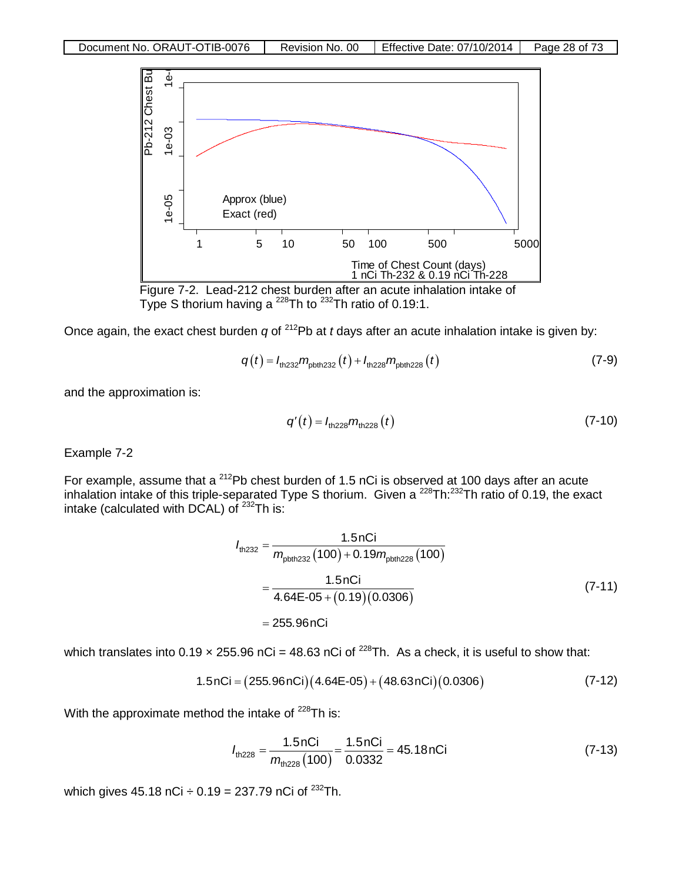Figure 7-2. Lead-212 chest burden after an acute inhalation intake of Type S thorium having a $^{228}$Th to $^{232}$Th ratio of 0.19:1.

Once again, the exact chest burden $q$ of $^{212}$Pb at $t$ days after an acute inhalation intake is given by:

$$q(t) = I_{\text{th232}} m_{\text{pbth232}}(t) + I_{\text{th228}} m_{\text{pbth228}}(t) \tag{7-9}$$

and the approximation is:

$$q'(t) = I_{\text{th228}} m_{\text{th228}}(t) \tag{7-10}$$

Example 7-2

For example, assume that a $^{212}$Pb chest burden of 1.5 nCi is observed at 100 days after an acute inhalation intake of this triple-separated Type S thorium. Given a $^{228}$Th:$^{232}$Th ratio of 0.19, the exact intake (calculated with DCAL) of $^{232}$Th is:

$$\begin{aligned} I_{\text{th232}} &= \frac{1.5\,\text{nCi}}{m_{\text{pbth232}}(100) + 0.19 m_{\text{pbth228}}(100)} \\ &= \frac{1.5\,\text{nCi}}{4.64\text{E-}05 + (0.19)(0.0306)} \\ &= 255.96\,\text{nCi} \end{aligned} \tag{7-11}$$

which translates into 0.19 × 255.96 nCi = 48.63 nCi of $^{228}$Th. As a check, it is useful to show that:

$$1.5\,\text{nCi} = (255.96\,\text{nCi})(4.64\text{E-}05) + (48.63\,\text{nCi})(0.0306) \tag{7-12}$$

With the approximate method the intake of $^{228}$Th is:

$$I_{\text{th228}} = \frac{1.5\,\text{nCi}}{m_{\text{th228}}(100)} = \frac{1.5\,\text{nCi}}{0.0332} = 45.18\,\text{nCi} \tag{7-13}$$

which gives 45.18 nCi ÷ 0.19 = 237.79 nCi of $^{232}$Th.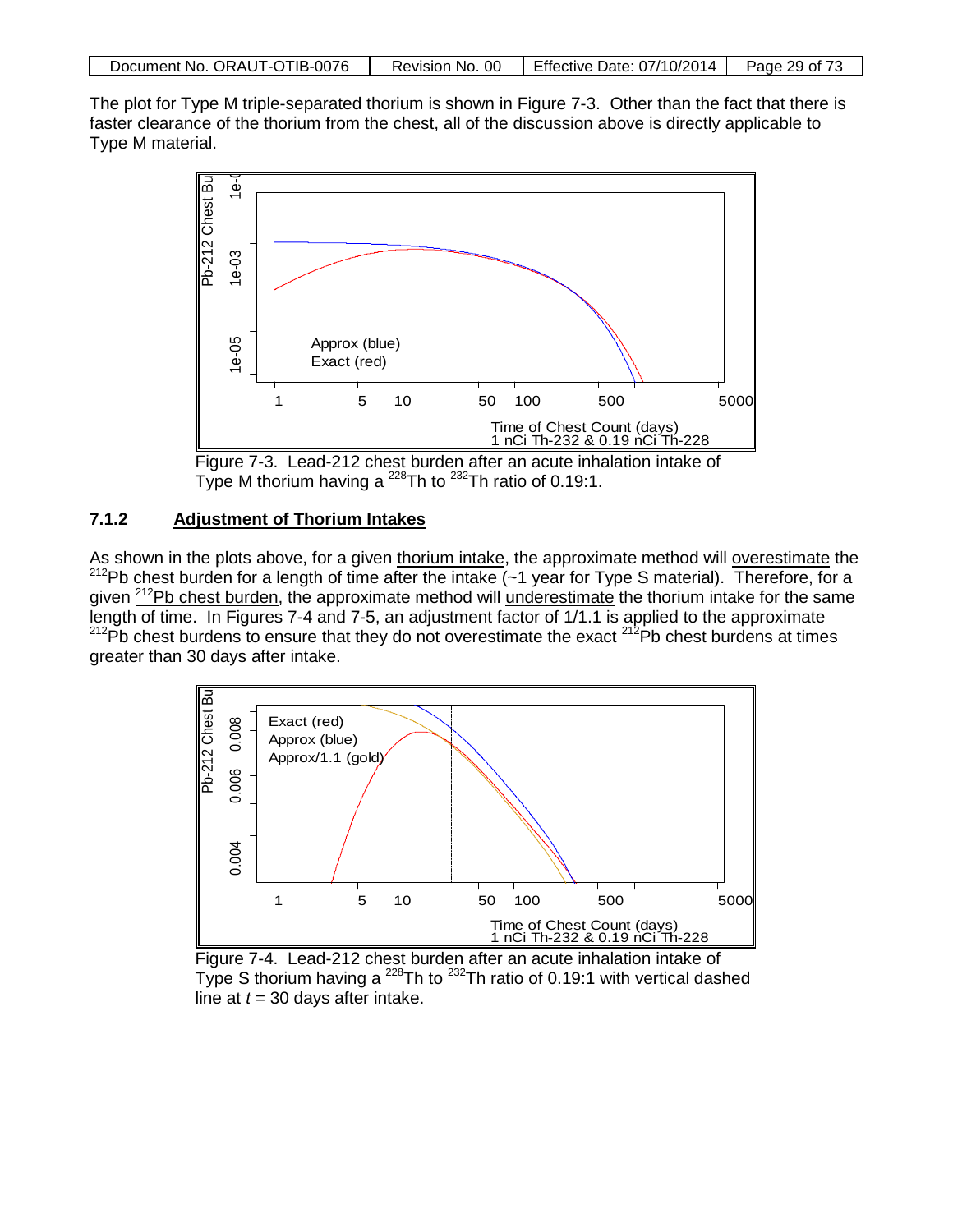The plot for Type M triple-separated thorium is shown in Figure 7-3. Other than the fact that there is faster clearance of the thorium from the chest, all of the discussion above is directly applicable to Type M material.

Figure 7-3. Lead-212 chest burden after an acute inhalation intake of Type M thorium having a $^{228}$Th to $^{232}$Th ratio of 0.19:1.

### 7.1.2 Adjustment of Thorium Intakes

As shown in the plots above, for a given thorium intake, the approximate method will overestimate the $^{212}$Pb chest burden for a length of time after the intake (~1 year for Type S material). Therefore, for a given $^{212}$Pb chest burden, the approximate method will underestimate the thorium intake for the same length of time. In Figures 7-4 and 7-5, an adjustment factor of 1/1.1 is applied to the approximate $^{212}$Pb chest burdens to ensure that they do not overestimate the exact $^{212}$Pb chest burdens at times greater than 30 days after intake.

Figure 7-4. Lead-212 chest burden after an acute inhalation intake of Type S thorium having a $^{228}$Th to $^{232}$Th ratio of 0.19:1 with vertical dashed line at $t$ = 30 days after intake.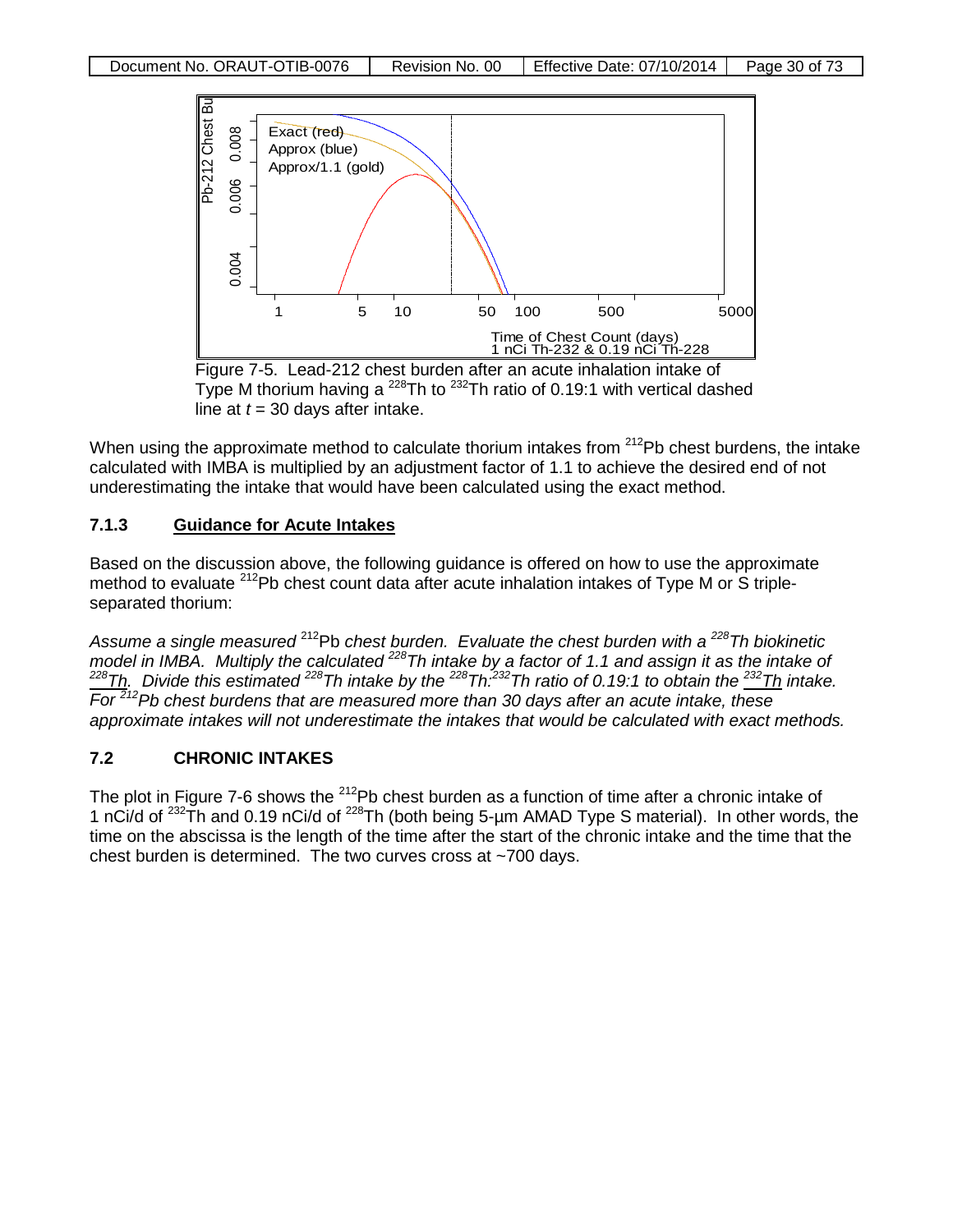Figure 7-5. Lead-212 chest burden after an acute inhalation intake of Type M thorium having a $^{228}$Th to $^{232}$Th ratio of 0.19:1 with vertical dashed line at $t$ = 30 days after intake.

When using the approximate method to calculate thorium intakes from $^{212}$Pb chest burdens, the intake calculated with IMBA is multiplied by an adjustment factor of 1.1 to achieve the desired end of not underestimating the intake that would have been calculated using the exact method.

### 7.1.3 Guidance for Acute Intakes

Based on the discussion above, the following guidance is offered on how to use the approximate method to evaluate $^{212}$Pb chest count data after acute inhalation intakes of Type M or S triple-separated thorium:

*Assume a single measured $^{212}$Pb chest burden. Evaluate the chest burden with a $^{228}$Th biokinetic model in IMBA. Multiply the calculated $^{228}$Th intake by a factor of 1.1 and assign it as the intake of <u>$^{228}$Th</u>. Divide this estimated $^{228}$Th intake by the $^{228}$Th:$^{232}$Th ratio of 0.19:1 to obtain the <u>$^{232}$Th</u> intake. For $^{212}$Pb chest burdens that are measured more than 30 days after an acute intake, these approximate intakes will not underestimate the intakes that would be calculated with exact methods.*

## 7.2 CHRONIC INTAKES

The plot in Figure 7-6 shows the $^{212}$Pb chest burden as a function of time after a chronic intake of 1 nCi/d of $^{232}$Th and 0.19 nCi/d of $^{228}$Th (both being 5-µm AMAD Type S material). In other words, the time on the abscissa is the length of the time after the start of the chronic intake and the time that the chest burden is determined. The two curves cross at ~700 days.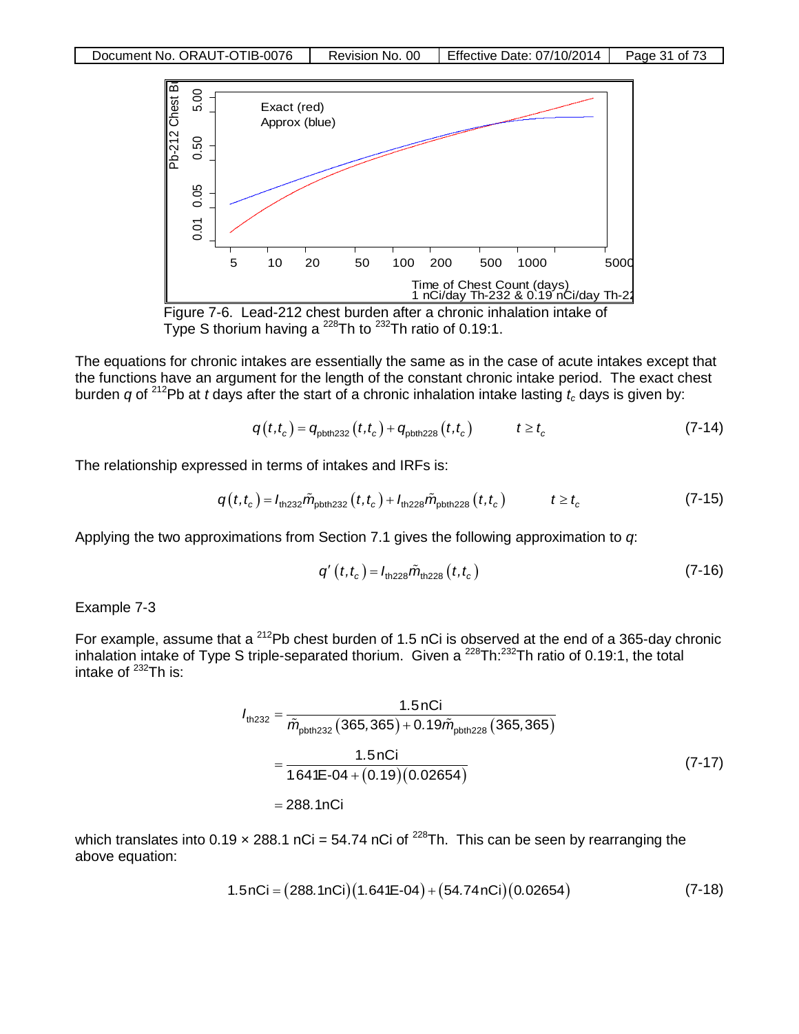Figure 7-6. Lead-212 chest burden after a chronic inhalation intake of Type S thorium having a $^{228}$Th to $^{232}$Th ratio of 0.19:1.

The equations for chronic intakes are essentially the same as in the case of acute intakes except that the functions have an argument for the length of the constant chronic intake period. The exact chest burden $q$ of $^{212}$Pb at $t$ days after the start of a chronic inhalation intake lasting $t_c$ days is given by:

$$q(t,t_c) = q_{\text{pbth232}}(t,t_c) + q_{\text{pbth228}}(t,t_c) \qquad t \geq t_c \tag{7-14}$$

The relationship expressed in terms of intakes and IRFs is:

$$q(t,t_c) = I_{\text{th232}}\tilde{m}_{\text{pbth232}}(t,t_c) + I_{\text{th228}}\tilde{m}_{\text{pbth228}}(t,t_c) \qquad t \geq t_c \tag{7-15}$$

Applying the two approximations from Section 7.1 gives the following approximation to $q$:

$$q'(t,t_c) = I_{\text{th228}}\tilde{m}_{\text{th228}}(t,t_c) \tag{7-16}$$

Example 7-3

For example, assume that a $^{212}$Pb chest burden of 1.5 nCi is observed at the end of a 365-day chronic inhalation intake of Type S triple-separated thorium. Given a $^{228}$Th:$^{232}$Th ratio of 0.19:1, the total intake of $^{232}$Th is:

$$\begin{aligned} I_{\text{th232}} &= \frac{1.5\,\text{nCi}}{\tilde{m}_{\text{pbth232}}(365,365) + 0.19\tilde{m}_{\text{pbth228}}(365,365)} \\ &= \frac{1.5\,\text{nCi}}{1.641\text{E-}04 + (0.19)(0.02654)} \\ &= 288.1\,\text{nCi} \end{aligned} \tag{7-17}$$

which translates into 0.19 × 288.1 nCi = 54.74 nCi of $^{228}$Th. This can be seen by rearranging the above equation:

$$1.5\,\text{nCi} = (288.1\,\text{nCi})(1.641\text{E-}04) + (54.74\,\text{nCi})(0.02654) \tag{7-18}$$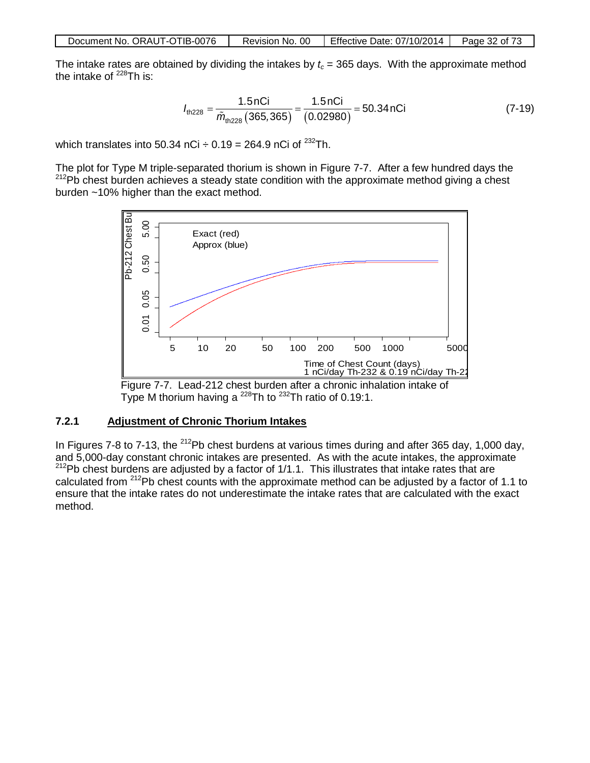The intake rates are obtained by dividing the intakes by $t_c$ = 365 days. With the approximate method the intake of $^{228}$Th is:

$$I_{\text{th228}} = \frac{1.5\,\text{nCi}}{\tilde{m}_{\text{th228}}(365, 365)} = \frac{1.5\,\text{nCi}}{(0.02980)} = 50.34\,\text{nCi} \tag{7-19}$$

which translates into 50.34 nCi ÷ 0.19 = 264.9 nCi of $^{232}$Th.

The plot for Type M triple-separated thorium is shown in Figure 7-7. After a few hundred days the $^{212}$Pb chest burden achieves a steady state condition with the approximate method giving a chest burden ~10% higher than the exact method.

Figure 7-7. Lead-212 chest burden after a chronic inhalation intake of Type M thorium having a $^{228}$Th to $^{232}$Th ratio of 0.19:1.

### 7.2.1 Adjustment of Chronic Thorium Intakes

In Figures 7-8 to 7-13, the $^{212}$Pb chest burdens at various times during and after 365 day, 1,000 day, and 5,000-day constant chronic intakes are presented. As with the acute intakes, the approximate $^{212}$Pb chest burdens are adjusted by a factor of 1/1.1. This illustrates that intake rates that are calculated from $^{212}$Pb chest counts with the approximate method can be adjusted by a factor of 1.1 to ensure that the intake rates do not underestimate the intake rates that are calculated with the exact method.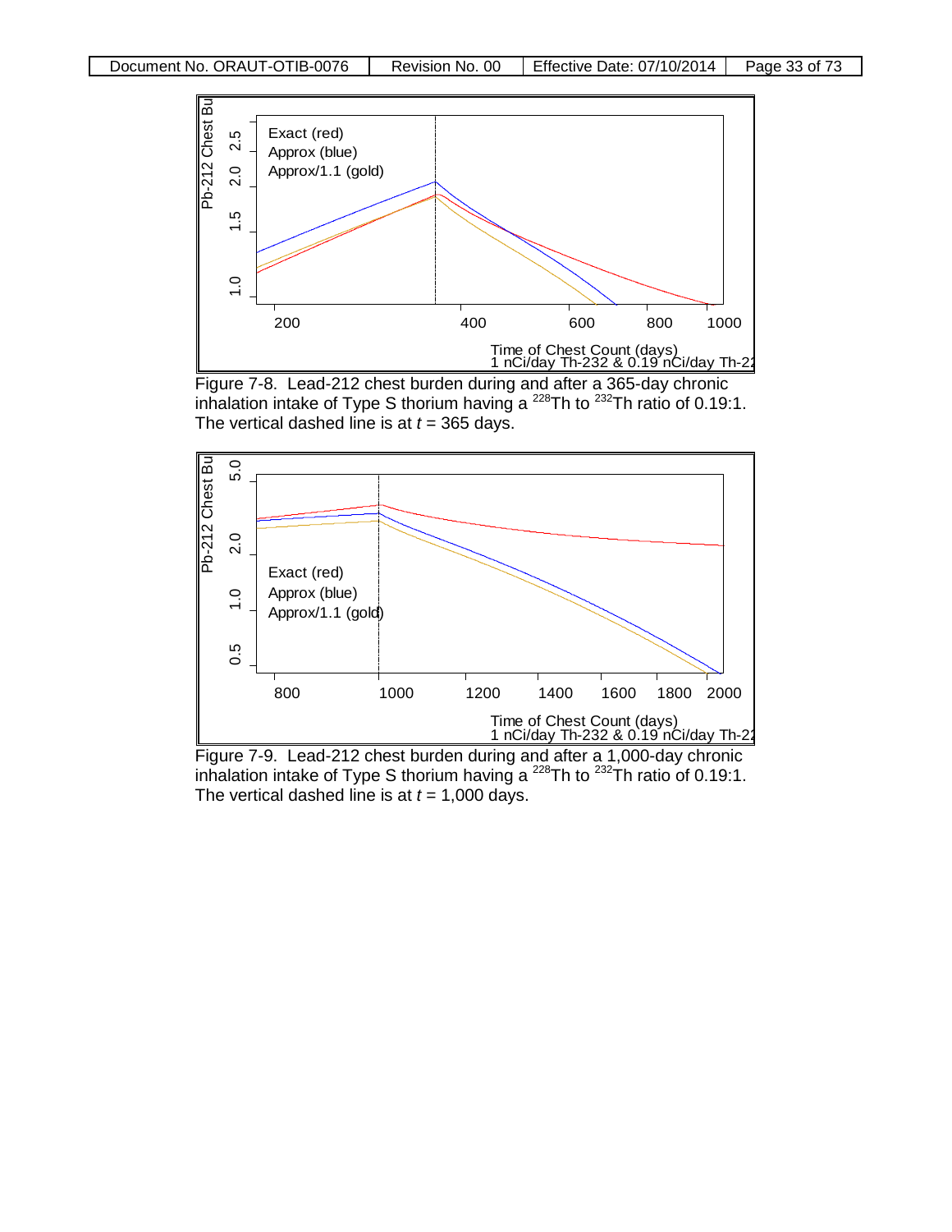Figure 7-8. Lead-212 chest burden during and after a 365-day chronic inhalation intake of Type S thorium having a $^{228}$Th to $^{232}$Th ratio of 0.19:1. The vertical dashed line is at $t$ = 365 days.

Figure 7-9. Lead-212 chest burden during and after a 1,000-day chronic inhalation intake of Type S thorium having a $^{228}$Th to $^{232}$Th ratio of 0.19:1. The vertical dashed line is at $t$ = 1,000 days.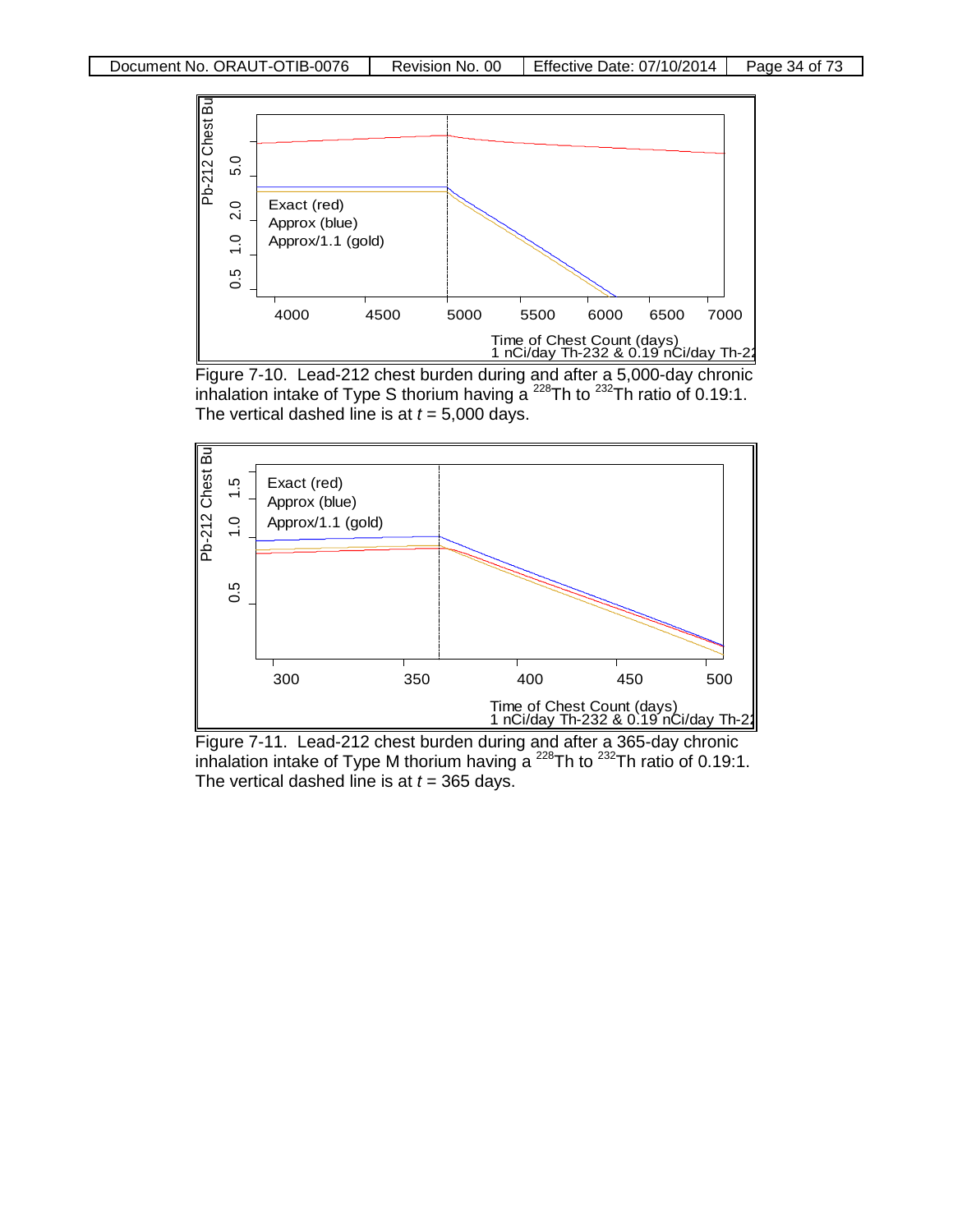Figure 7-10. Lead-212 chest burden during and after a 5,000-day chronic inhalation intake of Type S thorium having a $^{228}$Th to $^{232}$Th ratio of 0.19:1. The vertical dashed line is at $t$ = 5,000 days.

Figure 7-11. Lead-212 chest burden during and after a 365-day chronic inhalation intake of Type M thorium having a $^{228}$Th to $^{232}$Th ratio of 0.19:1. The vertical dashed line is at $t$ = 365 days.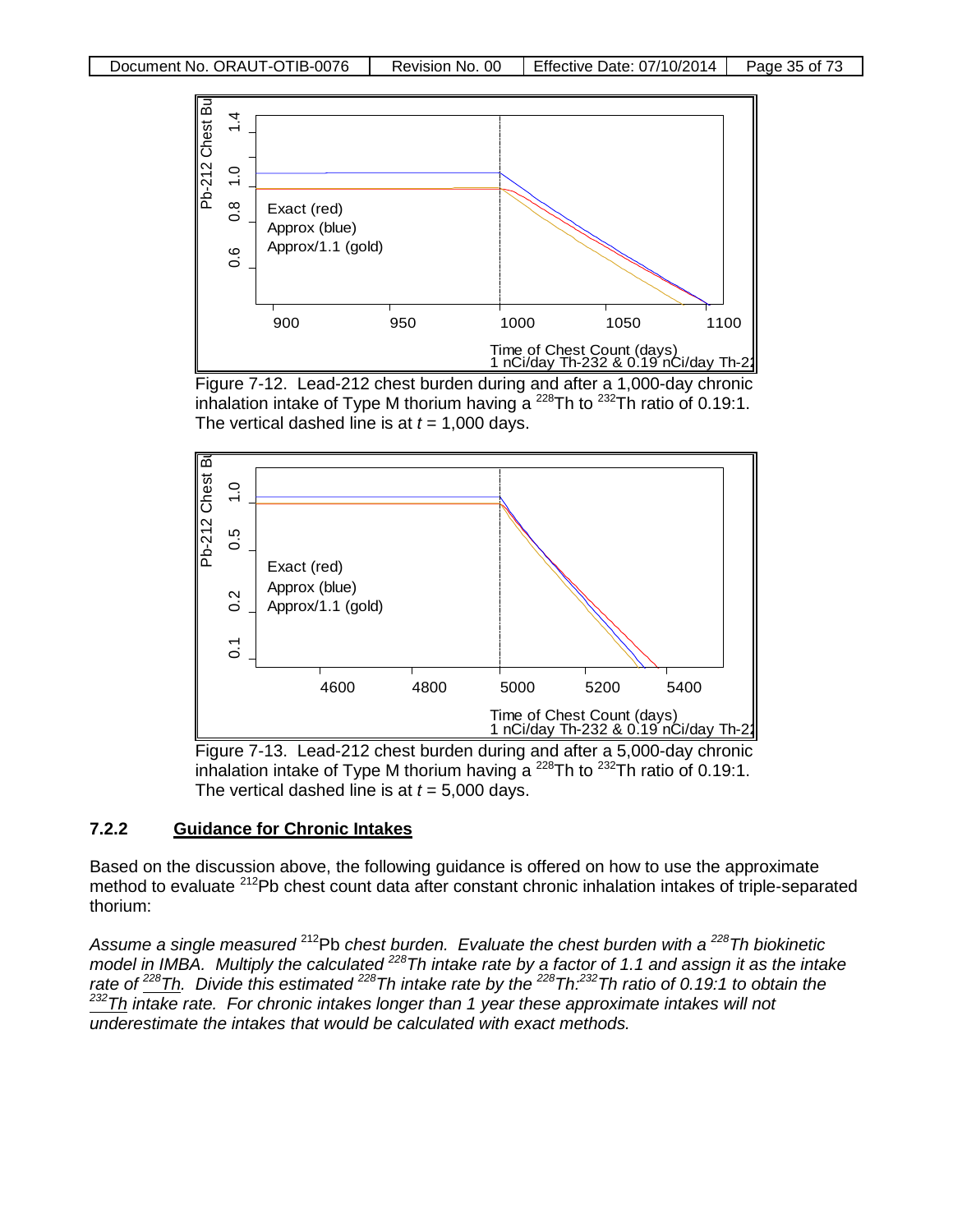Figure 7-12. Lead-212 chest burden during and after a 1,000-day chronic inhalation intake of Type M thorium having a $^{228}$Th to $^{232}$Th ratio of 0.19:1. The vertical dashed line is at $t$ = 1,000 days.

Figure 7-13. Lead-212 chest burden during and after a 5,000-day chronic inhalation intake of Type M thorium having a $^{228}$Th to $^{232}$Th ratio of 0.19:1. The vertical dashed line is at $t$ = 5,000 days.

### 7.2.2 Guidance for Chronic Intakes

Based on the discussion above, the following guidance is offered on how to use the approximate method to evaluate $^{212}$Pb chest count data after constant chronic inhalation intakes of triple-separated thorium:

*Assume a single measured $^{212}$Pb chest burden. Evaluate the chest burden with a $^{228}$Th biokinetic model in IMBA. Multiply the calculated $^{228}$Th intake rate by a factor of 1.1 and assign it as the intake rate of $^{228}$Th. Divide this estimated $^{228}$Th intake rate by the $^{228}$Th:$^{232}$Th ratio of 0.19:1 to obtain the $^{232}$Th intake rate. For chronic intakes longer than 1 year these approximate intakes will not underestimate the intakes that would be calculated with exact methods.*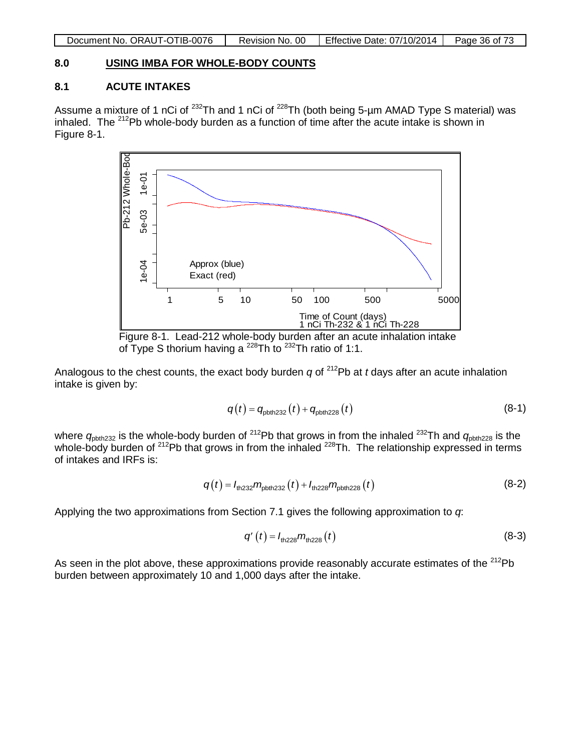# 8.0 USING IMBA FOR WHOLE-BODY COUNTS

## 8.1 ACUTE INTAKES

Assume a mixture of 1 nCi of $^{232}$Th and 1 nCi of $^{228}$Th (both being 5-μm AMAD Type S material) was inhaled. The $^{212}$Pb whole-body burden as a function of time after the acute intake is shown in Figure 8-1.

Figure 8-1. Lead-212 whole-body burden after an acute inhalation intake of Type S thorium having a $^{228}$Th to $^{232}$Th ratio of 1:1.

Analogous to the chest counts, the exact body burden $q$ of $^{212}$Pb at $t$ days after an acute inhalation intake is given by:

$$q(t) = q_{\text{pbth232}}(t) + q_{\text{pbth228}}(t) \tag{8-1}$$

where $q_{\text{pbth232}}$ is the whole-body burden of $^{212}$Pb that grows in from the inhaled $^{232}$Th and $q_{\text{pbth228}}$ is the whole-body burden of $^{212}$Pb that grows in from the inhaled $^{228}$Th. The relationship expressed in terms of intakes and IRFs is:

$$q(t) = I_{\text{th232}} m_{\text{pbth232}}(t) + I_{\text{th228}} m_{\text{pbth228}}(t) \tag{8-2}$$

Applying the two approximations from Section 7.1 gives the following approximation to $q$:

$$q'(t) = I_{\text{th228}} m_{\text{th228}}(t) \tag{8-3}$$

As seen in the plot above, these approximations provide reasonably accurate estimates of the $^{212}$Pb burden between approximately 10 and 1,000 days after the intake.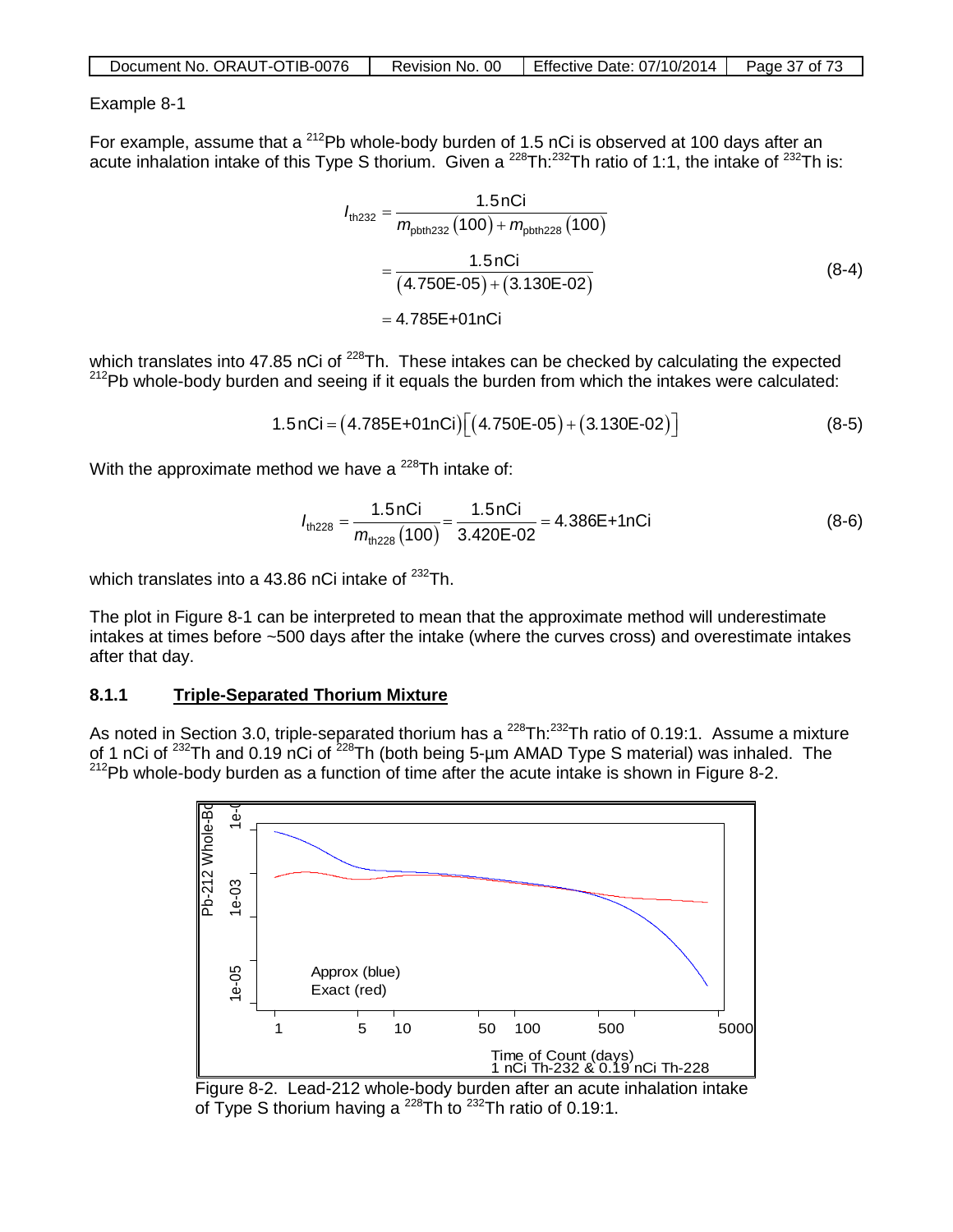Example 8-1

For example, assume that a $^{212}$Pb whole-body burden of 1.5 nCi is observed at 100 days after an acute inhalation intake of this Type S thorium. Given a $^{228}$Th:$^{232}$Th ratio of 1:1, the intake of $^{232}$Th is:

$$
\begin{aligned}
I_{th232} &= \frac{1.5\,\text{nCi}}{m_{pbth232}(100) + m_{pbth228}(100)} \\
&= \frac{1.5\,\text{nCi}}{(4.750\text{E-}05) + (3.130\text{E-}02)} \qquad (8\text{-}4) \\
&= 4.785\text{E+}01\,\text{nCi}
\end{aligned}
$$

which translates into 47.85 nCi of $^{228}$Th. These intakes can be checked by calculating the expected $^{212}$Pb whole-body burden and seeing if it equals the burden from which the intakes were calculated:

$$
1.5\,\text{nCi} = (4.785\text{E+}01\,\text{nCi})\left[(4.750\text{E-}05) + (3.130\text{E-}02)\right] \qquad (8\text{-}5)
$$

With the approximate method we have a $^{228}$Th intake of:

$$
I_{th228} = \frac{1.5\,\text{nCi}}{m_{th228}(100)} = \frac{1.5\,\text{nCi}}{3.420\text{E-}02} = 4.386\text{E+}1\,\text{nCi} \qquad (8\text{-}6)
$$

which translates into a 43.86 nCi intake of $^{232}$Th.

The plot in Figure 8-1 can be interpreted to mean that the approximate method will underestimate intakes at times before ~500 days after the intake (where the curves cross) and overestimate intakes after that day.

### 8.1.1 Triple-Separated Thorium Mixture

As noted in Section 3.0, triple-separated thorium has a $^{228}$Th:$^{232}$Th ratio of 0.19:1. Assume a mixture of 1 nCi of $^{232}$Th and 0.19 nCi of $^{228}$Th (both being 5-µm AMAD Type S material) was inhaled. The $^{212}$Pb whole-body burden as a function of time after the acute intake is shown in Figure 8-2.

Figure 8-2. Lead-212 whole-body burden after an acute inhalation intake of Type S thorium having a $^{228}$Th to $^{232}$Th ratio of 0.19:1.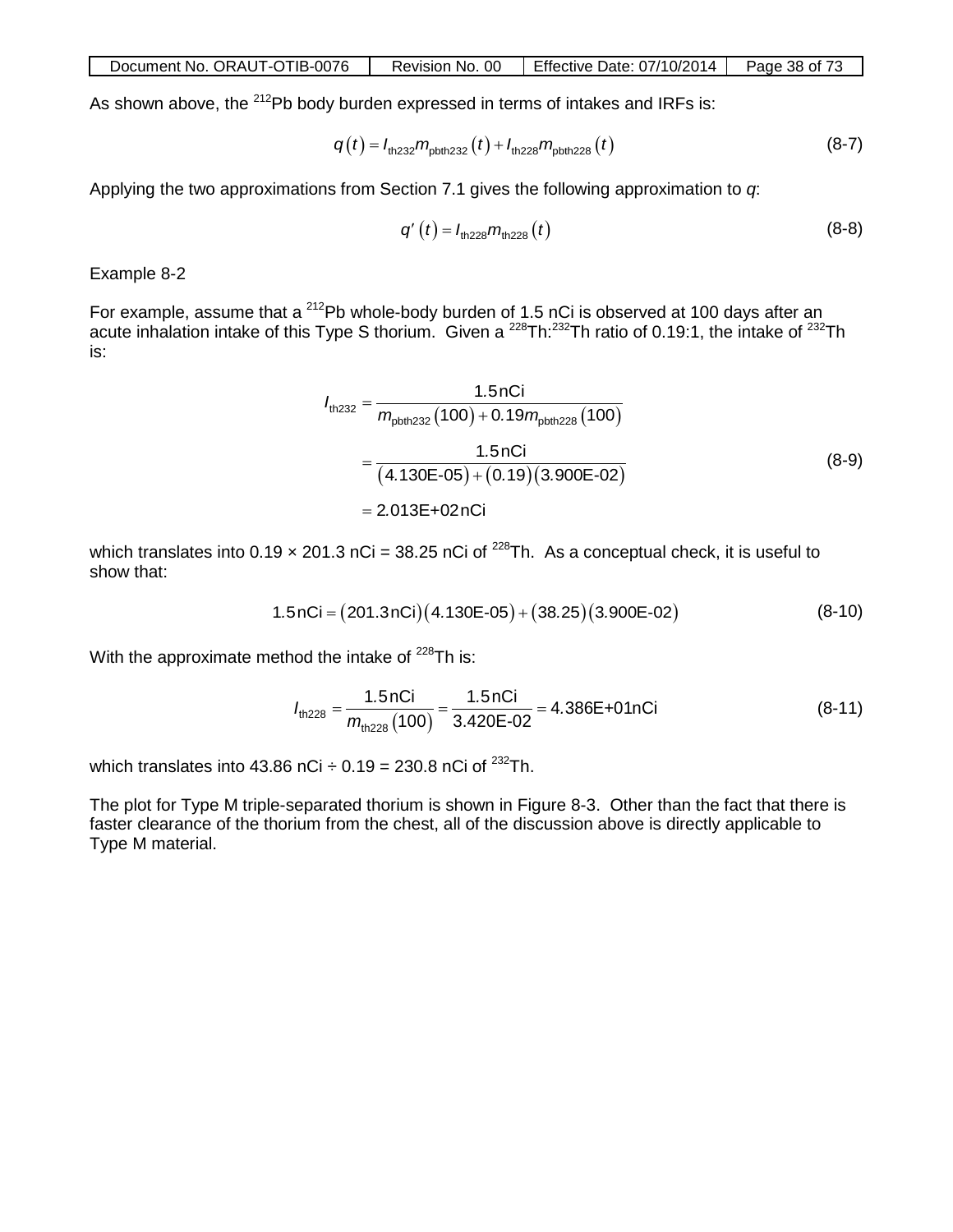As shown above, the $^{212}Pb$ body burden expressed in terms of intakes and IRFs is:

$$q(t) = I_{\text{th232}} m_{\text{pbth232}}(t) + I_{\text{th228}} m_{\text{pbth228}}(t) \tag{8-7}$$

Applying the two approximations from Section 7.1 gives the following approximation to $q$:

$$q'(t) = I_{\text{th228}} m_{\text{th228}}(t) \tag{8-8}$$

Example 8-2

For example, assume that a $^{212}Pb$ whole-body burden of 1.5 nCi is observed at 100 days after an acute inhalation intake of this Type S thorium. Given a $^{228}Th$:$^{232}Th$ ratio of 0.19:1, the intake of $^{232}Th$ is:

$$\begin{aligned} I_{\text{th232}} &= \frac{1.5\,\text{nCi}}{m_{\text{pbth232}}(100) + 0.19 m_{\text{pbth228}}(100)} \\ &= \frac{1.5\,\text{nCi}}{(4.130\text{E-05}) + (0.19)(3.900\text{E-02})} \\ &= 2.013\text{E+02}\,\text{nCi} \end{aligned} \tag{8-9}$$

which translates into 0.19 × 201.3 nCi = 38.25 nCi of $^{228}Th$. As a conceptual check, it is useful to show that:

$$1.5\,\text{nCi} = (201.3\,\text{nCi})(4.130\text{E-05}) + (38.25)(3.900\text{E-02}) \tag{8-10}$$

With the approximate method the intake of $^{228}Th$ is:

$$I_{\text{th228}} = \frac{1.5\,\text{nCi}}{m_{\text{th228}}(100)} = \frac{1.5\,\text{nCi}}{3.420\text{E-02}} = 4.386\text{E+01nCi} \tag{8-11}$$

which translates into 43.86 nCi ÷ 0.19 = 230.8 nCi of $^{232}Th$.

The plot for Type M triple-separated thorium is shown in Figure 8-3. Other than the fact that there is faster clearance of the thorium from the chest, all of the discussion above is directly applicable to Type M material.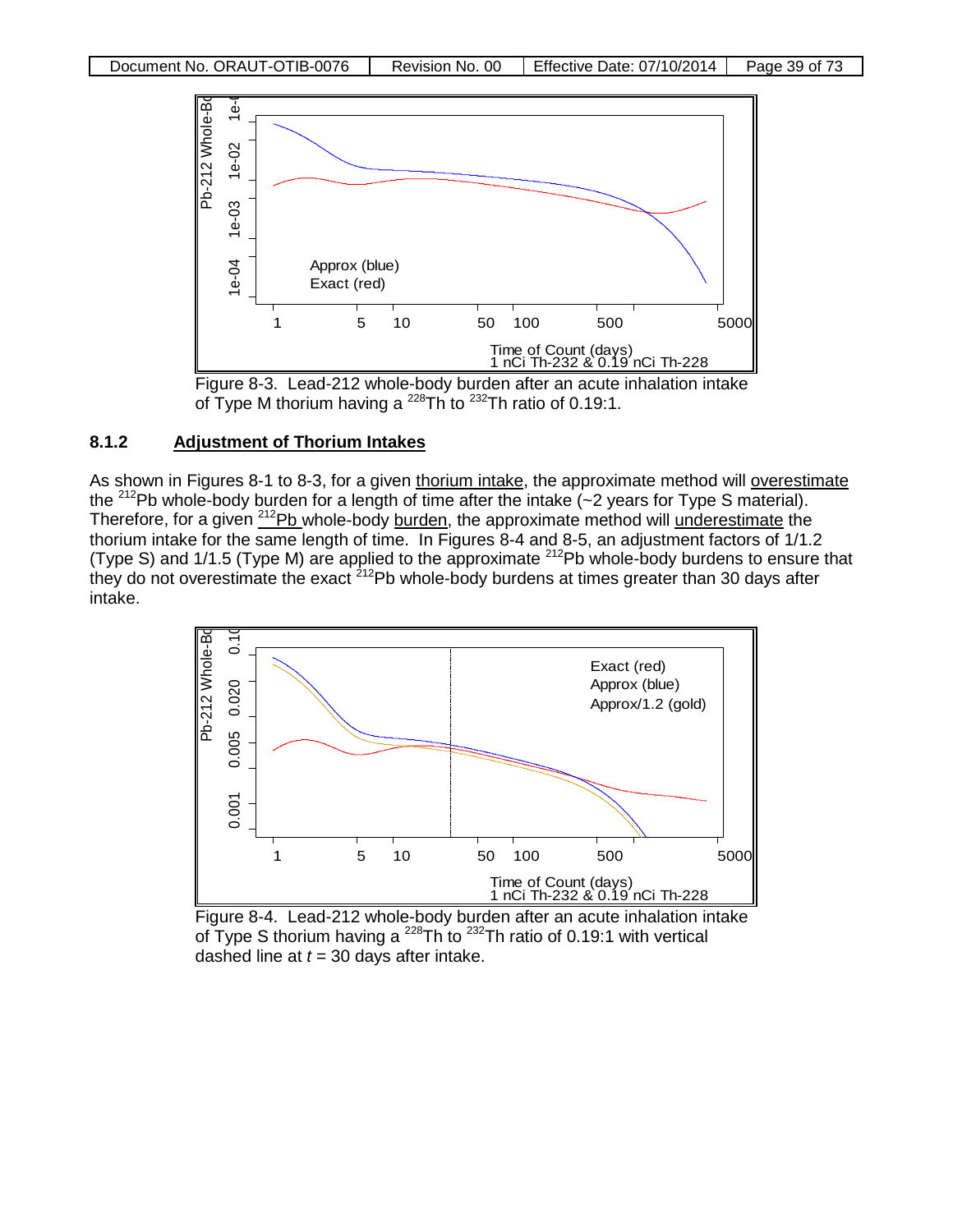Figure 8-3. Lead-212 whole-body burden after an acute inhalation intake of Type M thorium having a $^{228}$Th to $^{232}$Th ratio of 0.19:1.

### 8.1.2 Adjustment of Thorium Intakes

As shown in Figures 8-1 to 8-3, for a given thorium intake, the approximate method will overestimate the $^{212}$Pb whole-body burden for a length of time after the intake (~2 years for Type S material). Therefore, for a given $^{212}$Pb whole-body burden, the approximate method will underestimate the thorium intake for the same length of time. In Figures 8-4 and 8-5, an adjustment factors of 1/1.2 (Type S) and 1/1.5 (Type M) are applied to the approximate $^{212}$Pb whole-body burdens to ensure that they do not overestimate the exact $^{212}$Pb whole-body burdens at times greater than 30 days after intake.

Figure 8-4. Lead-212 whole-body burden after an acute inhalation intake of Type S thorium having a $^{228}$Th to $^{232}$Th ratio of 0.19:1 with vertical dashed line at $t$ = 30 days after intake.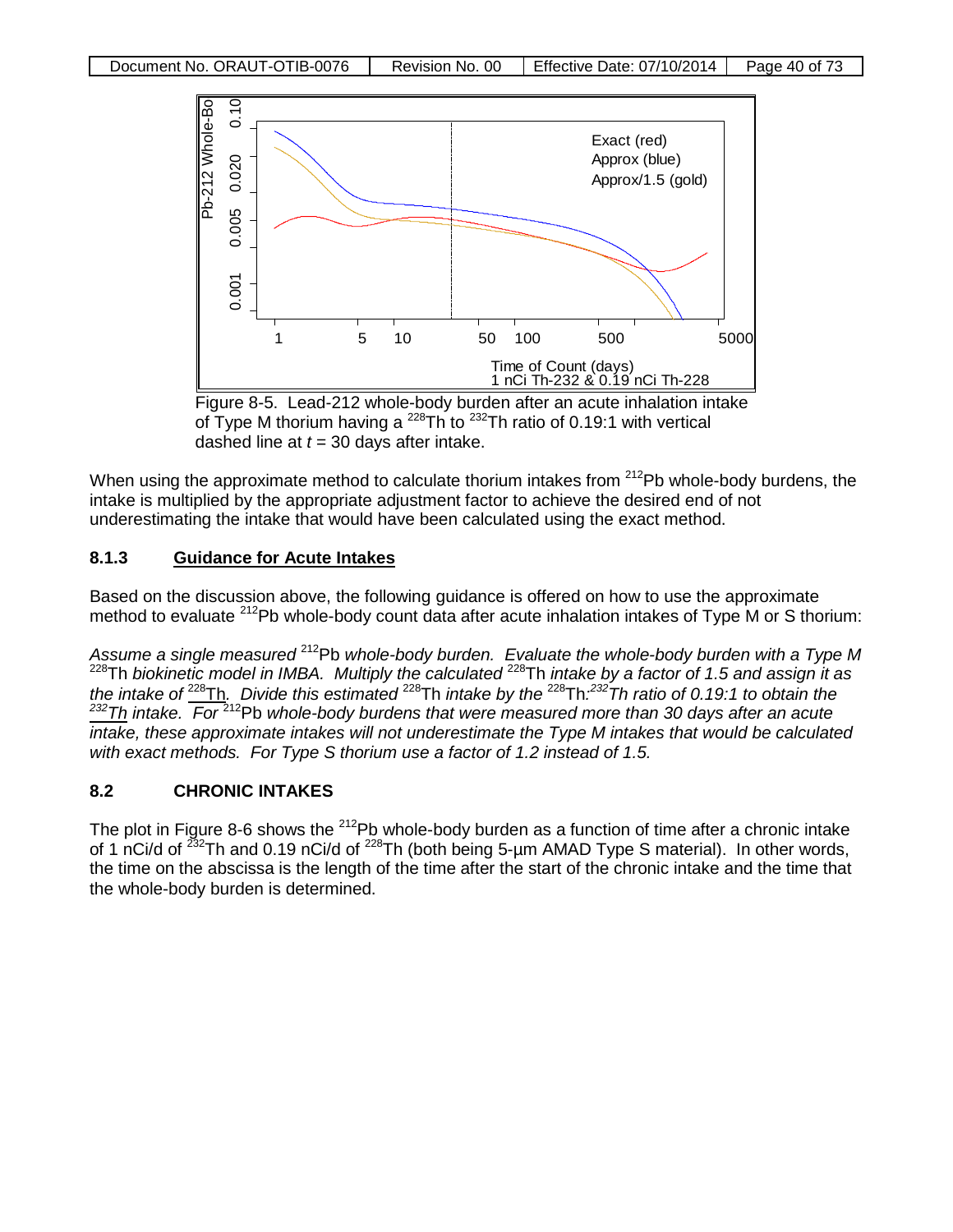Figure 8-5. Lead-212 whole-body burden after an acute inhalation intake of Type M thorium having a $^{228}$Th to $^{232}$Th ratio of 0.19:1 with vertical dashed line at $t$ = 30 days after intake.

When using the approximate method to calculate thorium intakes from $^{212}$Pb whole-body burdens, the intake is multiplied by the appropriate adjustment factor to achieve the desired end of not underestimating the intake that would have been calculated using the exact method.

### 8.1.3 Guidance for Acute Intakes

Based on the discussion above, the following guidance is offered on how to use the approximate method to evaluate $^{212}$Pb whole-body count data after acute inhalation intakes of Type M or S thorium:

*Assume a single measured $^{212}$Pb whole-body burden. Evaluate the whole-body burden with a Type M $^{228}$Th biokinetic model in IMBA. Multiply the calculated $^{228}$Th intake by a factor of 1.5 and assign it as the intake of $^{228}$Th. Divide this estimated $^{228}$Th intake by the $^{228}$Th:$^{232}$Th ratio of 0.19:1 to obtain the $^{232}$Th intake. For $^{212}$Pb whole-body burdens that were measured more than 30 days after an acute intake, these approximate intakes will not underestimate the Type M intakes that would be calculated with exact methods. For Type S thorium use a factor of 1.2 instead of 1.5.*

## 8.2 CHRONIC INTAKES

The plot in Figure 8-6 shows the $^{212}$Pb whole-body burden as a function of time after a chronic intake of 1 nCi/d of $^{232}$Th and 0.19 nCi/d of $^{228}$Th (both being 5-µm AMAD Type S material). In other words, the time on the abscissa is the length of the time after the start of the chronic intake and the time that the whole-body burden is determined.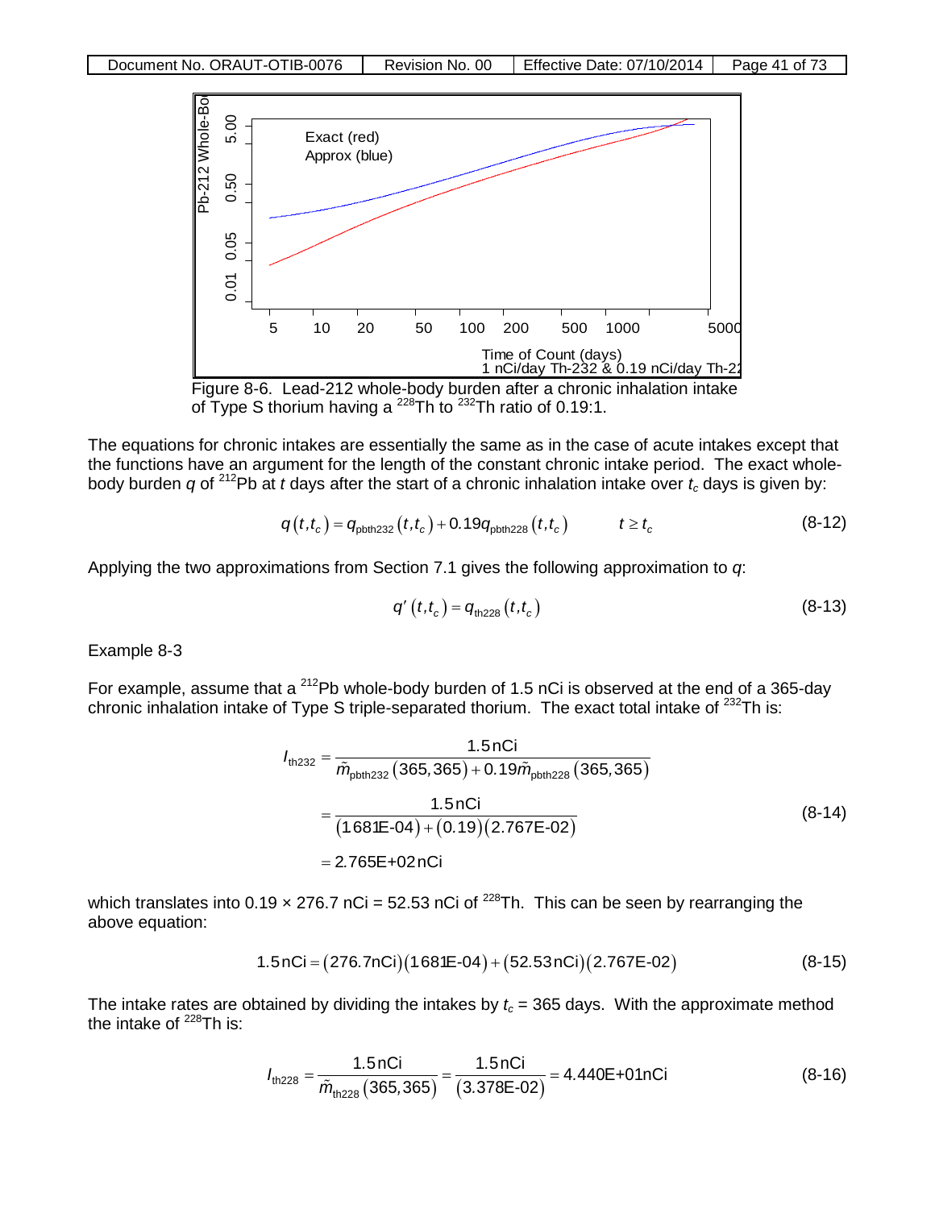Figure 8-6. Lead-212 whole-body burden after a chronic inhalation intake of Type S thorium having a $^{228}$Th to $^{232}$Th ratio of 0.19:1.

The equations for chronic intakes are essentially the same as in the case of acute intakes except that the functions have an argument for the length of the constant chronic intake period. The exact whole-body burden $q$ of $^{212}$Pb at $t$ days after the start of a chronic inhalation intake over $t_c$ days is given by:

$$q(t,t_c) = q_{\text{pbth232}}(t,t_c) + 0.19q_{\text{pbth228}}(t,t_c) \qquad t \geq t_c \tag{8-12}$$

Applying the two approximations from Section 7.1 gives the following approximation to $q$:

$$q'(t,t_c) = q_{\text{th228}}(t,t_c) \tag{8-13}$$

Example 8-3

For example, assume that a $^{212}$Pb whole-body burden of 1.5 nCi is observed at the end of a 365-day chronic inhalation intake of Type S triple-separated thorium. The exact total intake of $^{232}$Th is:

$$\begin{aligned} I_{\text{th232}} &= \frac{1.5\,\text{nCi}}{\tilde{m}_{\text{pbth232}}(365,365) + 0.19\tilde{m}_{\text{pbth228}}(365,365)} \\ &= \frac{1.5\,\text{nCi}}{(1.681\text{E-04}) + (0.19)(2.767\text{E-02})} \\ &= 2.765\text{E+02}\,\text{nCi} \end{aligned} \tag{8-14}$$

which translates into 0.19 × 276.7 nCi = 52.53 nCi of $^{228}$Th. This can be seen by rearranging the above equation:

$$1.5\,\text{nCi} = (276.7\text{nCi})(1.681\text{E-04}) + (52.53\,\text{nCi})(2.767\text{E-02}) \tag{8-15}$$

The intake rates are obtained by dividing the intakes by $t_c$ = 365 days. With the approximate method the intake of $^{228}$Th is:

$$I_{\text{th228}} = \frac{1.5\,\text{nCi}}{\tilde{m}_{\text{th228}}(365,365)} = \frac{1.5\,\text{nCi}}{(3.378\text{E-02})} = 4.440\text{E+01}\,\text{nCi} \tag{8-16}$$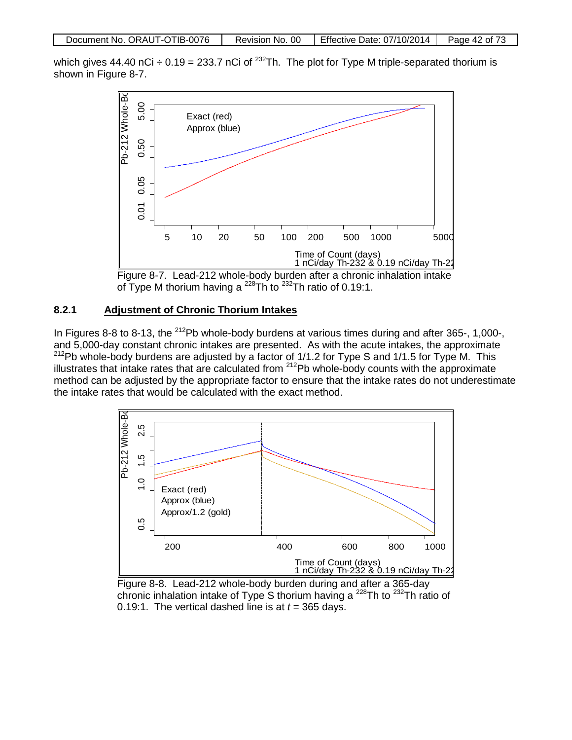which gives 44.40 nCi ÷ 0.19 = 233.7 nCi of $^{232}$Th. The plot for Type M triple-separated thorium is shown in Figure 8-7.

Figure 8-7. Lead-212 whole-body burden after a chronic inhalation intake of Type M thorium having a $^{228}$Th to $^{232}$Th ratio of 0.19:1.

### 8.2.1 Adjustment of Chronic Thorium Intakes

In Figures 8-8 to 8-13, the $^{212}$Pb whole-body burdens at various times during and after 365-, 1,000-, and 5,000-day constant chronic intakes are presented. As with the acute intakes, the approximate $^{212}$Pb whole-body burdens are adjusted by a factor of 1/1.2 for Type S and 1/1.5 for Type M. This illustrates that intake rates that are calculated from $^{212}$Pb whole-body counts with the approximate method can be adjusted by the appropriate factor to ensure that the intake rates do not underestimate the intake rates that would be calculated with the exact method.

Figure 8-8. Lead-212 whole-body burden during and after a 365-day chronic inhalation intake of Type S thorium having a $^{228}$Th to $^{232}$Th ratio of 0.19:1. The vertical dashed line is at *t* = 365 days.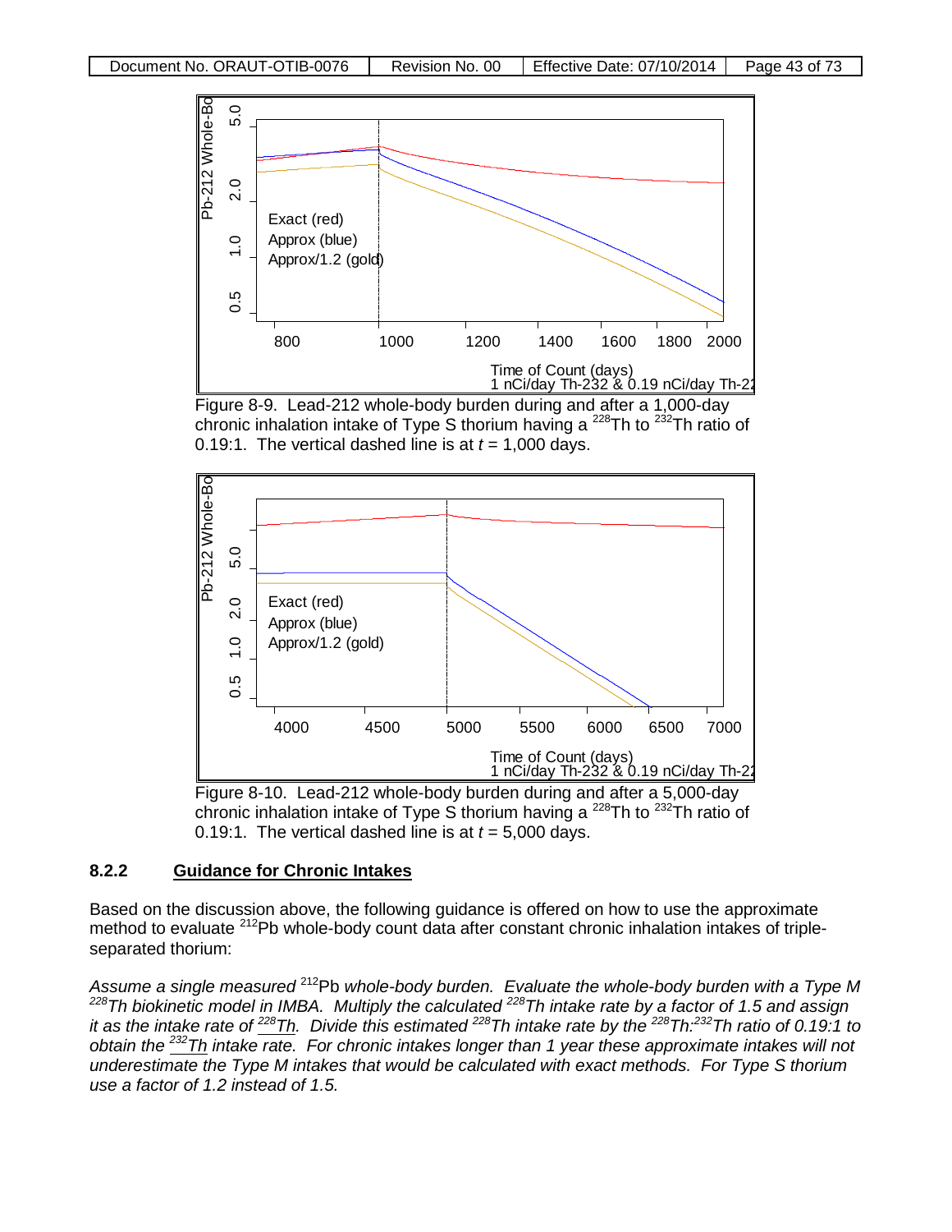Figure 8-9. Lead-212 whole-body burden during and after a 1,000-day chronic inhalation intake of Type S thorium having a $^{228}$Th to $^{232}$Th ratio of 0.19:1. The vertical dashed line is at *t* = 1,000 days.

Figure 8-10. Lead-212 whole-body burden during and after a 5,000-day chronic inhalation intake of Type S thorium having a $^{228}$Th to $^{232}$Th ratio of 0.19:1. The vertical dashed line is at *t* = 5,000 days.

### 8.2.2 Guidance for Chronic Intakes

Based on the discussion above, the following guidance is offered on how to use the approximate method to evaluate $^{212}$Pb whole-body count data after constant chronic inhalation intakes of triple-separated thorium:

*Assume a single measured* $^{212}$Pb *whole-body burden. Evaluate the whole-body burden with a Type M* $^{228}$*Th biokinetic model in IMBA. Multiply the calculated* $^{228}$*Th intake rate by a factor of 1.5 and assign it as the intake rate of* $^{228}$*Th. Divide this estimated* $^{228}$*Th intake rate by the* $^{228}$*Th:*$^{232}$*Th ratio of 0.19:1 to obtain the* $^{232}$*Th intake rate. For chronic intakes longer than 1 year these approximate intakes will not underestimate the Type M intakes that would be calculated with exact methods. For Type S thorium use a factor of 1.2 instead of 1.5.*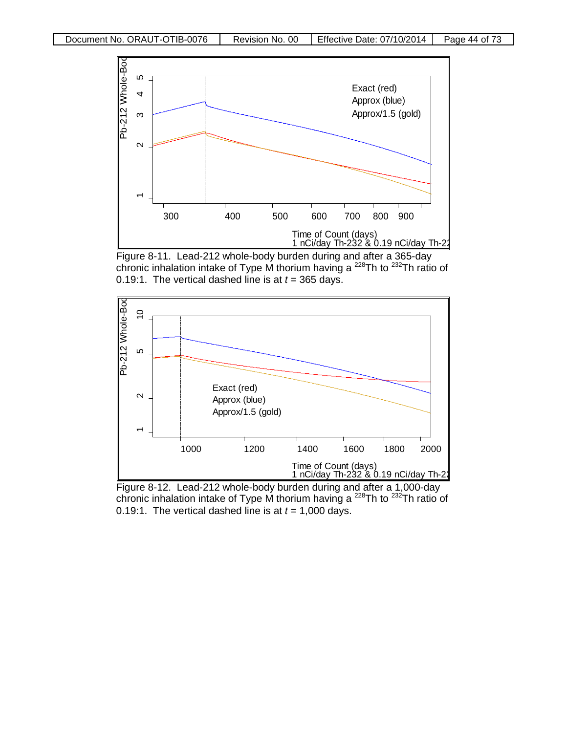Figure 8-11. Lead-212 whole-body burden during and after a 365-day chronic inhalation intake of Type M thorium having a $^{228}$Th to $^{232}$Th ratio of 0.19:1. The vertical dashed line is at $t$ = 365 days.

Figure 8-12. Lead-212 whole-body burden during and after a 1,000-day chronic inhalation intake of Type M thorium having a $^{228}$Th to $^{232}$Th ratio of 0.19:1. The vertical dashed line is at $t$ = 1,000 days.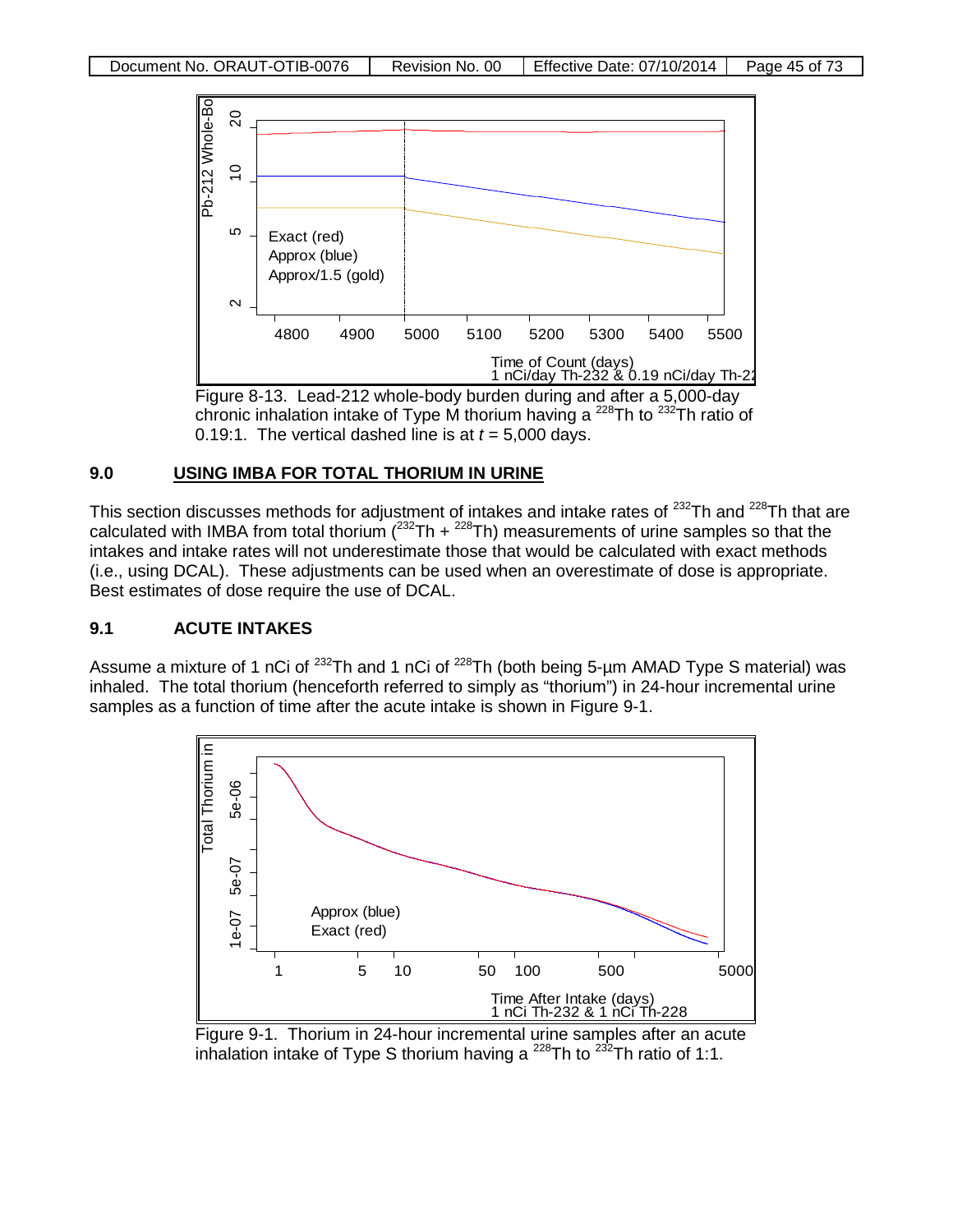Figure 8-13. Lead-212 whole-body burden during and after a 5,000-day chronic inhalation intake of Type M thorium having a $^{228}$Th to $^{232}$Th ratio of 0.19:1. The vertical dashed line is at *t* = 5,000 days.

## 9.0 USING IMBA FOR TOTAL THORIUM IN URINE

This section discusses methods for adjustment of intakes and intake rates of $^{232}$Th and $^{228}$Th that are calculated with IMBA from total thorium ($^{232}$Th + $^{228}$Th) measurements of urine samples so that the intakes and intake rates will not underestimate those that would be calculated with exact methods (i.e., using DCAL). These adjustments can be used when an overestimate of dose is appropriate. Best estimates of dose require the use of DCAL.

### 9.1 ACUTE INTAKES

Assume a mixture of 1 nCi of $^{232}$Th and 1 nCi of $^{228}$Th (both being 5-µm AMAD Type S material) was inhaled. The total thorium (henceforth referred to as simply as "thorium") in 24-hour incremental urine samples as a function of time after the acute intake is shown in Figure 9-1.

Figure 9-1. Thorium in 24-hour incremental urine samples after an acute inhalation intake of Type S thorium having a $^{228}$Th to $^{232}$Th ratio of 1:1.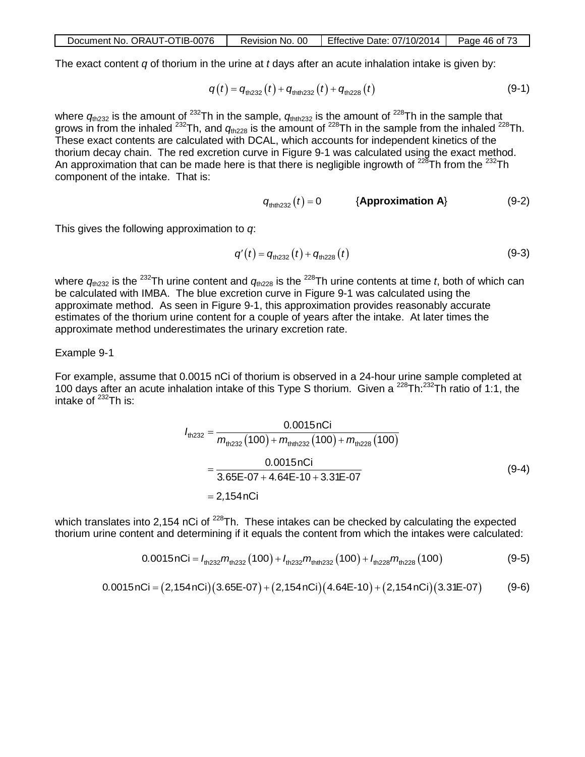The exact content $q$ of thorium in the urine at $t$ days after an acute inhalation intake is given by:

$$q(t) = q_{\text{th232}}(t) + q_{\text{thth232}}(t) + q_{\text{th228}}(t) \tag{9-1}$$

where $q_{\text{th232}}$ is the amount of $^{232}$Th in the sample, $q_{\text{thth232}}$ is the amount of $^{228}$Th in the sample that grows in from the inhaled $^{232}$Th, and $q_{\text{th228}}$ is the amount of $^{228}$Th in the sample from the inhaled $^{228}$Th. These exact contents are calculated with DCAL, which accounts for independent kinetics of the thorium decay chain. The red excretion curve in Figure 9-1 was calculated using the exact method. An approximation that can be made here is that there is negligible ingrowth of $^{228}$Th from the $^{232}$Th component of the intake. That is:

$$q_{\text{thth232}}(t) = 0 \qquad \{\textbf{Approximation A}\} \tag{9-2}$$

This gives the following approximation to $q$:

$$q'(t) = q_{\text{th232}}(t) + q_{\text{th228}}(t) \tag{9-3}$$

where $q_{\text{th232}}$ is the $^{232}$Th urine content and $q_{\text{th228}}$ is the $^{228}$Th urine contents at time $t$, both of which can be calculated with IMBA. The blue excretion curve in Figure 9-1 was calculated using the approximate method. As seen in Figure 9-1, this approximation provides reasonably accurate estimates of the thorium urine content for a couple of years after the intake. At later times the approximate method underestimates the urinary excretion rate.

Example 9-1

For example, assume that 0.0015 nCi of thorium is observed in a 24-hour urine sample completed at 100 days after an acute inhalation intake of this Type S thorium. Given a $^{228}$Th:$^{232}$Th ratio of 1:1, the intake of $^{232}$Th is:

$$\begin{aligned} I_{\text{th232}} &= \frac{0.0015\,\text{nCi}}{m_{\text{th232}}(100) + m_{\text{thth232}}(100) + m_{\text{th228}}(100)} \\ &= \frac{0.0015\,\text{nCi}}{3.65\text{E-}07 + 4.64\text{E-}10 + 3.31\text{E-}07} \\ &= 2{,}154\,\text{nCi} \end{aligned} \tag{9-4}$$

which translates into 2,154 nCi of $^{228}$Th. These intakes can be checked by calculating the expected thorium urine content and determining if it equals the content from which the intakes were calculated:

$$0.0015\,\text{nCi} = I_{\text{th232}} m_{\text{th232}}(100) + I_{\text{th232}} m_{\text{thth232}}(100) + I_{\text{th228}} m_{\text{th228}}(100) \tag{9-5}$$

$$0.0015\,\text{nCi} = (2{,}154\,\text{nCi})(3.65\text{E-}07) + (2{,}154\,\text{nCi})(4.64\text{E-}10) + (2{,}154\,\text{nCi})(3.31\text{E-}07) \tag{9-6}$$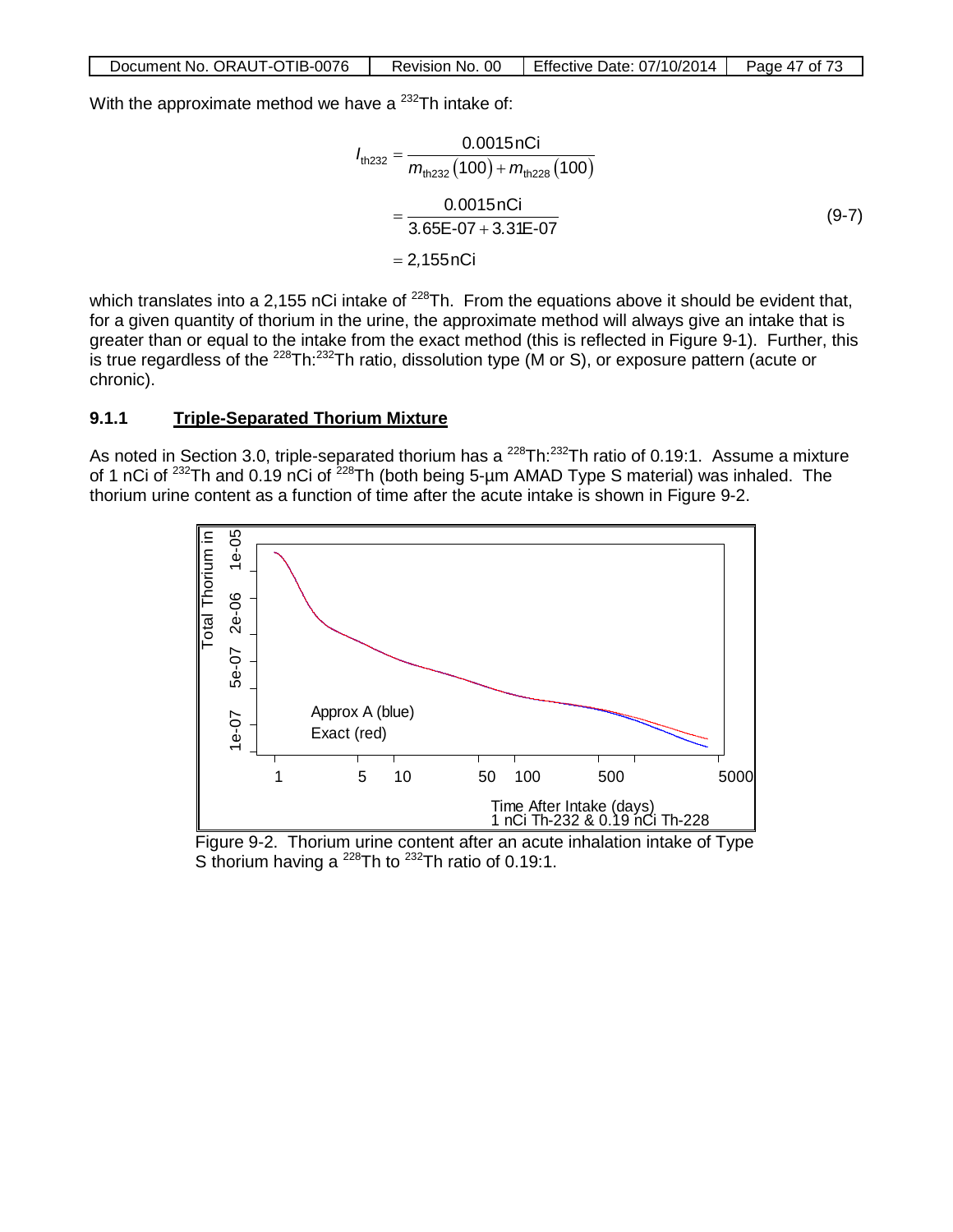With the approximate method we have a $^{232}$Th intake of:

$$
\begin{aligned}
I_{\text{th232}} &= \frac{0.0015\,\text{nCi}}{m_{\text{th232}}(100) + m_{\text{th228}}(100)} \\
&= \frac{0.0015\,\text{nCi}}{3.65\text{E-07} + 3.31\text{E-07}} \\
&= 2{,}155\,\text{nCi}
\end{aligned}
\tag{9-7}
$$

which translates into a 2,155 nCi intake of $^{228}$Th. From the equations above it should be evident that, for a given quantity of thorium in the urine, the approximate method will always give an intake that is greater than or equal to the intake from the exact method (this is reflected in Figure 9-1). Further, this is true regardless of the $^{228}$Th:$^{232}$Th ratio, dissolution type (M or S), or exposure pattern (acute or chronic).

### 9.1.1 Triple-Separated Thorium Mixture

As noted in Section 3.0, triple-separated thorium has a $^{228}$Th:$^{232}$Th ratio of 0.19:1. Assume a mixture of 1 nCi of $^{232}$Th and 0.19 nCi of $^{228}$Th (both being 5-µm AMAD Type S material) was inhaled. The thorium urine content as a function of time after the acute intake is shown in Figure 9-2.

Figure 9-2. Thorium urine content after an acute inhalation intake of Type S thorium having a $^{228}$Th to $^{232}$Th ratio of 0.19:1.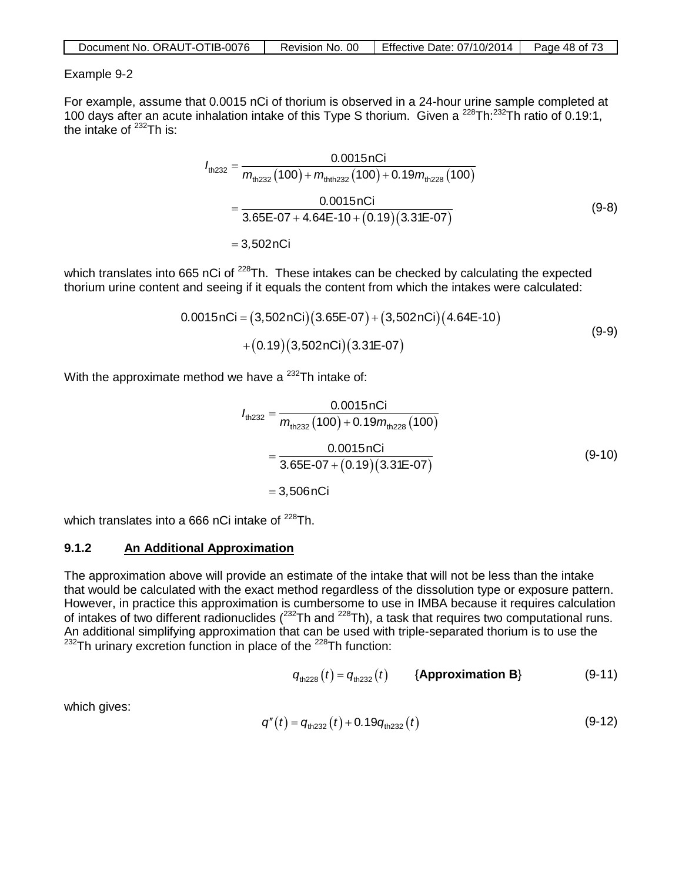Example 9-2

For example, assume that 0.0015 nCi of thorium is observed in a 24-hour urine sample completed at 100 days after an acute inhalation intake of this Type S thorium. Given a $^{228}$Th:$^{232}$Th ratio of 0.19:1, the intake of $^{232}$Th is:

$$
\begin{aligned}
I_{\text{th232}} &= \frac{0.0015\,\text{nCi}}{m_{\text{th232}}(100) + m_{\text{thth232}}(100) + 0.19 m_{\text{th228}}(100)} \\
&= \frac{0.0015\,\text{nCi}}{3.65\text{E-07} + 4.64\text{E-10} + (0.19)(3.31\text{E-07})} \\
&= 3{,}502\,\text{nCi}
\end{aligned}
\tag{9-8}
$$

which translates into 665 nCi of $^{228}$Th. These intakes can be checked by calculating the expected thorium urine content and seeing if it equals the content from which the intakes were calculated:

$$
\begin{aligned}
0.0015\,\text{nCi} = (3{,}502\,\text{nCi})(3.65\text{E-07}) + (3{,}502\,\text{nCi})(4.64\text{E-10}) \\
+ (0.19)(3{,}502\,\text{nCi})(3.31\text{E-07})
\end{aligned}
\tag{9-9}
$$

With the approximate method we have a $^{232}$Th intake of:

$$
\begin{aligned}
I_{\text{th232}} &= \frac{0.0015\,\text{nCi}}{m_{\text{th232}}(100) + 0.19 m_{\text{th228}}(100)} \\
&= \frac{0.0015\,\text{nCi}}{3.65\text{E-07} + (0.19)(3.31\text{E-07})} \\
&= 3{,}506\,\text{nCi}
\end{aligned}
\tag{9-10}
$$

which translates into a 666 nCi intake of $^{228}$Th.

### 9.1.2 An Additional Approximation

The approximation above will provide an estimate of the intake that will not be less than the intake that would be calculated with the exact method regardless of the dissolution type or exposure pattern. However, in practice this approximation is cumbersome to use in IMBA because it requires calculation of intakes of two different radionuclides ($^{232}$Th and $^{228}$Th), a task that requires two computational runs. An additional simplifying approximation that can be used with triple-separated thorium is to use the $^{232}$Th urinary excretion function in place of the $^{228}$Th function:

$$
q_{\text{th228}}(t) = q_{\text{th232}}(t) \qquad \{\textbf{Approximation B}\} \tag{9-11}
$$

which gives:

$$
q''(t) = q_{\text{th232}}(t) + 0.19 q_{\text{th232}}(t) \tag{9-12}
$$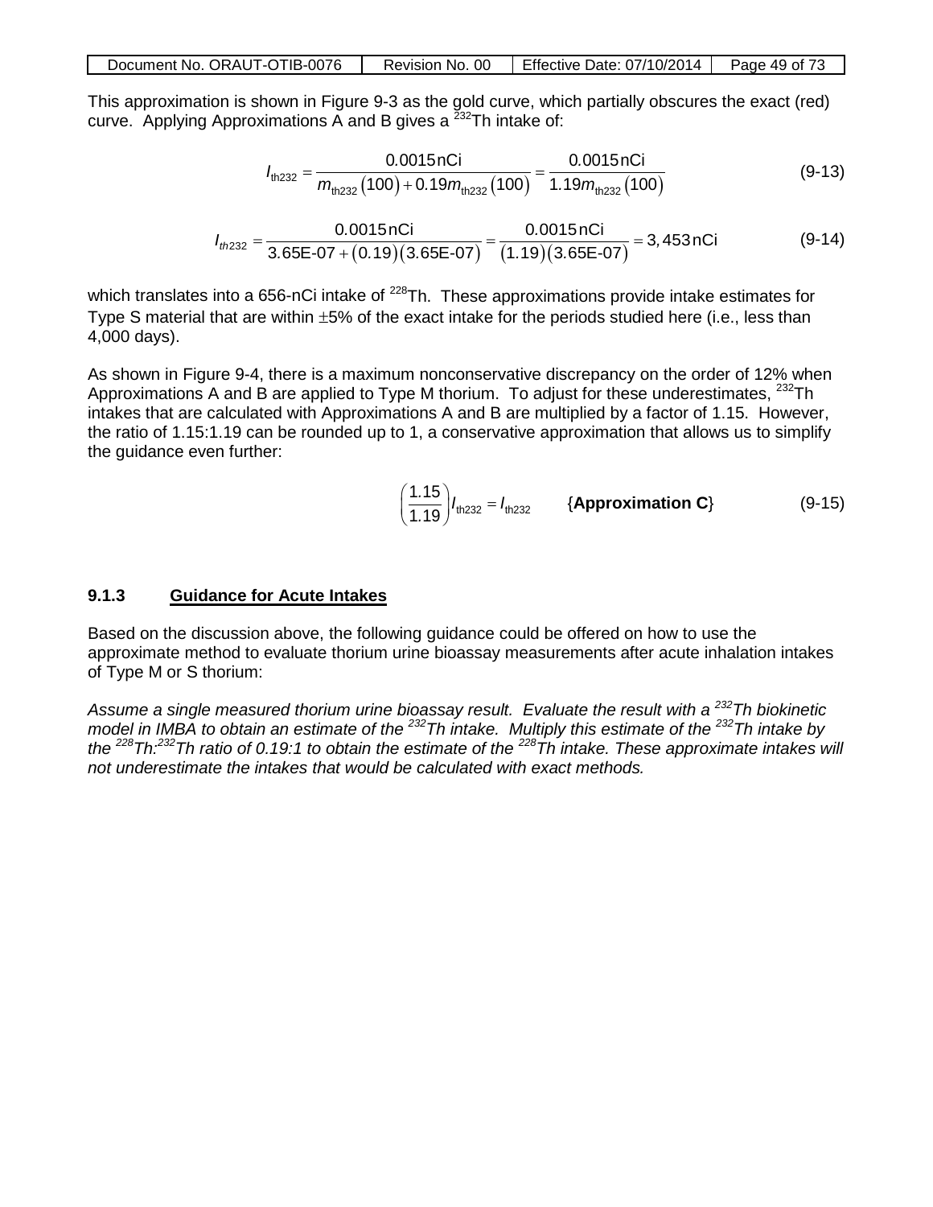This approximation is shown in Figure 9-3 as the gold curve, which partially obscures the exact (red) curve. Applying Approximations A and B gives a $^{232}$Th intake of:

$$I_{th232} = \frac{0.0015\,\text{nCi}}{m_{th232}(100) + 0.19m_{th232}(100)} = \frac{0.0015\,\text{nCi}}{1.19m_{th232}(100)} \tag{9-13}$$

$$I_{th232} = \frac{0.0015\,\text{nCi}}{3.65\text{E-}07 + (0.19)(3.65\text{E-}07)} = \frac{0.0015\,\text{nCi}}{(1.19)(3.65\text{E-}07)} = 3,453\,\text{nCi} \tag{9-14}$$

which translates into a 656-nCi intake of $^{228}$Th. These approximations provide intake estimates for Type S material that are within ±5% of the exact intake for the periods studied here (i.e., less than 4,000 days).

As shown in Figure 9-4, there is a maximum nonconservative discrepancy on the order of 12% when Approximations A and B are applied to Type M thorium. To adjust for these underestimates, $^{232}$Th intakes that are calculated with Approximations A and B are multiplied by a factor of 1.15. However, the ratio of 1.15:1.19 can be rounded up to 1, a conservative approximation that allows us to simplify the guidance even further:

$$\left(\frac{1.15}{1.19}\right) I_{th232} = I_{th232} \qquad \{\textbf{Approximation C}\} \tag{9-15}$$

### 9.1.3 Guidance for Acute Intakes

Based on the discussion above, the following guidance could be offered on how to use the approximate method to evaluate thorium urine bioassay measurements after acute inhalation intakes of Type M or S thorium:

*Assume a single measured thorium urine bioassay result. Evaluate the result with a $^{232}$Th biokinetic model in IMBA to obtain an estimate of the $^{232}$Th intake. Multiply this estimate of the $^{232}$Th intake by the $^{228}$Th:$^{232}$Th ratio of 0.19:1 to obtain the estimate of the $^{228}$Th intake. These approximate intakes will not underestimate the intakes that would be calculated with exact methods.*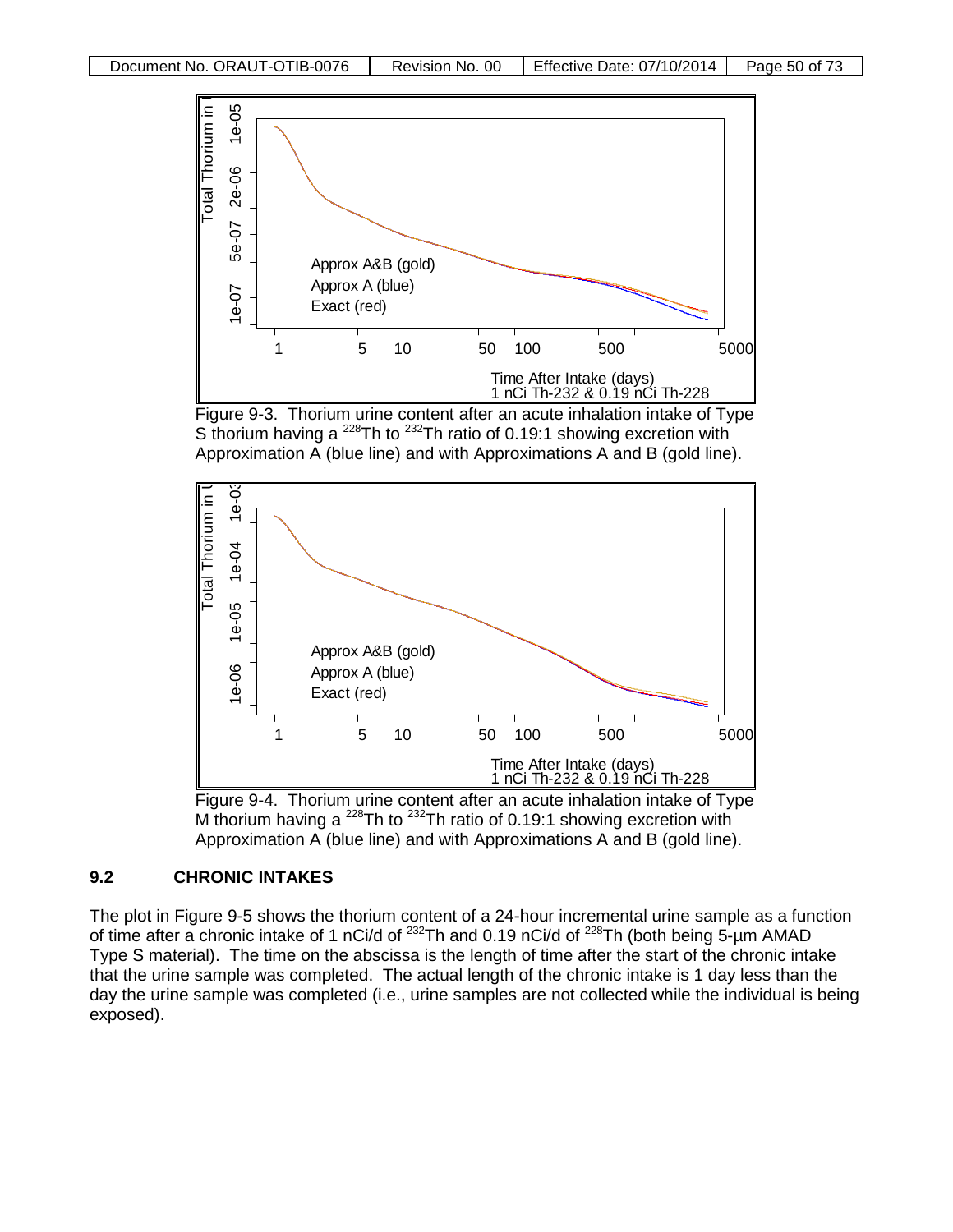Figure 9-3. Thorium urine content after an acute inhalation intake of Type S thorium having a $^{228}$Th to $^{232}$Th ratio of 0.19:1 showing excretion with Approximation A (blue line) and with Approximations A and B (gold line).

Figure 9-4. Thorium urine content after an acute inhalation intake of Type M thorium having a $^{228}$Th to $^{232}$Th ratio of 0.19:1 showing excretion with Approximation A (blue line) and with Approximations A and B (gold line).

## 9.2 CHRONIC INTAKES

The plot in Figure 9-5 shows the thorium content of a 24-hour incremental urine sample as a function of time after a chronic intake of 1 nCi/d of $^{232}$Th and 0.19 nCi/d of $^{228}$Th (both being 5-μm AMAD Type S material). The time on the abscissa is the length of time after the start of the chronic intake that the urine sample was completed. The actual length of the chronic intake is 1 day less than the day the urine sample was completed (i.e., urine samples are not collected while the individual is being exposed).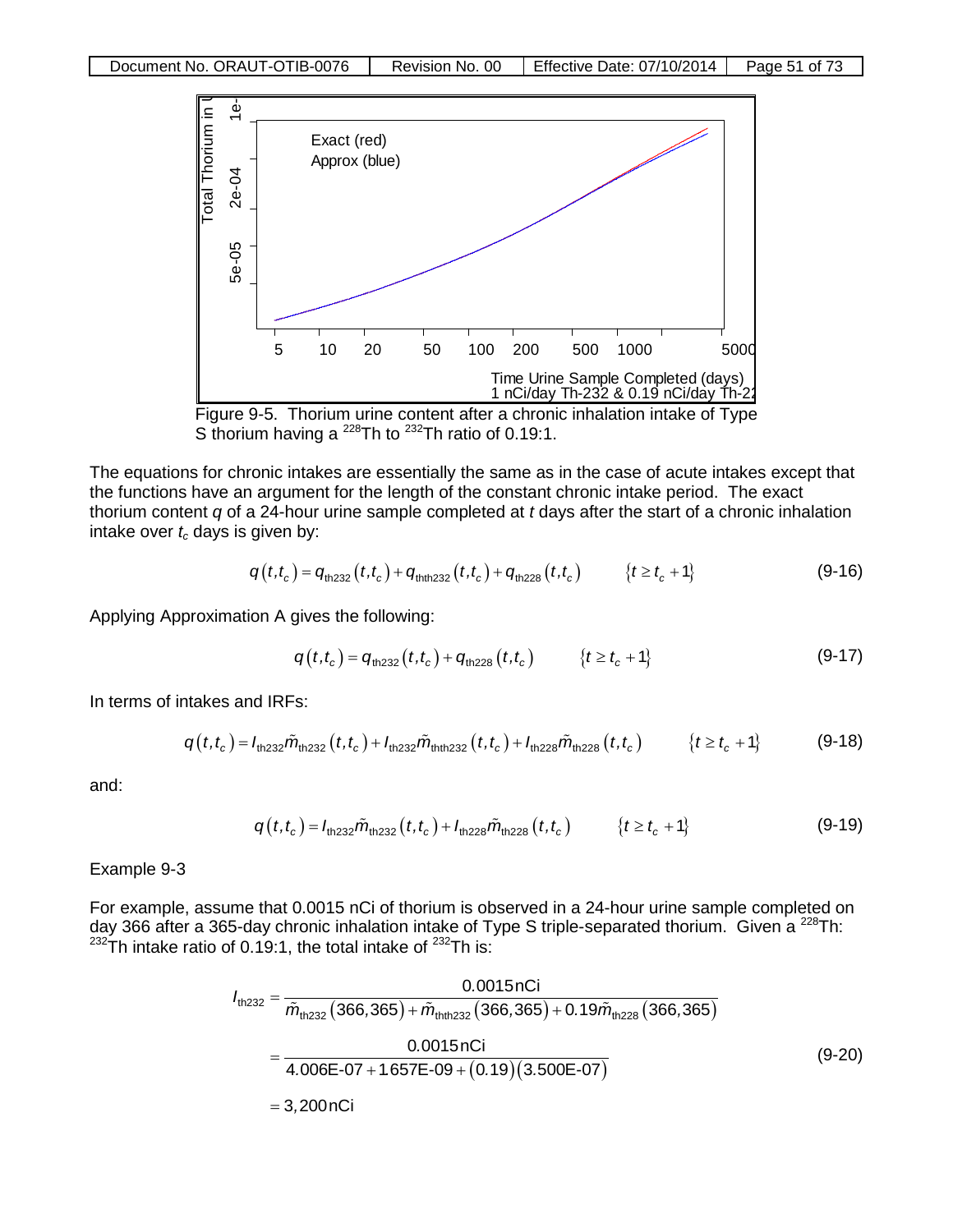Figure 9-5. Thorium urine content after a chronic inhalation intake of Type S thorium having a $^{228}$Th to $^{232}$Th ratio of 0.19:1.

The equations for chronic intakes are essentially the same as in the case of acute intakes except that the functions have an argument for the length of the constant chronic intake period. The exact thorium content $q$ of a 24-hour urine sample completed at $t$ days after the start of a chronic inhalation intake over $t_c$ days is given by:

$$q(t,t_c) = q_{\text{th232}}(t,t_c) + q_{\text{thth232}}(t,t_c) + q_{\text{th228}}(t,t_c) \qquad \{t \ge t_c + 1\} \tag{9-16}$$

Applying Approximation A gives the following:

$$q(t,t_c) = q_{\text{th232}}(t,t_c) + q_{\text{th228}}(t,t_c) \qquad \{t \ge t_c + 1\} \tag{9-17}$$

In terms of intakes and IRFs:

$$q(t,t_c) = I_{\text{th232}}\tilde{m}_{\text{th232}}(t,t_c) + I_{\text{th232}}\tilde{m}_{\text{thth232}}(t,t_c) + I_{\text{th228}}\tilde{m}_{\text{th228}}(t,t_c) \qquad \{t \ge t_c + 1\} \tag{9-18}$$

and:

$$q(t,t_c) = I_{\text{th232}}\tilde{m}_{\text{th232}}(t,t_c) + I_{\text{th228}}\tilde{m}_{\text{th228}}(t,t_c) \qquad \{t \ge t_c + 1\} \tag{9-19}$$

Example 9-3

For example, assume that 0.0015 nCi of thorium is observed in a 24-hour urine sample completed on day 366 after a 365-day chronic inhalation intake of Type S triple-separated thorium. Given a $^{228}$Th:$^{232}$Th intake ratio of 0.19:1, the total intake of $^{232}$Th is:

$$\begin{aligned} I_{\text{th232}} &= \frac{0.0015\,\text{nCi}}{\tilde{m}_{\text{th232}}(366,365) + \tilde{m}_{\text{thth232}}(366,365) + 0.19\tilde{m}_{\text{th228}}(366,365)} \\ &= \frac{0.0015\,\text{nCi}}{4.006\text{E-}07 + 1.657\text{E-}09 + (0.19)(3.500\text{E-}07)} \\ &= 3,200\,\text{nCi} \end{aligned} \tag{9-20}$$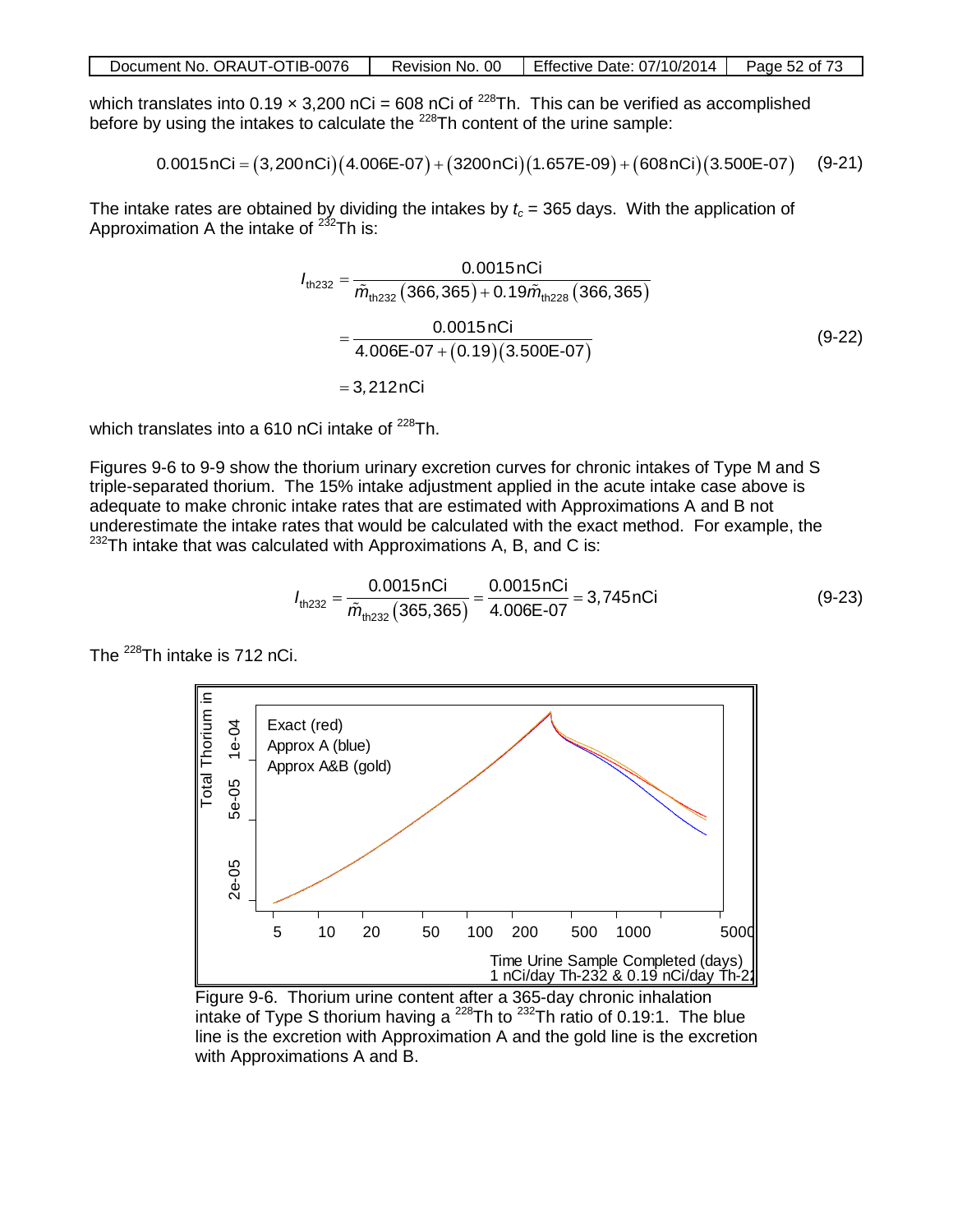which translates into 0.19 × 3,200 nCi = 608 nCi of $^{228}$Th. This can be verified as accomplished before by using the intakes to calculate the $^{228}$Th content of the urine sample:

$$0.0015\,\text{nCi} = (3{,}200\,\text{nCi})(4.006\text{E-}07) + (3200\,\text{nCi})(1.657\text{E-}09) + (608\,\text{nCi})(3.500\text{E-}07) \quad (9\text{-}21)$$

The intake rates are obtained by dividing the intakes by $t_c$ = 365 days. With the application of Approximation A the intake of $^{232}$Th is:

$$\begin{aligned} I_{\text{th232}} &= \frac{0.0015\,\text{nCi}}{\tilde{m}_{\text{th232}}(366,365) + 0.19\tilde{m}_{\text{th228}}(366,365)} \\ &= \frac{0.0015\,\text{nCi}}{4.006\text{E-}07 + (0.19)(3.500\text{E-}07)} \\ &= 3{,}212\,\text{nCi} \end{aligned} \quad (9\text{-}22)$$

which translates into a 610 nCi intake of $^{228}$Th.

Figures 9-6 to 9-9 show the thorium urinary excretion curves for chronic intakes of Type M and S triple-separated thorium. The 15% intake adjustment applied in the acute intake case above is adequate to make chronic intake rates that are estimated with Approximations A and B not underestimate the intake rates that would be calculated with the exact method. For example, the $^{232}$Th intake that was calculated with Approximations A, B, and C is:

$$I_{\text{th232}} = \frac{0.0015\,\text{nCi}}{\tilde{m}_{\text{th232}}(365,365)} = \frac{0.0015\,\text{nCi}}{4.006\text{E-}07} = 3{,}745\,\text{nCi} \quad (9\text{-}23)$$

The $^{228}$Th intake is 712 nCi.

Figure 9-6. Thorium urine content after a 365-day chronic inhalation intake of Type S thorium having a $^{228}$Th to $^{232}$Th ratio of 0.19:1. The blue line is the excretion with Approximation A and the gold line is the excretion with Approximations A and B.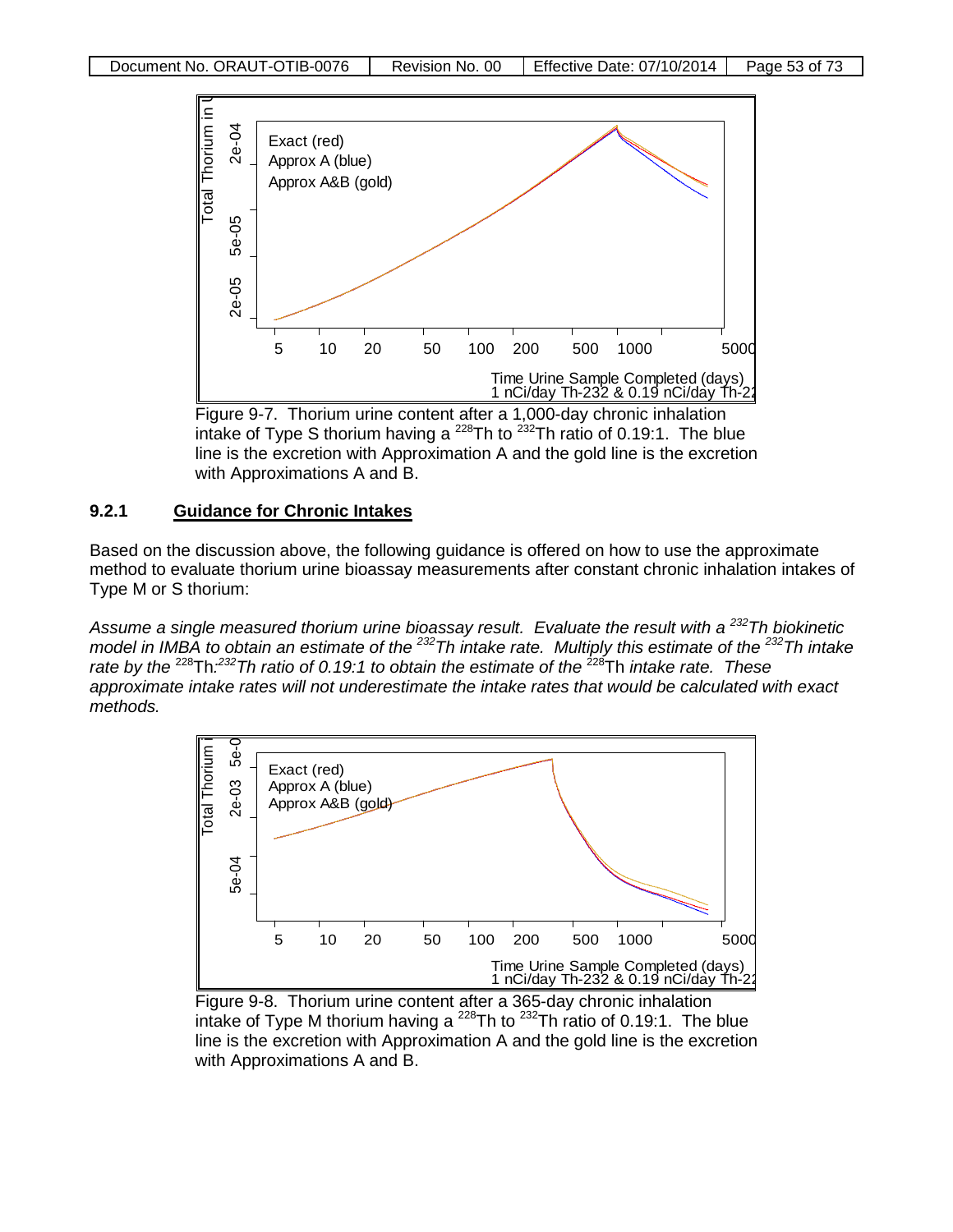Figure 9-7. Thorium urine content after a 1,000-day chronic inhalation intake of Type S thorium having a $^{228}$Th to $^{232}$Th ratio of 0.19:1. The blue line is the excretion with Approximation A and the gold line is the excretion with Approximations A and B.

### 9.2.1 Guidance for Chronic Intakes

Based on the discussion above, the following guidance is offered on how to use the approximate method to evaluate thorium urine bioassay measurements after constant chronic inhalation intakes of Type M or S thorium:

*Assume a single measured thorium urine bioassay result. Evaluate the result with a $^{232}$Th biokinetic model in IMBA to obtain an estimate of the $^{232}$Th intake rate. Multiply this estimate of the $^{232}$Th intake rate by the $^{228}$Th:$^{232}$Th ratio of 0.19:1 to obtain the estimate of the $^{228}$Th intake rate. These approximate intake rates will not underestimate the intake rates that would be calculated with exact methods.*

Figure 9-8. Thorium urine content after a 365-day chronic inhalation intake of Type M thorium having a $^{228}$Th to $^{232}$Th ratio of 0.19:1. The blue line is the excretion with Approximation A and the gold line is the excretion with Approximations A and B.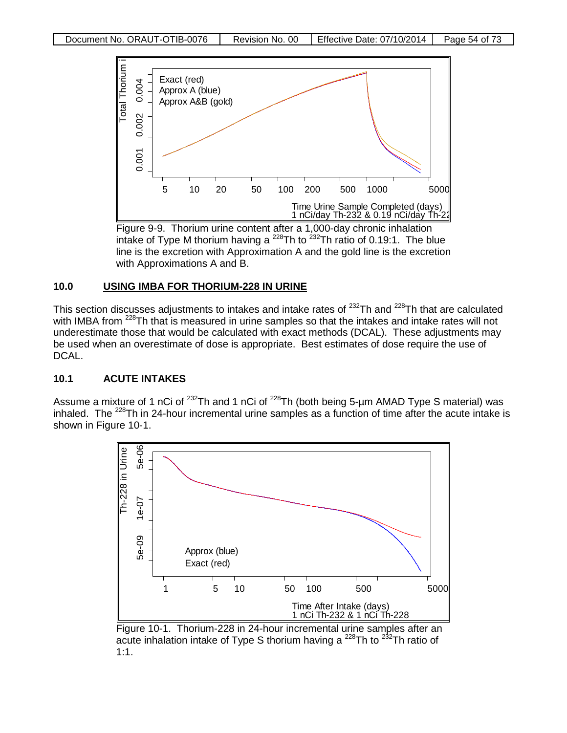Figure 9-9. Thorium urine content after a 1,000-day chronic inhalation intake of Type M thorium having a $^{228}$Th to $^{232}$Th ratio of 0.19:1. The blue line is the excretion with Approximation A and the gold line is the excretion with Approximations A and B.

## 10.0 USING IMBA FOR THORIUM-228 IN URINE

This section discusses adjustments to intakes and intake rates of $^{232}$Th and $^{228}$Th that are calculated with IMBA from $^{228}$Th that is measured in urine samples so that the intakes and intake rates will not underestimate those that would be calculated with exact methods (DCAL). These adjustments may be used when an overestimate of dose is appropriate. Best estimates of dose require the use of DCAL.

### 10.1 ACUTE INTAKES

Assume a mixture of 1 nCi of $^{232}$Th and 1 nCi of $^{228}$Th (both being 5-µm AMAD Type S material) was inhaled. The $^{228}$Th in 24-hour incremental urine samples as a function of time after the acute intake is shown in Figure 10-1.

Figure 10-1. Thorium-228 in 24-hour incremental urine samples after an acute inhalation intake of Type S thorium having a $^{228}$Th to $^{232}$Th ratio of 1:1.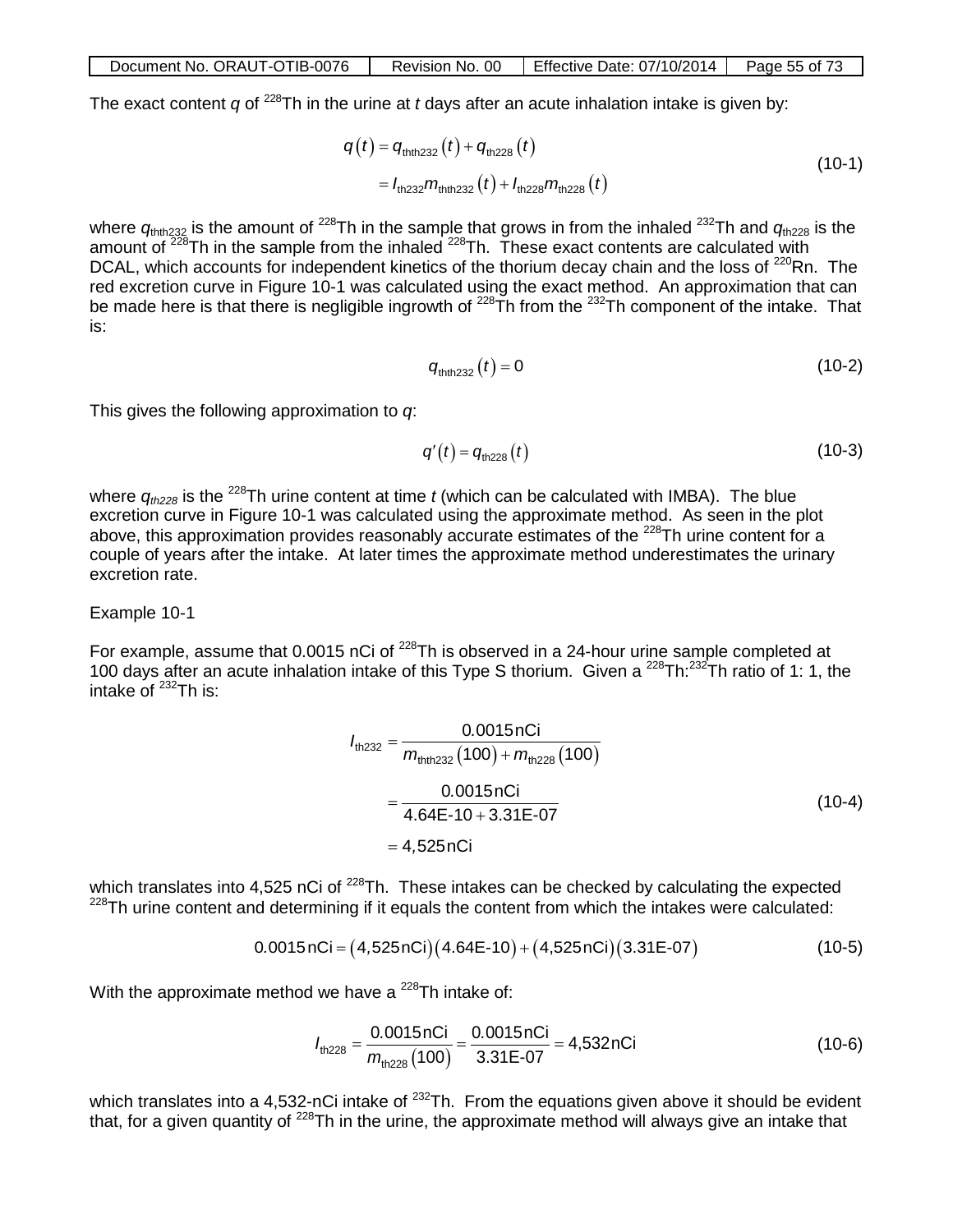The exact content $q$ of $^{228}$Th in the urine at $t$ days after an acute inhalation intake is given by:

$$
\begin{aligned}
q(t) &= q_{\mathrm{thth232}}(t) + q_{\mathrm{th228}}(t) \\
&= I_{\mathrm{th232}} m_{\mathrm{thth232}}(t) + I_{\mathrm{th228}} m_{\mathrm{th228}}(t)
\end{aligned} \tag{10-1}
$$

where $q_{thth232}$ is the amount of $^{228}$Th in the sample that grows in from the inhaled $^{232}$Th and $q_{th228}$ is the amount of $^{228}$Th in the sample from the inhaled $^{228}$Th. These exact contents are calculated with DCAL, which accounts for independent kinetics of the thorium decay chain and the loss of $^{220}$Rn. The red excretion curve in Figure 10-1 was calculated using the exact method. An approximation that can be made here is that there is negligible ingrowth of $^{228}$Th from the $^{232}$Th component of the intake. That is:

$$
q_{\mathrm{thth232}}(t) = 0 \tag{10-2}
$$

This gives the following approximation to $q$:

$$
q'(t) = q_{\mathrm{th228}}(t) \tag{10-3}
$$

where $q_{th228}$ is the $^{228}$Th urine content at time $t$ (which can be calculated with IMBA). The blue excretion curve in Figure 10-1 was calculated using the approximate method. As seen in the plot above, this approximation provides reasonably accurate estimates of the $^{228}$Th urine content for a couple of years after the intake. At later times the approximate method underestimates the urinary excretion rate.

Example 10-1

For example, assume that 0.0015 nCi of $^{228}$Th is observed in a 24-hour urine sample completed at 100 days after an acute inhalation intake of this Type S thorium. Given a $^{228}$Th:$^{232}$Th ratio of 1: 1, the intake of $^{232}$Th is:

$$
\begin{aligned}
I_{\mathrm{th232}} &= \frac{0.0015\,\mathrm{nCi}}{m_{\mathrm{thth232}}(100) + m_{\mathrm{th228}}(100)} \\
&= \frac{0.0015\,\mathrm{nCi}}{4.64\text{E-}10 + 3.31\text{E-}07} \\
&= 4{,}525\,\mathrm{nCi}
\end{aligned} \tag{10-4}
$$

which translates into 4,525 nCi of $^{228}$Th. These intakes can be checked by calculating the expected $^{228}$Th urine content and determining if it equals the content from which the intakes were calculated:

$$
0.0015\,\mathrm{nCi} = (4{,}525\,\mathrm{nCi})(4.64\text{E-}10) + (4{,}525\,\mathrm{nCi})(3.31\text{E-}07) \tag{10-5}
$$

With the approximate method we have a $^{228}$Th intake of:

$$
I_{\mathrm{th228}} = \frac{0.0015\,\mathrm{nCi}}{m_{\mathrm{th228}}(100)} = \frac{0.0015\,\mathrm{nCi}}{3.31\text{E-}07} = 4{,}532\,\mathrm{nCi} \tag{10-6}
$$

which translates into a 4,532-nCi intake of $^{232}$Th. From the equations given above it should be evident that, for a given quantity of $^{228}$Th in the urine, the approximate method will always give an intake that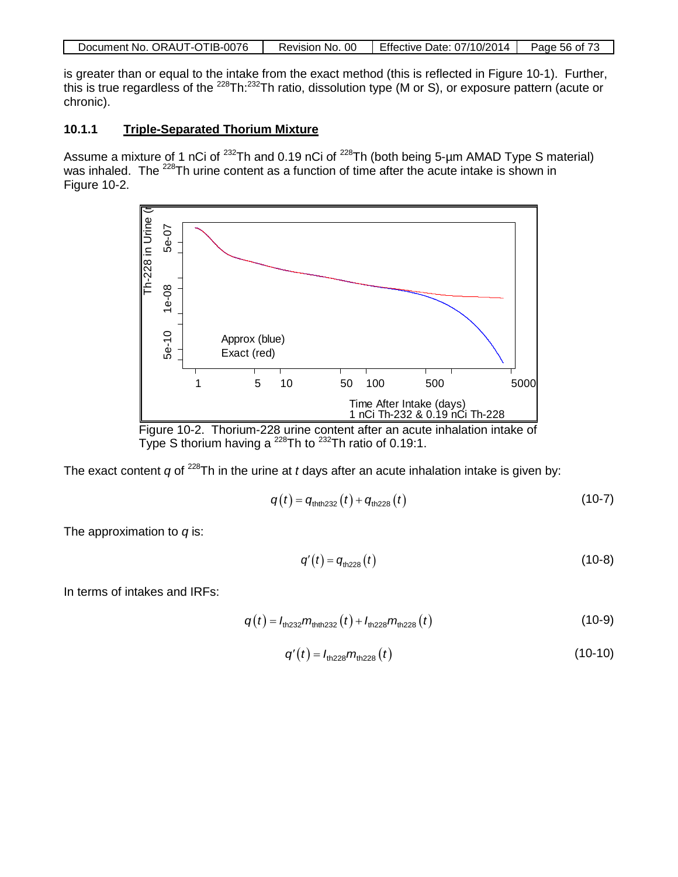is greater than or equal to the intake from the exact method (this is reflected in Figure 10-1). Further, this is true regardless of the $^{228}$Th:$^{232}$Th ratio, dissolution type (M or S), or exposure pattern (acute or chronic).

### 10.1.1 Triple-Separated Thorium Mixture

Assume a mixture of 1 nCi of $^{232}$Th and 0.19 nCi of $^{228}$Th (both being 5-µm AMAD Type S material) was inhaled. The $^{228}$Th urine content as a function of time after the acute intake is shown in Figure 10-2.

Figure 10-2. Thorium-228 urine content after an acute inhalation intake of Type S thorium having a $^{228}$Th to $^{232}$Th ratio of 0.19:1.

The exact content $q$ of $^{228}$Th in the urine at $t$ days after an acute inhalation intake is given by:

$$q(t) = q_{\text{thth232}}(t) + q_{\text{th228}}(t) \tag{10-7}$$

The approximation to $q$ is:

$$q'(t) = q_{\text{th228}}(t) \tag{10-8}$$

In terms of intakes and IRFs:

$$q(t) = I_{\text{th232}} m_{\text{thth232}}(t) + I_{\text{th228}} m_{\text{th228}}(t) \tag{10-9}$$

$$q'(t) = I_{\text{th228}} m_{\text{th228}}(t) \tag{10-10}$$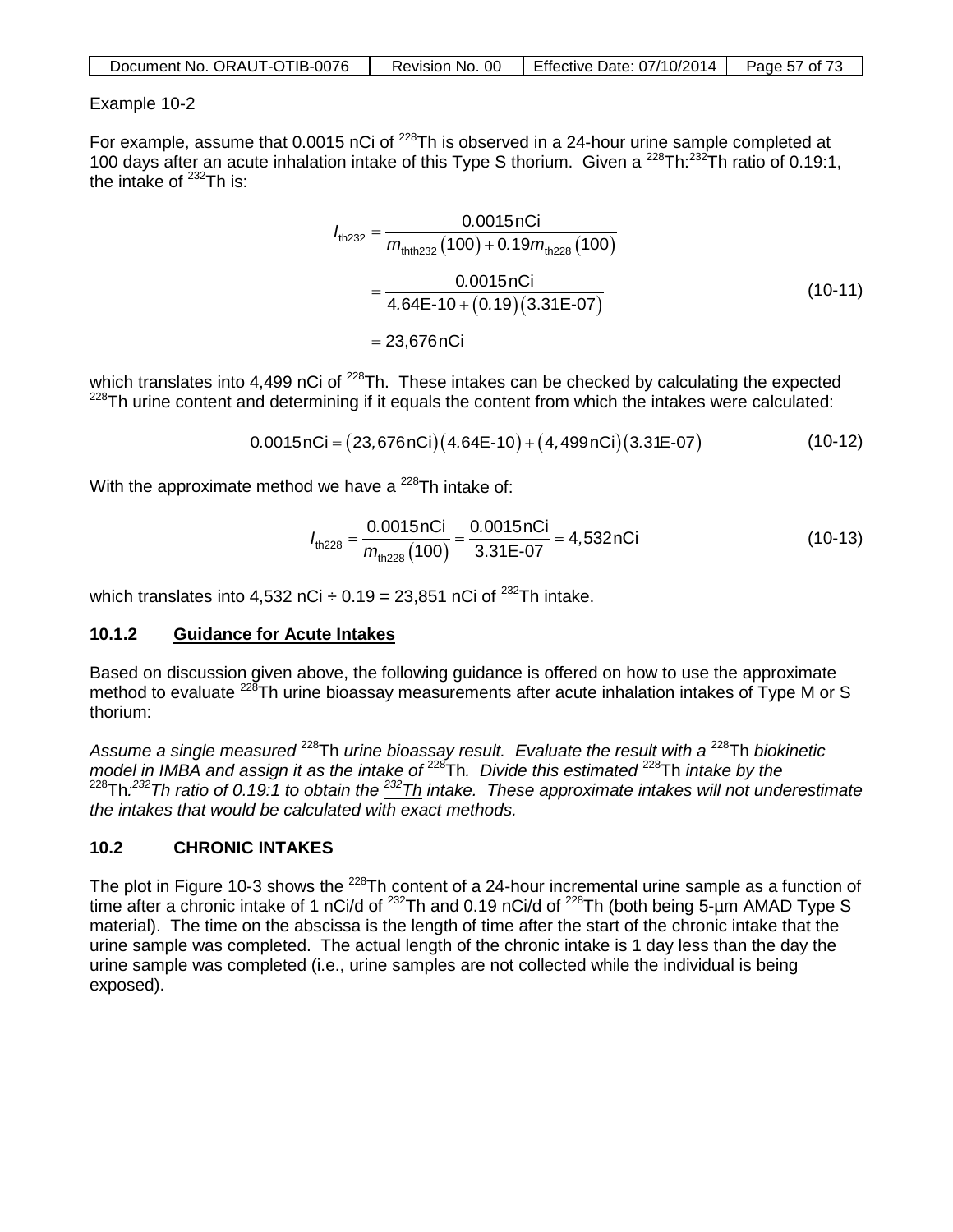Example 10-2

For example, assume that 0.0015 nCi of $^{228}$Th is observed in a 24-hour urine sample completed at 100 days after an acute inhalation intake of this Type S thorium. Given a $^{228}$Th:$^{232}$Th ratio of 0.19:1, the intake of $^{232}$Th is:

$$
\begin{aligned}
I_{\text{th232}} &= \frac{0.0015\,\text{nCi}}{m_{\text{thth232}}(100) + 0.19 m_{\text{th228}}(100)} \\
&= \frac{0.0015\,\text{nCi}}{4.64\text{E-}10 + (0.19)(3.31\text{E-}07)} \qquad (10\text{-}11) \\
&= 23{,}676\,\text{nCi}
\end{aligned}
$$

which translates into 4,499 nCi of $^{228}$Th. These intakes can be checked by calculating the expected $^{228}$Th urine content and determining if it equals the content from which the intakes were calculated:

$$
0.0015\,\text{nCi} = (23{,}676\,\text{nCi})(4.64\text{E-}10) + (4{,}499\,\text{nCi})(3.31\text{E-}07) \qquad (10\text{-}12)
$$

With the approximate method we have a $^{228}$Th intake of:

$$
I_{\text{th228}} = \frac{0.0015\,\text{nCi}}{m_{\text{th228}}(100)} = \frac{0.0015\,\text{nCi}}{3.31\text{E-}07} = 4{,}532\,\text{nCi} \qquad (10\text{-}13)
$$

which translates into 4,532 nCi ÷ 0.19 = 23,851 nCi of $^{232}$Th intake.

### 10.1.2 Guidance for Acute Intakes

Based on discussion given above, the following guidance is offered on how to use the approximate method to evaluate $^{228}$Th urine bioassay measurements after acute inhalation intakes of Type M or S thorium:

*Assume a single measured $^{228}$Th urine bioassay result. Evaluate the result with a $^{228}$Th biokinetic model in IMBA and assign it as the intake of $^{228}$Th. Divide this estimated $^{228}$Th intake by the $^{228}$Th:$^{232}$Th ratio of 0.19:1 to obtain the $^{232}$Th intake. These approximate intakes will not underestimate the intakes that would be calculated with exact methods.*

## 10.2 CHRONIC INTAKES

The plot in Figure 10-3 shows the $^{228}$Th content of a 24-hour incremental urine sample as a function of time after a chronic intake of 1 nCi/d of $^{232}$Th and 0.19 nCi/d of $^{228}$Th (both being 5-µm AMAD Type S material). The time on the abscissa is the length of time after the start of the chronic intake that the urine sample was completed. The actual length of the chronic intake is 1 day less than the day the urine sample was completed (i.e., urine samples are not collected while the individual is being exposed).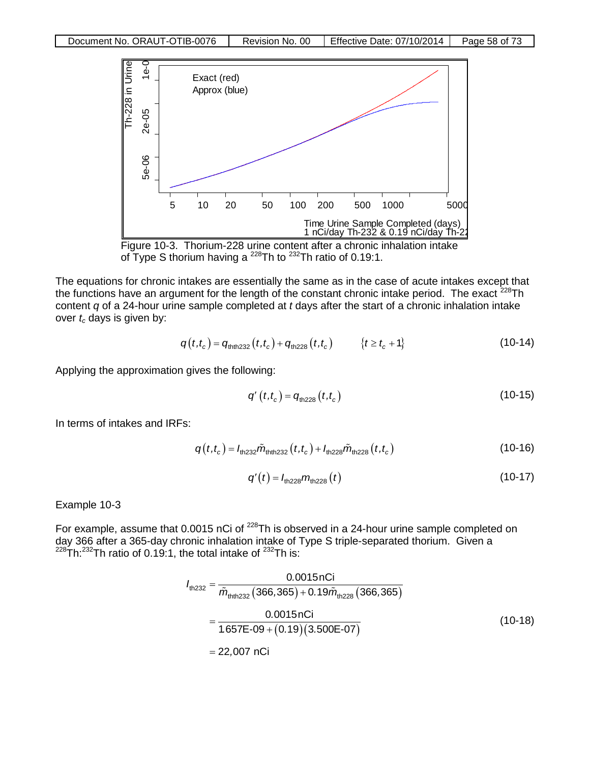Figure 10-3. Thorium-228 urine content after a chronic inhalation intake of Type S thorium having a $^{228}$Th to $^{232}$Th ratio of 0.19:1.

The equations for chronic intakes are essentially the same as in the case of acute intakes except that the functions have an argument for the length of the constant chronic intake period. The exact $^{228}$Th content $q$ of a 24-hour urine sample completed at $t$ days after the start of a chronic inhalation intake over $t_c$ days is given by:

$$q(t,t_c) = q_{\text{thth232}}(t,t_c) + q_{\text{th228}}(t,t_c) \qquad \{t \geq t_c + 1\} \tag{10-14}$$

Applying the approximation gives the following:

$$q'(t,t_c) = q_{\text{th228}}(t,t_c) \tag{10-15}$$

In terms of intakes and IRFs:

$$q(t,t_c) = I_{\text{th232}}\tilde{m}_{\text{thth232}}(t,t_c) + I_{\text{th228}}\tilde{m}_{\text{th228}}(t,t_c) \tag{10-16}$$

$$q'(t) = I_{\text{th228}}m_{\text{th228}}(t) \tag{10-17}$$

Example 10-3

For example, assume that 0.0015 nCi of $^{228}$Th is observed in a 24-hour urine sample completed on day 366 after a 365-day chronic inhalation intake of Type S triple-separated thorium. Given a $^{228}$Th:$^{232}$Th ratio of 0.19:1, the total intake of $^{232}$Th is:

$$\begin{aligned} I_{\text{th232}} &= \frac{0.0015\,\text{nCi}}{\tilde{m}_{\text{thth232}}(366,365) + 0.19\tilde{m}_{\text{th228}}(366,365)} \\ &= \frac{0.0015\,\text{nCi}}{1657\text{E-}09 + (0.19)(3.500\text{E-}07)} \\ &= 22{,}007\ \text{nCi} \end{aligned} \tag{10-18}$$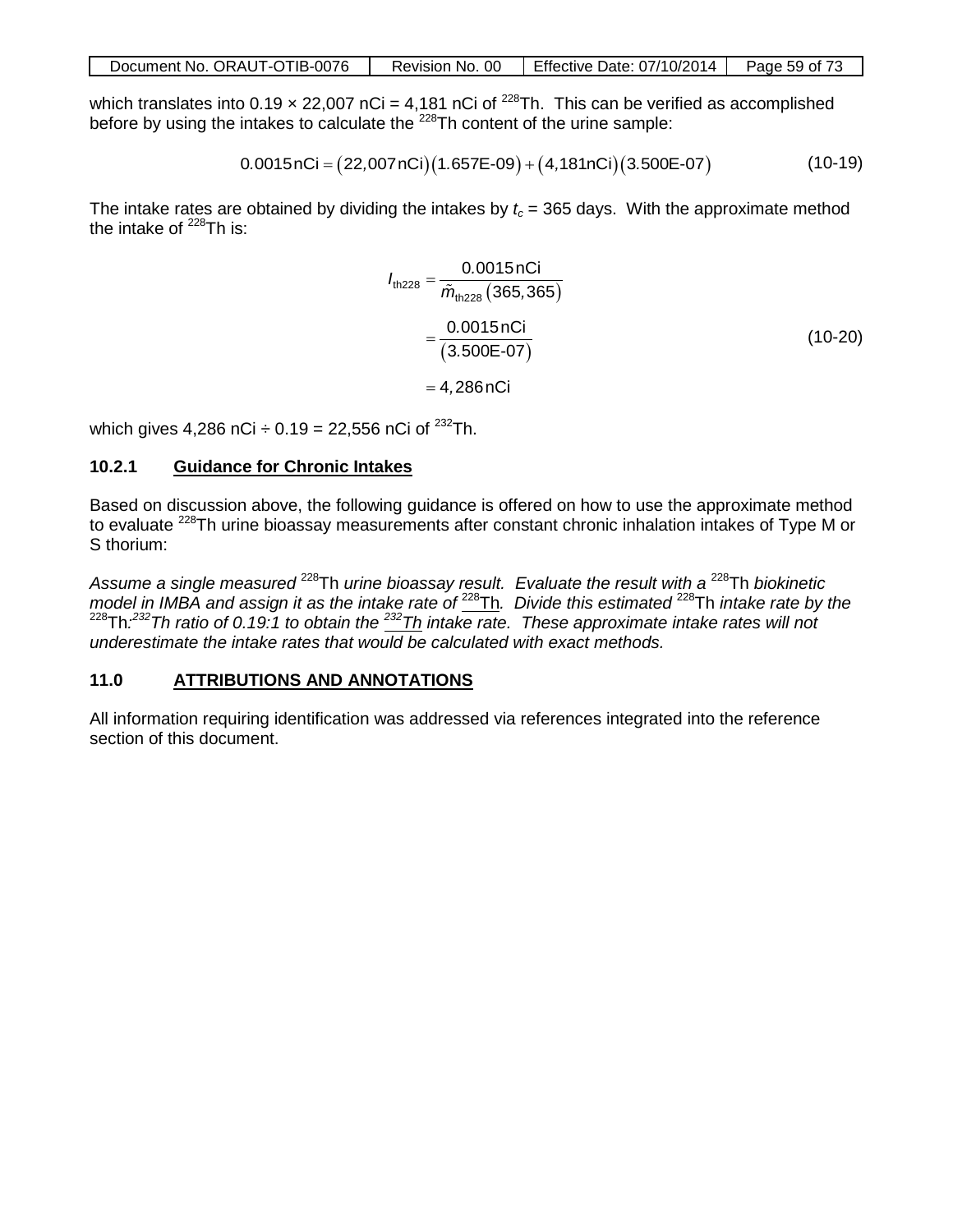which translates into 0.19 × 22,007 nCi = 4,181 nCi of $^{228}$Th. This can be verified as accomplished before by using the intakes to calculate the $^{228}$Th content of the urine sample:

$$0.0015\,\text{nCi} = (22{,}007\,\text{nCi})(1.657\text{E-}09) + (4{,}181\text{nCi})(3.500\text{E-}07) \tag{10-19}$$

The intake rates are obtained by dividing the intakes by $t_c$ = 365 days. With the approximate method the intake of $^{228}$Th is:

$$\begin{aligned} I_{\text{th228}} &= \frac{0.0015\,\text{nCi}}{\tilde{m}_{\text{th228}}(365, 365)} \\ &= \frac{0.0015\,\text{nCi}}{(3.500\text{E-}07)} \\ &= 4{,}286\,\text{nCi} \end{aligned} \tag{10-20}$$

which gives 4,286 nCi ÷ 0.19 = 22,556 nCi of $^{232}$Th.

### 10.2.1 Guidance for Chronic Intakes

Based on discussion above, the following guidance is offered on how to use the approximate method to evaluate $^{228}$Th urine bioassay measurements after constant chronic inhalation intakes of Type M or S thorium:

*Assume a single measured* $^{228}$Th *urine bioassay result. Evaluate the result with a* $^{228}$Th *biokinetic model in IMBA and assign it as the intake rate of* $^{228}$Th*. Divide this estimated* $^{228}$Th *intake rate by the* $^{228}$Th*:*$^{232}$*Th ratio of 0.19:1 to obtain the* $^{232}$*Th intake rate. These approximate intake rates will not underestimate the intake rates that would be calculated with exact methods.*

## 11.0 ATTRIBUTIONS AND ANNOTATIONS

All information requiring identification was addressed via references integrated into the reference section of this document.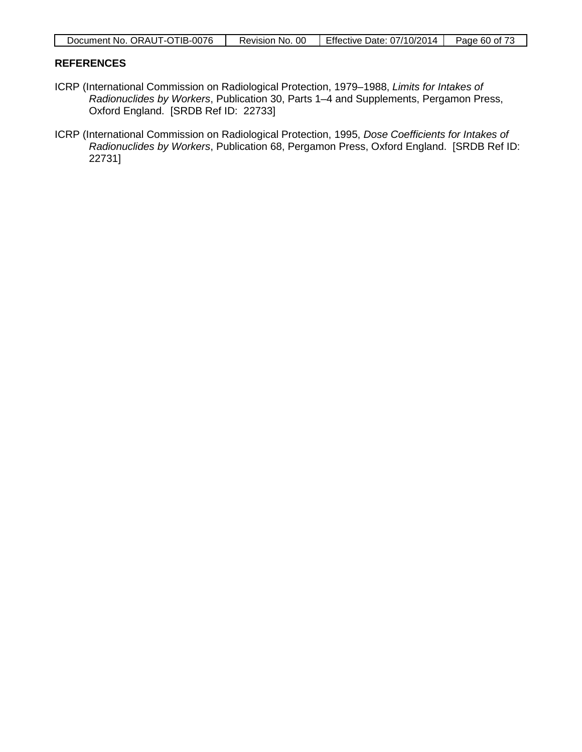## REFERENCES

ICRP (International Commission on Radiological Protection, 1979–1988, *Limits for Intakes of Radionuclides by Workers*, Publication 30, Parts 1–4 and Supplements, Pergamon Press, Oxford England. [SRDB Ref ID: 22733]

ICRP (International Commission on Radiological Protection, 1995, *Dose Coefficients for Intakes of Radionuclides by Workers*, Publication 68, Pergamon Press, Oxford England. [SRDB Ref ID: 22731]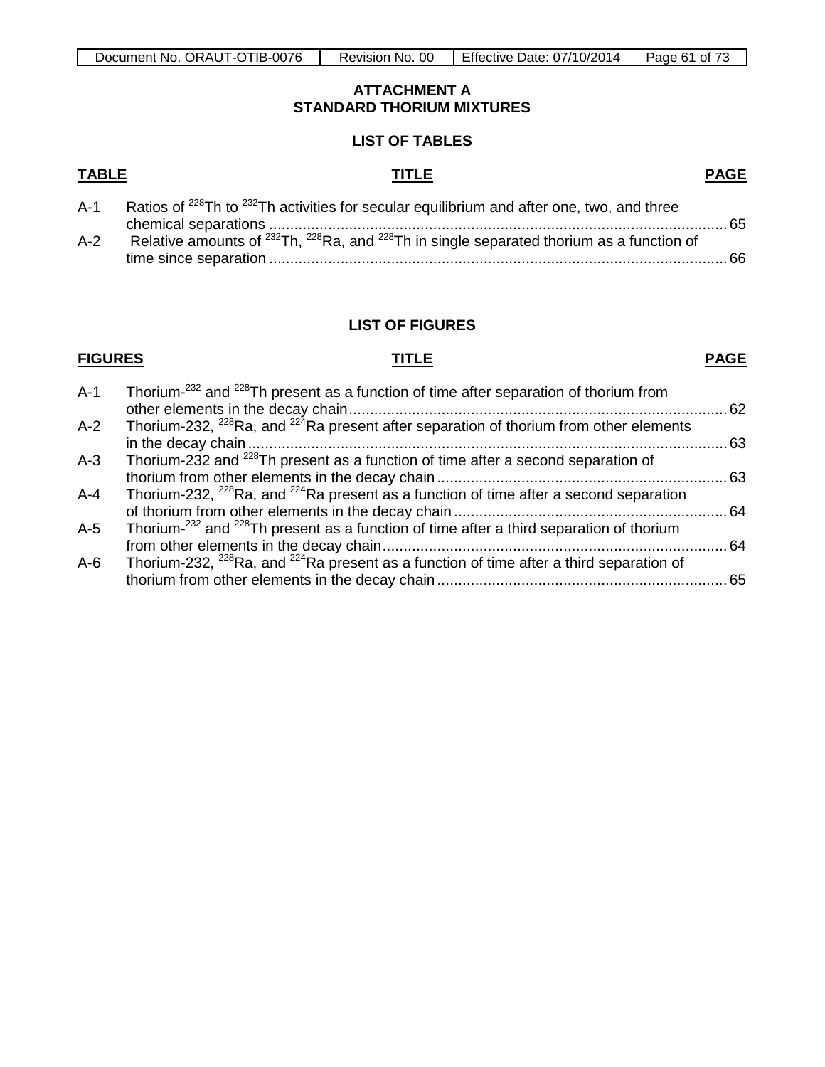# ATTACHMENT A
# STANDARD THORIUM MIXTURES

## LIST OF TABLES

| TABLE | TITLE | PAGE |
|---|---|---|
| A-1 | Ratios of $^{228}$Th to $^{232}$Th activities for secular equilibrium and after one, two, and three chemical separations | 65 |
| A-2 | Relative amounts of $^{232}$Th, $^{228}$Ra, and $^{228}$Th in single separated thorium as a function of time since separation | 66 |

## LIST OF FIGURES

| FIGURES | TITLE | PAGE |
|---|---|---|
| A-1 | Thorium-$^{232}$ and $^{228}$Th present as a function of time after separation of thorium from other elements in the decay chain | 62 |
| A-2 | Thorium-232, $^{228}$Ra, and $^{224}$Ra present after separation of thorium from other elements in the decay chain | 63 |
| A-3 | Thorium-232 and $^{228}$Th present as a function of time after a second separation of thorium from other elements in the decay chain | 63 |
| A-4 | Thorium-232, $^{228}$Ra, and $^{224}$Ra present as a function of time after a second separation of thorium from other elements in the decay chain | 64 |
| A-5 | Thorium-$^{232}$ and $^{228}$Th present as a function of time after a third separation of thorium from other elements in the decay chain | 64 |
| A-6 | Thorium-232, $^{228}$Ra, and $^{224}$Ra present as a function of time after a third separation of thorium from other elements in the decay chain | 65 |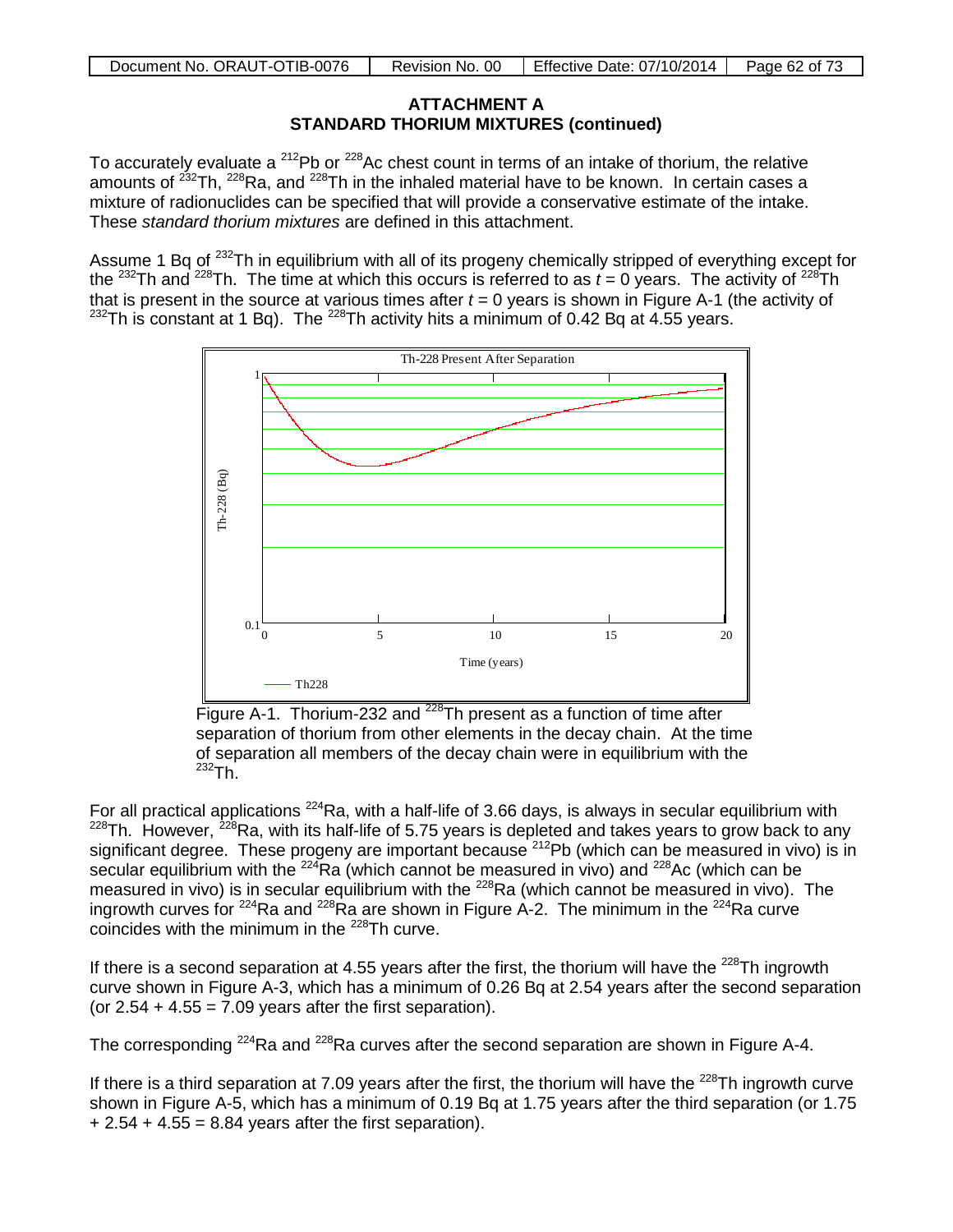# ATTACHMENT A
## STANDARD THORIUM MIXTURES (continued)

To accurately evaluate a $^{212}$Pb or $^{228}$Ac chest count in terms of an intake of thorium, the relative amounts of $^{232}$Th, $^{228}$Ra, and $^{228}$Th in the inhaled material have to be known. In certain cases a mixture of radionuclides can be specified that will provide a conservative estimate of the intake. These *standard thorium mixtures* are defined in this attachment.

Assume 1 Bq of $^{232}$Th in equilibrium with all of its progeny chemically stripped of everything except for the $^{232}$Th and $^{228}$Th. The time at which this occurs is referred to as $t = 0$ years. The activity of $^{228}$Th that is present in the source at various times after $t = 0$ years is shown in Figure A-1 (the activity of $^{232}$Th is constant at 1 Bq). The $^{228}$Th activity hits a minimum of 0.42 Bq at 4.55 years.

Figure A-1. Thorium-232 and $^{228}$Th present as a function of time after separation of thorium from other elements in the decay chain. At the time of separation all members of the decay chain were in equilibrium with the $^{232}$Th.

For all practical applications $^{224}$Ra, with a half-life of 3.66 days, is always in secular equilibrium with $^{228}$Th. However, $^{228}$Ra, with its half-life of 5.75 years is depleted and takes years to grow back to any significant degree. These progeny are important because $^{212}$Pb (which can be measured in vivo) is in secular equilibrium with the $^{224}$Ra (which cannot be measured in vivo) and $^{228}$Ac (which can be measured in vivo) is in secular equilibrium with the $^{228}$Ra (which cannot be measured in vivo). The ingrowth curves for $^{224}$Ra and $^{228}$Ra are shown in Figure A-2. The minimum in the $^{224}$Ra curve coincides with the minimum in the $^{228}$Th curve.

If there is a second separation at 4.55 years after the first, the thorium will have the $^{228}$Th ingrowth curve shown in Figure A-3, which has a minimum of 0.26 Bq at 2.54 years after the second separation (or 2.54 + 4.55 = 7.09 years after the first separation).

The corresponding $^{224}$Ra and $^{228}$Ra curves after the second separation are shown in Figure A-4.

If there is a third separation at 7.09 years after the first, the thorium will have the $^{228}$Th ingrowth curve shown in Figure A-5, which has a minimum of 0.19 Bq at 1.75 years after the third separation (or 1.75 + 2.54 + 4.55 = 8.84 years after the first separation).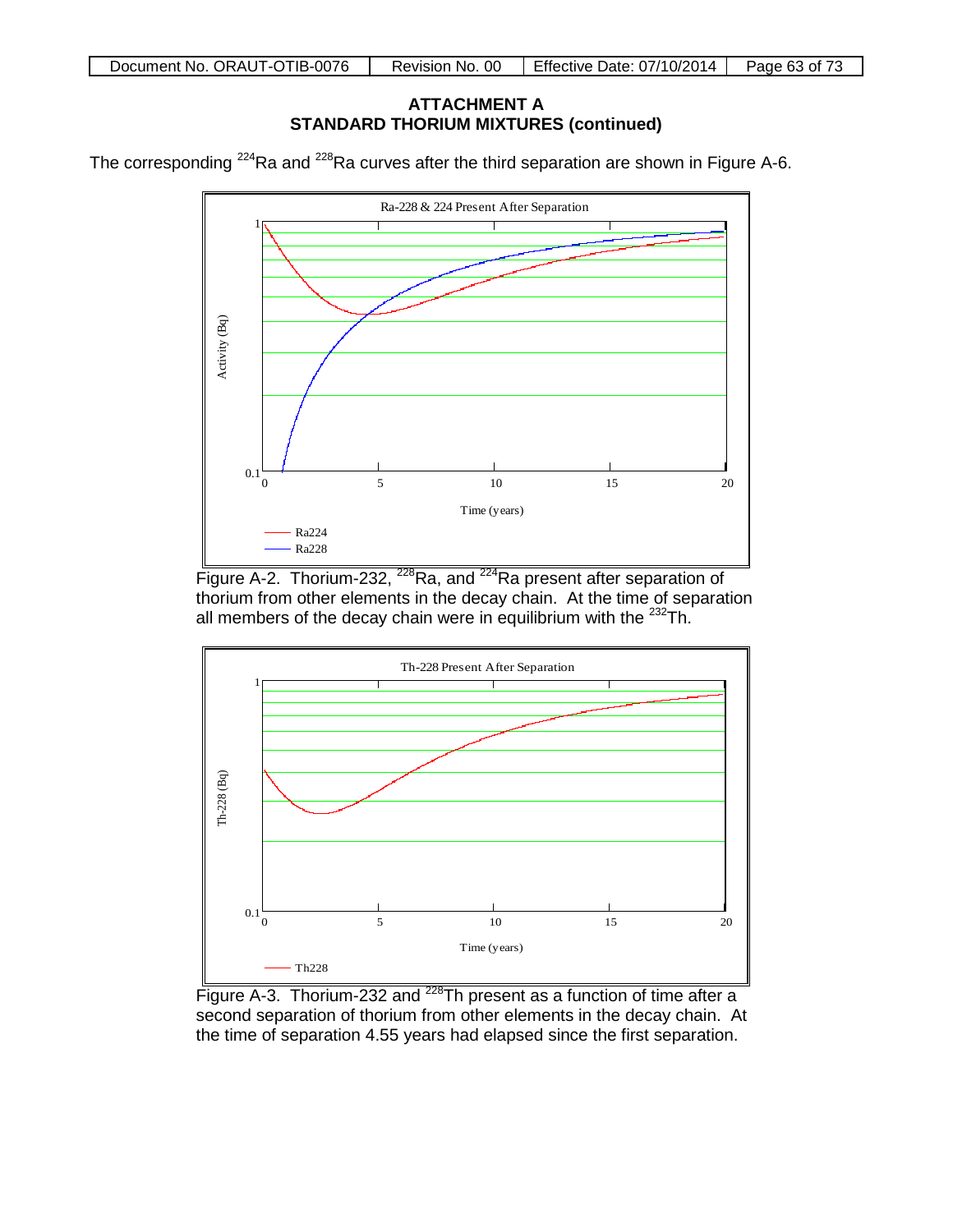## ATTACHMENT A
## STANDARD THORIUM MIXTURES (continued)

The corresponding $^{224}$Ra and $^{228}$Ra curves after the third separation are shown in Figure A-6.

Figure A-2. Thorium-232, $^{228}$Ra, and $^{224}$Ra present after separation of thorium from other elements in the decay chain. At the time of separation all members of the decay chain were in equilibrium with the $^{232}$Th.

Figure A-3. Thorium-232 and $^{228}$Th present as a function of time after a second separation of thorium from other elements in the decay chain. At the time of separation 4.55 years had elapsed since the first separation.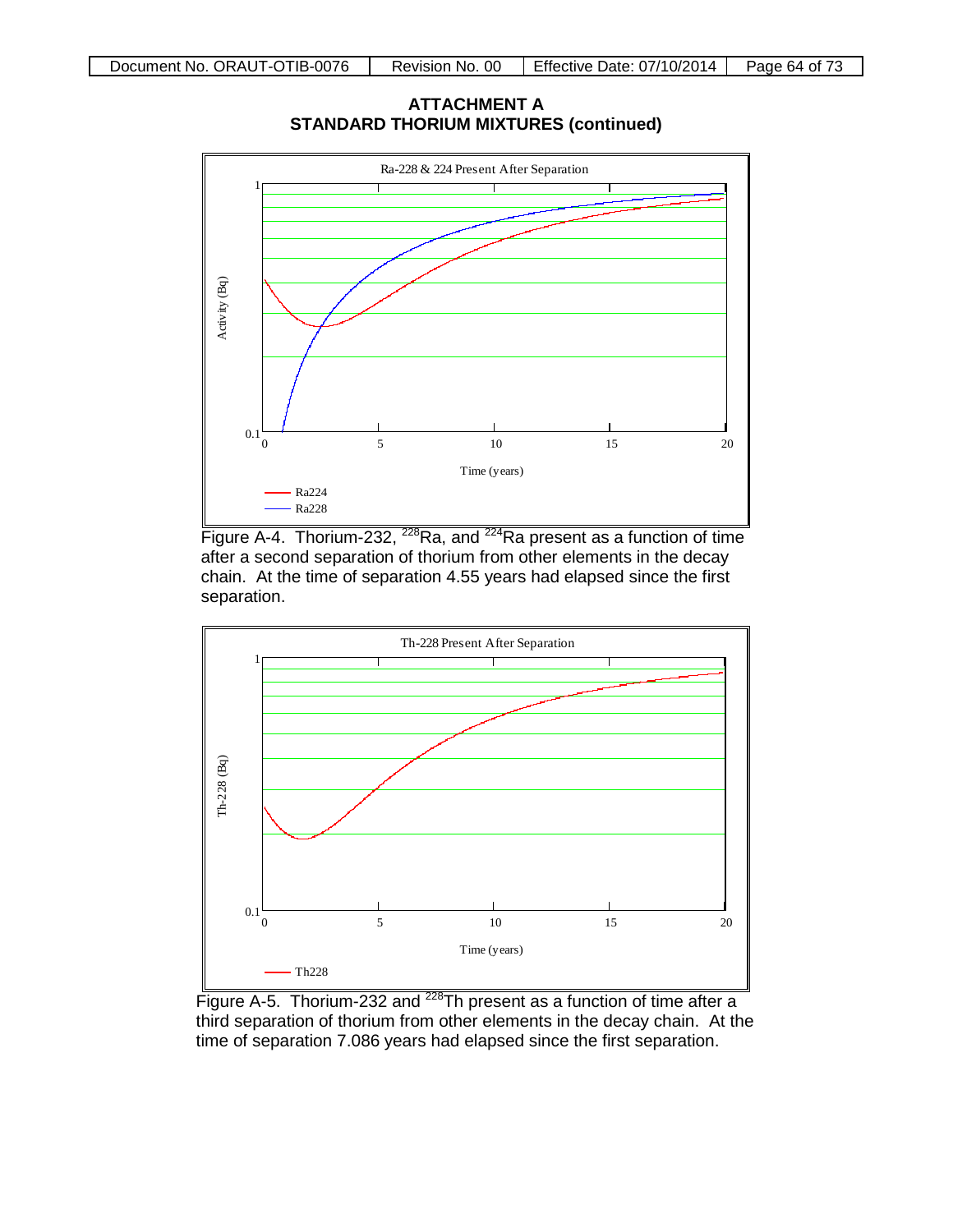## ATTACHMENT A
## STANDARD THORIUM MIXTURES (continued)

Figure A-4. Thorium-232, $^{228}$Ra, and $^{224}$Ra present as a function of time after a second separation of thorium from other elements in the decay chain. At the time of separation 4.55 years had elapsed since the first separation.

Figure A-5. Thorium-232 and $^{228}$Th present as a function of time after a third separation of thorium from other elements in the decay chain. At the time of separation 7.086 years had elapsed since the first separation.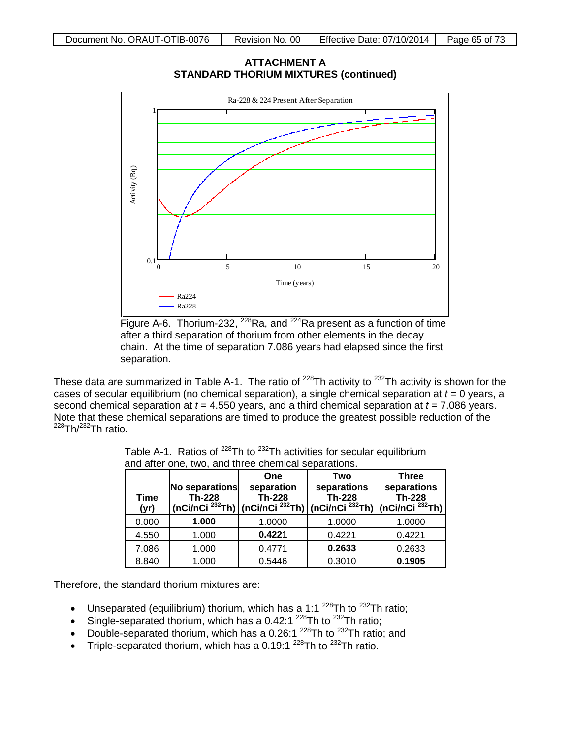## ATTACHMENT A
## STANDARD THORIUM MIXTURES (continued)

Figure A-6. Thorium-232, $^{228}$Ra, and $^{224}$Ra present as a function of time after a third separation of thorium from other elements in the decay chain. At the time of separation 7.086 years had elapsed since the first separation.

These data are summarized in Table A-1. The ratio of $^{228}$Th activity to $^{232}$Th activity is shown for the cases of secular equilibrium (no chemical separation), a single chemical separation at *t* = 0 years, a second chemical separation at *t* = 4.550 years, and a third chemical separation at *t* = 7.086 years. Note that these chemical separations are timed to produce the greatest possible reduction of the $^{228}$Th/$^{232}$Th ratio.

Table A-1. Ratios of $^{228}$Th to $^{232}$Th activities for secular equilibrium and after one, two, and three chemical separations.

| Time (yr) | No separations Th-228 (nCi/nCi $^{232}$Th) | One separation Th-228 (nCi/nCi $^{232}$Th) | Two separations Th-228 (nCi/nCi $^{232}$Th) | Three separations Th-228 (nCi/nCi $^{232}$Th) |
|---|---|---|---|---|
| 0.000 | **1.000** | 1.0000 | 1.0000 | 1.0000 |
| 4.550 | 1.000 | **0.4221** | 0.4221 | 0.4221 |
| 7.086 | 1.000 | 0.4771 | **0.2633** | 0.2633 |
| 8.840 | 1.000 | 0.5446 | 0.3010 | **0.1905** |

Therefore, the standard thorium mixtures are:

- Unseparated (equilibrium) thorium, which has a 1:1 $^{228}$Th to $^{232}$Th ratio;
- Single-separated thorium, which has a 0.42:1 $^{228}$Th to $^{232}$Th ratio;
- Double-separated thorium, which has a 0.26:1 $^{228}$Th to $^{232}$Th ratio; and
- Triple-separated thorium, which has a 0.19:1 $^{228}$Th to $^{232}$Th ratio.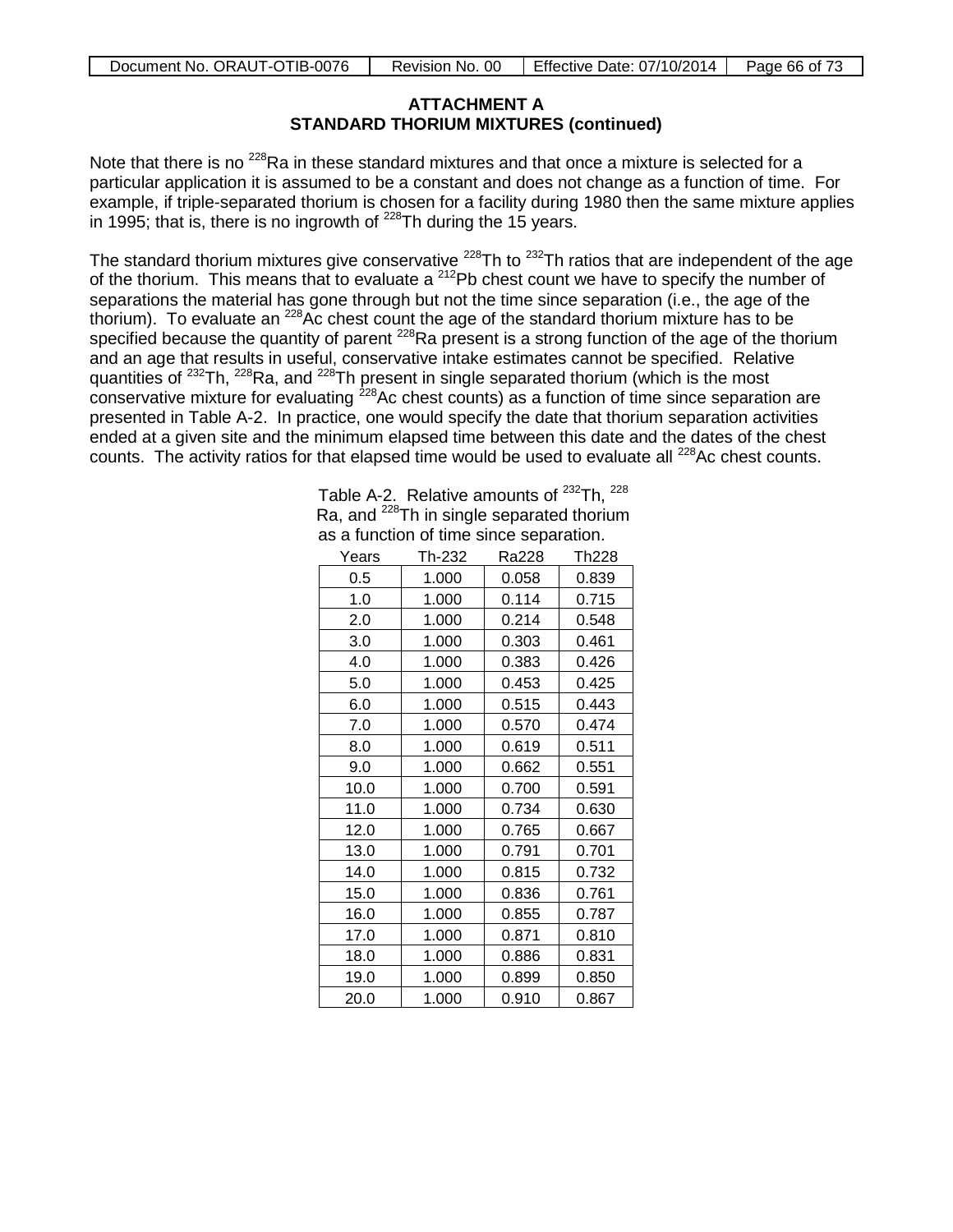**ATTACHMENT A**
**STANDARD THORIUM MIXTURES (continued)**

Note that there is no $^{228}$Ra in these standard mixtures and that once a mixture is selected for a particular application it is assumed to be a constant and does not change as a function of time. For example, if triple-separated thorium is chosen for a facility during 1980 then the same mixture applies in 1995; that is, there is no ingrowth of $^{228}$Th during the 15 years.

The standard thorium mixtures give conservative $^{228}$Th to $^{232}$Th ratios that are independent of the age of the thorium. This means that to evaluate a $^{212}$Pb chest count we have to specify the number of separations the material has gone through but not the time since separation (i.e., the age of the thorium). To evaluate an $^{228}$Ac chest count the age of the standard thorium mixture has to be specified because the quantity of parent $^{228}$Ra present is a strong function of the age of the thorium and an age that results in useful, conservative intake estimates cannot be specified. Relative quantities of $^{232}$Th, $^{228}$Ra, and $^{228}$Th present in single separated thorium (which is the most conservative mixture for evaluating $^{228}$Ac chest counts) as a function of time since separation are presented in Table A-2. In practice, one would specify the date that thorium separation activities ended at a given site and the minimum elapsed time between this date and the dates of the chest counts. The activity ratios for that elapsed time would be used to evaluate all $^{228}$Ac chest counts.

Table A-2. Relative amounts of $^{232}$Th, $^{228}$Ra, and $^{228}$Th in single separated thorium as a function of time since separation.

| Years | Th-232 | Ra228 | Th228 |
|---|---|---|---|
| 0.5 | 1.000 | 0.058 | 0.839 |
| 1.0 | 1.000 | 0.114 | 0.715 |
| 2.0 | 1.000 | 0.214 | 0.548 |
| 3.0 | 1.000 | 0.303 | 0.461 |
| 4.0 | 1.000 | 0.383 | 0.426 |
| 5.0 | 1.000 | 0.453 | 0.425 |
| 6.0 | 1.000 | 0.515 | 0.443 |
| 7.0 | 1.000 | 0.570 | 0.474 |
| 8.0 | 1.000 | 0.619 | 0.511 |
| 9.0 | 1.000 | 0.662 | 0.551 |
| 10.0 | 1.000 | 0.700 | 0.591 |
| 11.0 | 1.000 | 0.734 | 0.630 |
| 12.0 | 1.000 | 0.765 | 0.667 |
| 13.0 | 1.000 | 0.791 | 0.701 |
| 14.0 | 1.000 | 0.815 | 0.732 |
| 15.0 | 1.000 | 0.836 | 0.761 |
| 16.0 | 1.000 | 0.855 | 0.787 |
| 17.0 | 1.000 | 0.871 | 0.810 |
| 18.0 | 1.000 | 0.886 | 0.831 |
| 19.0 | 1.000 | 0.899 | 0.850 |
| 20.0 | 1.000 | 0.910 | 0.867 |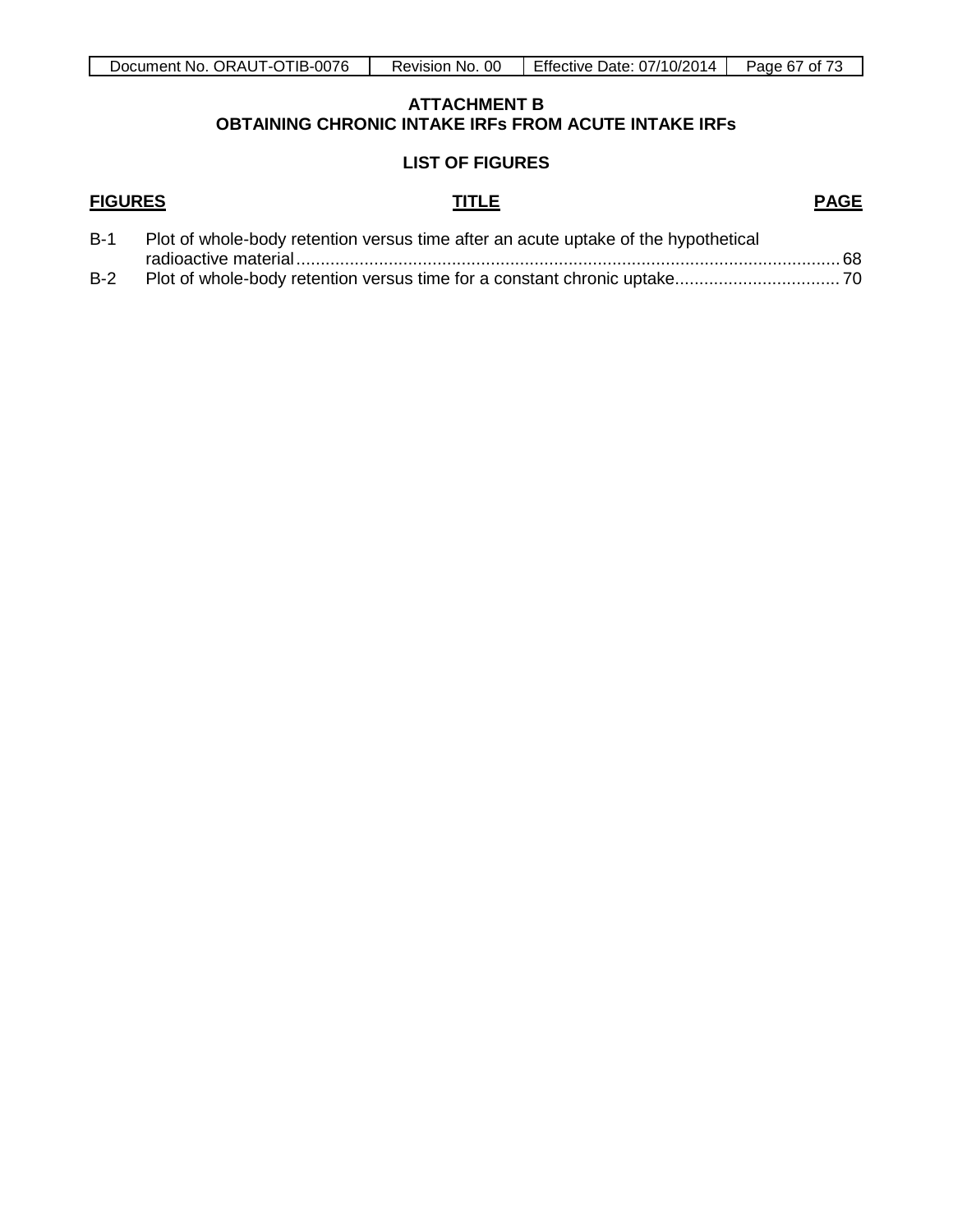# ATTACHMENT B
# OBTAINING CHRONIC INTAKE IRFs FROM ACUTE INTAKE IRFs

## LIST OF FIGURES

| FIGURES | TITLE | PAGE |
|---|---|---|
| B-1 | Plot of whole-body retention versus time after an acute uptake of the hypothetical radioactive material | 68 |
| B-2 | Plot of whole-body retention versus time for a constant chronic uptake | 70 |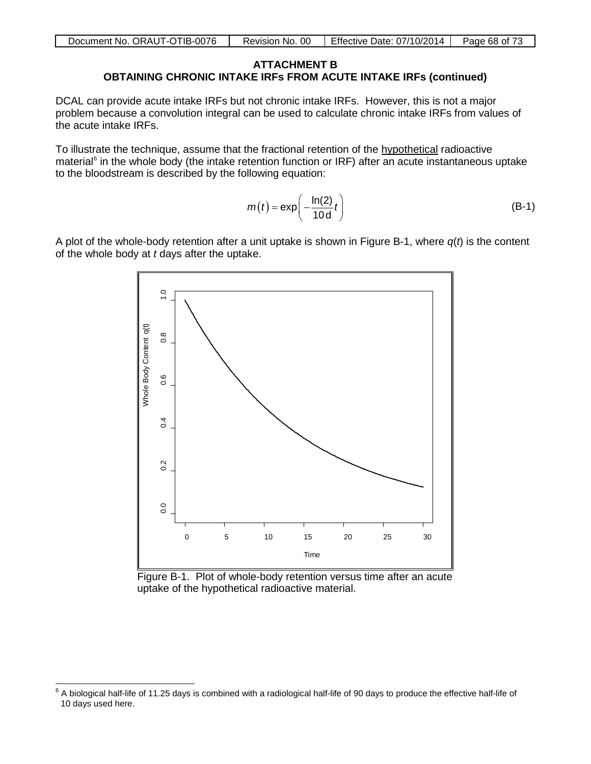## ATTACHMENT B
## OBTAINING CHRONIC INTAKE IRFs FROM ACUTE INTAKE IRFs (continued)

DCAL can provide acute intake IRFs but not chronic intake IRFs. However, this is not a major problem because a convolution integral can be used to calculate chronic intake IRFs from values of the acute intake IRFs.

To illustrate the technique, assume that the fractional retention of the hypothetical radioactive material[6] in the whole body (the intake retention function or IRF) after an acute instantaneous uptake to the bloodstream is described by the following equation:

$$m(t) = \exp\left(-\frac{\ln(2)}{10\,\text{d}}t\right) \tag{B-1}$$

A plot of the whole-body retention after a unit uptake is shown in Figure B-1, where $q(t)$ is the content of the whole body at $t$ days after the uptake.

Figure B-1. Plot of whole-body retention versus time after an acute uptake of the hypothetical radioactive material.

[6] A biological half-life of 11.25 days is combined with a radiological half-life of 90 days to produce the effective half-life of 10 days used here.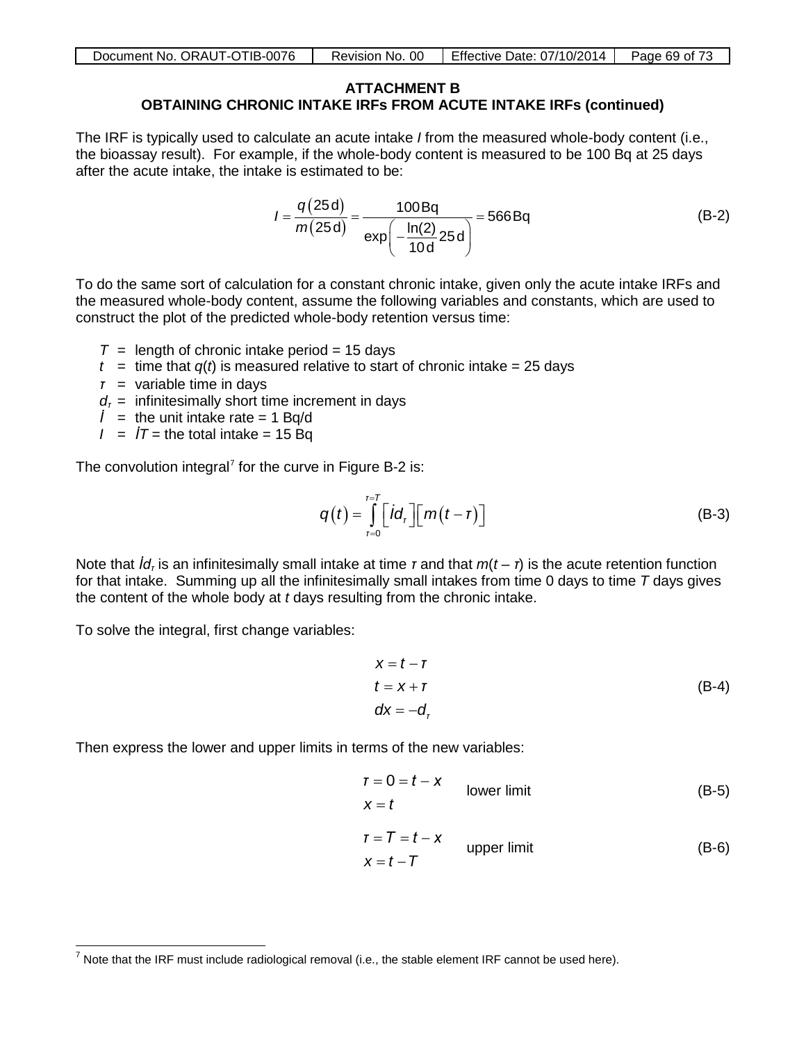## ATTACHMENT B
## OBTAINING CHRONIC INTAKE IRFs FROM ACUTE INTAKE IRFs (continued)

The IRF is typically used to calculate an acute intake *I* from the measured whole-body content (i.e., the bioassay result). For example, if the whole-body content is measured to be 100 Bq at 25 days after the acute intake, the intake is estimated to be:

$$I = \frac{q(25\,\text{d})}{m(25\,\text{d})} = \frac{100\,\text{Bq}}{\exp\left(-\dfrac{\ln(2)}{10\,\text{d}}25\,\text{d}\right)} = 566\,\text{Bq} \tag{B-2}$$

To do the same sort of calculation for a constant chronic intake, given only the acute intake IRFs and the measured whole-body content, assume the following variables and constants, which are used to construct the plot of the predicted whole-body retention versus time:

- $T$ = length of chronic intake period = 15 days
- $t$ = time that $q(t)$ is measured relative to start of chronic intake = 25 days
- $\tau$ = variable time in days
- $d_\tau$ = infinitesimally short time increment in days
- $\dot{I}$ = the unit intake rate = 1 Bq/d
- $I$ = $\dot{I}T$ = the total intake = 15 Bq

The convolution integral[7] for the curve in Figure B-2 is:

$$q(t) = \int_{\tau=0}^{\tau=T} \left[\dot{I}d_\tau\right]\left[m(t-\tau)\right] \tag{B-3}$$

Note that $\dot{I}d_\tau$ is an infinitesimally small intake at time $\tau$ and that $m(t-\tau)$ is the acute retention function for that intake. Summing up all the infinitesimally small intakes from time 0 days to time *T* days gives the content of the whole body at *t* days resulting from the chronic intake.

To solve the integral, first change variables:

$$\begin{aligned} x &= t - \tau \\ t &= x + \tau \\ dx &= -d_\tau \end{aligned} \tag{B-4}$$

Then express the lower and upper limits in terms of the new variables:

$$\begin{aligned} \tau &= 0 = t - x \\ x &= t \end{aligned} \qquad \text{lower limit} \tag{B-5}$$

$$\begin{aligned} \tau &= T = t - x \\ x &= t - T \end{aligned} \qquad \text{upper limit} \tag{B-6}$$

---

[7] Note that the IRF must include radiological removal (i.e., the stable element IRF cannot be used here).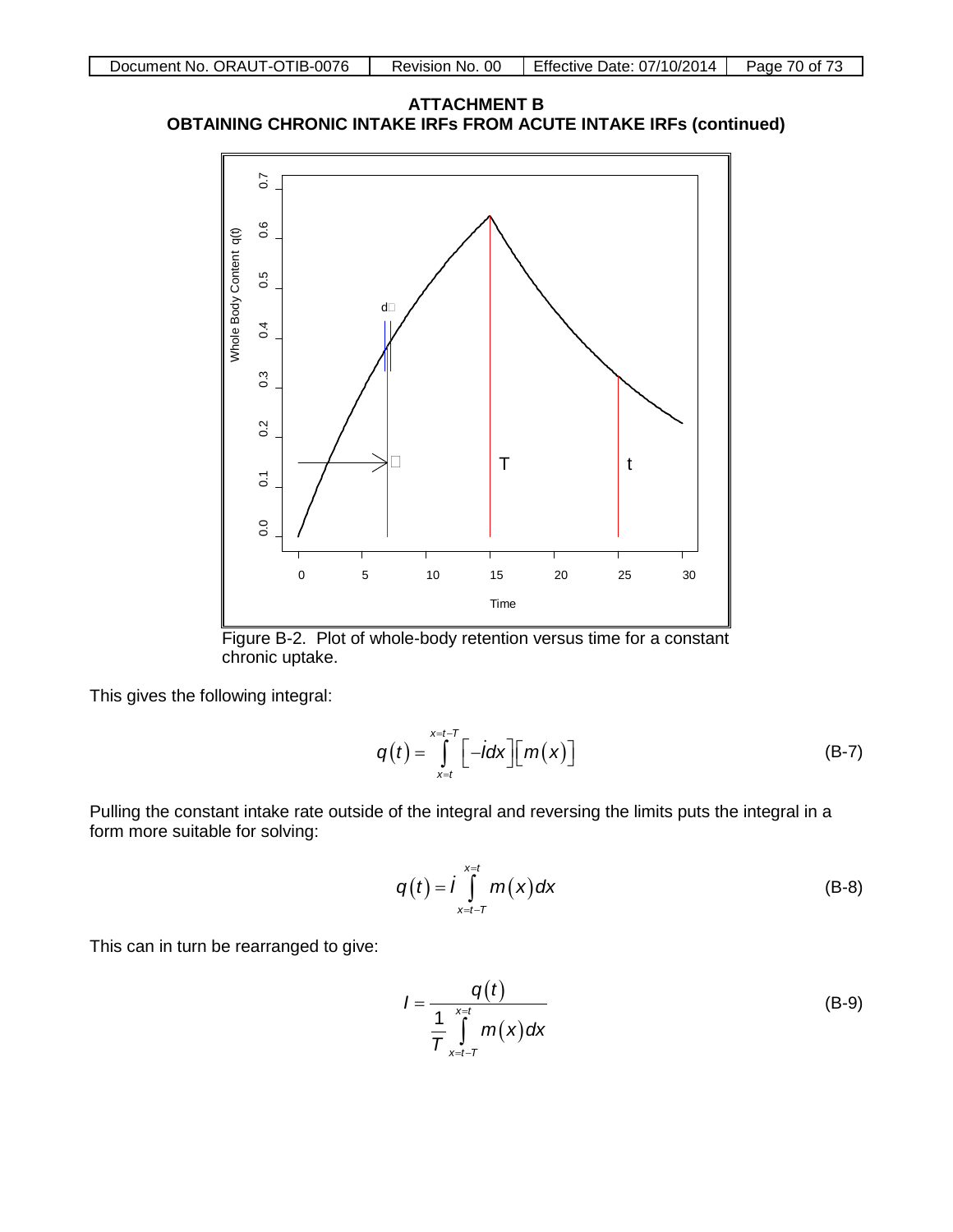## ATTACHMENT B
## OBTAINING CHRONIC INTAKE IRFs FROM ACUTE INTAKE IRFs (continued)

Figure B-2. Plot of whole-body retention versus time for a constant chronic uptake.

This gives the following integral:

$$q(t) = \int_{x=t}^{x=t-T} \left[-\dot{I}dx\right]\left[m(x)\right] \tag{B-7}$$

Pulling the constant intake rate outside of the integral and reversing the limits puts the integral in a form more suitable for solving:

$$q(t) = \dot{I} \int_{x=t-T}^{x=t} m(x)dx \tag{B-8}$$

This can in turn be rearranged to give:

$$I = \frac{q(t)}{\frac{1}{T}\int_{x=t-T}^{x=t} m(x)dx} \tag{B-9}$$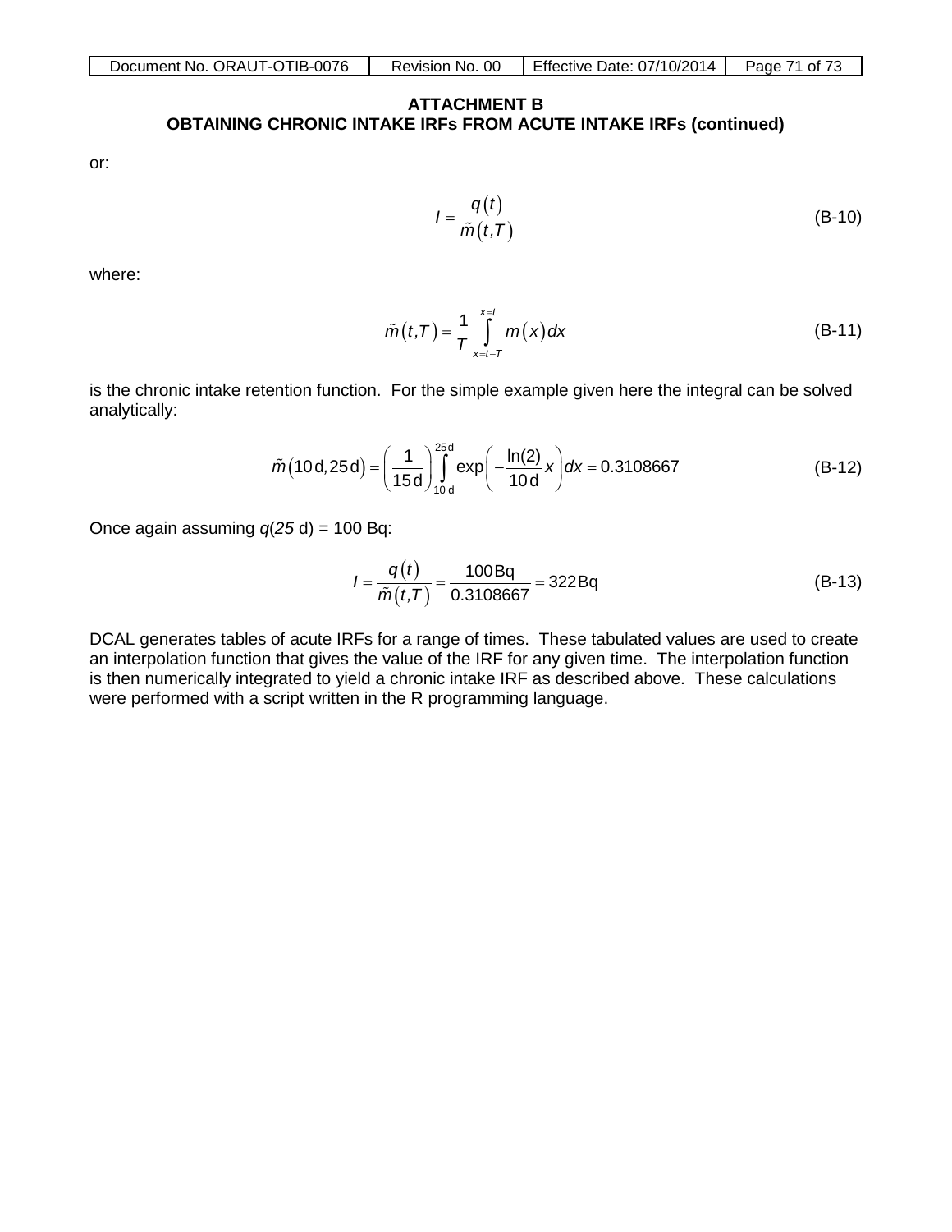**ATTACHMENT B**
**OBTAINING CHRONIC INTAKE IRFs FROM ACUTE INTAKE IRFs (continued)**

or:

$$I = \frac{q(t)}{\tilde{m}(t,T)} \tag{B-10}$$

where:

$$\tilde{m}(t,T) = \frac{1}{T}\int_{x=t-T}^{x=t} m(x)\,dx \tag{B-11}$$

is the chronic intake retention function. For the simple example given here the integral can be solved analytically:

$$\tilde{m}(10\,\text{d}, 25\,\text{d}) = \left(\frac{1}{15\,\text{d}}\right)\int_{10\,\text{d}}^{25\,\text{d}} \exp\left(-\frac{\ln(2)}{10\,\text{d}}x\right)dx = 0.3108667 \tag{B-12}$$

Once again assuming $q(25\text{ d}) = 100\text{ Bq}$:

$$I = \frac{q(t)}{\tilde{m}(t,T)} = \frac{100\,\text{Bq}}{0.3108667} = 322\,\text{Bq} \tag{B-13}$$

DCAL generates tables of acute IRFs for a range of times. These tabulated values are used to create an interpolation function that gives the value of the IRF for any given time. The interpolation function is then numerically integrated to yield a chronic intake IRF as described above. These calculations were performed with a script written in the R programming language.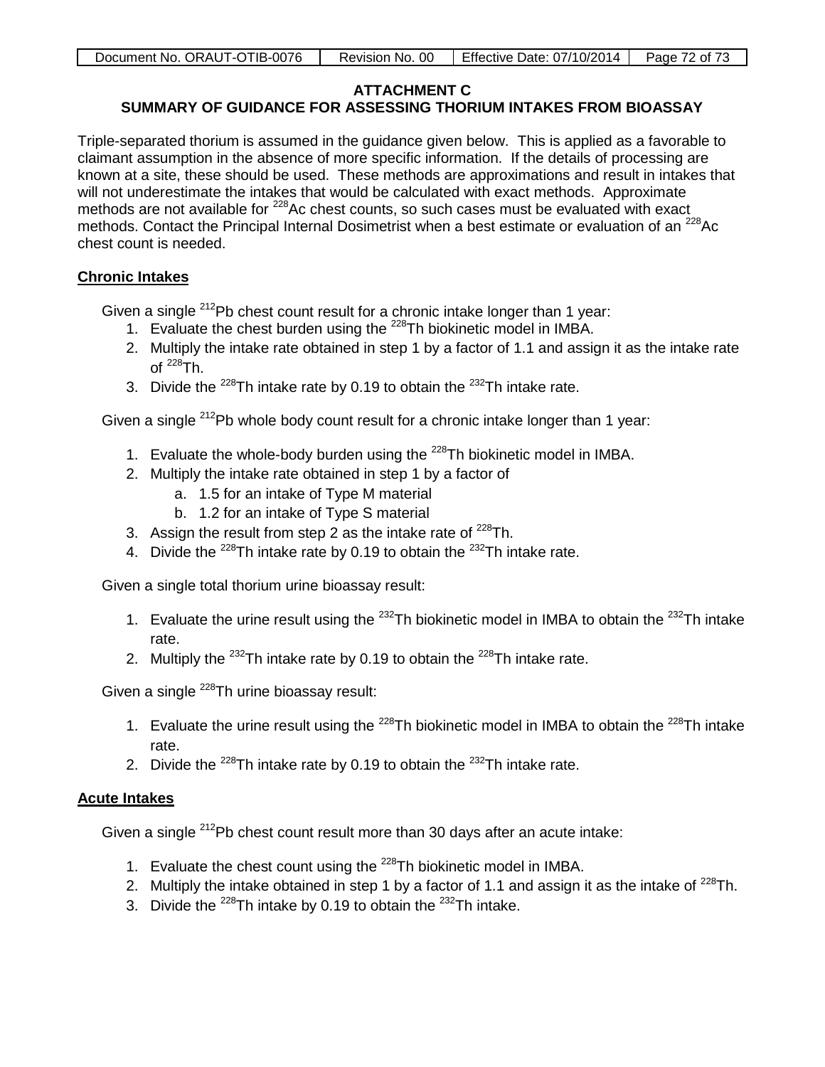# ATTACHMENT C
## SUMMARY OF GUIDANCE FOR ASSESSING THORIUM INTAKES FROM BIOASSAY

Triple-separated thorium is assumed in the guidance given below. This is applied as a favorable to claimant assumption in the absence of more specific information. If the details of processing are known at a site, these should be used. These methods are approximations and result in intakes that will not underestimate the intakes that would be calculated with exact methods. Approximate methods are not available for $^{228}$Ac chest counts, so such cases must be evaluated with exact methods. Contact the Principal Internal Dosimetrist when a best estimate or evaluation of an $^{228}$Ac chest count is needed.

**Chronic Intakes**

Given a single $^{212}$Pb chest count result for a chronic intake longer than 1 year:

1. Evaluate the chest burden using the $^{228}$Th biokinetic model in IMBA.
2. Multiply the intake rate obtained in step 1 by a factor of 1.1 and assign it as the intake rate of $^{228}$Th.
3. Divide the $^{228}$Th intake rate by 0.19 to obtain the $^{232}$Th intake rate.

Given a single $^{212}$Pb whole body count result for a chronic intake longer than 1 year:

1. Evaluate the whole-body burden using the $^{228}$Th biokinetic model in IMBA.
2. Multiply the intake rate obtained in step 1 by a factor of
   a. 1.5 for an intake of Type M material
   b. 1.2 for an intake of Type S material
3. Assign the result from step 2 as the intake rate of $^{228}$Th.
4. Divide the $^{228}$Th intake rate by 0.19 to obtain the $^{232}$Th intake rate.

Given a single total thorium urine bioassay result:

1. Evaluate the urine result using the $^{232}$Th biokinetic model in IMBA to obtain the $^{232}$Th intake rate.
2. Multiply the $^{232}$Th intake rate by 0.19 to obtain the $^{228}$Th intake rate.

Given a single $^{228}$Th urine bioassay result:

1. Evaluate the urine result using the $^{228}$Th biokinetic model in IMBA to obtain the $^{228}$Th intake rate.
2. Divide the $^{228}$Th intake rate by 0.19 to obtain the $^{232}$Th intake rate.

**Acute Intakes**

Given a single $^{212}$Pb chest count result more than 30 days after an acute intake:

1. Evaluate the chest count using the $^{228}$Th biokinetic model in IMBA.
2. Multiply the intake obtained in step 1 by a factor of 1.1 and assign it as the intake of $^{228}$Th.
3. Divide the $^{228}$Th intake by 0.19 to obtain the $^{232}$Th intake.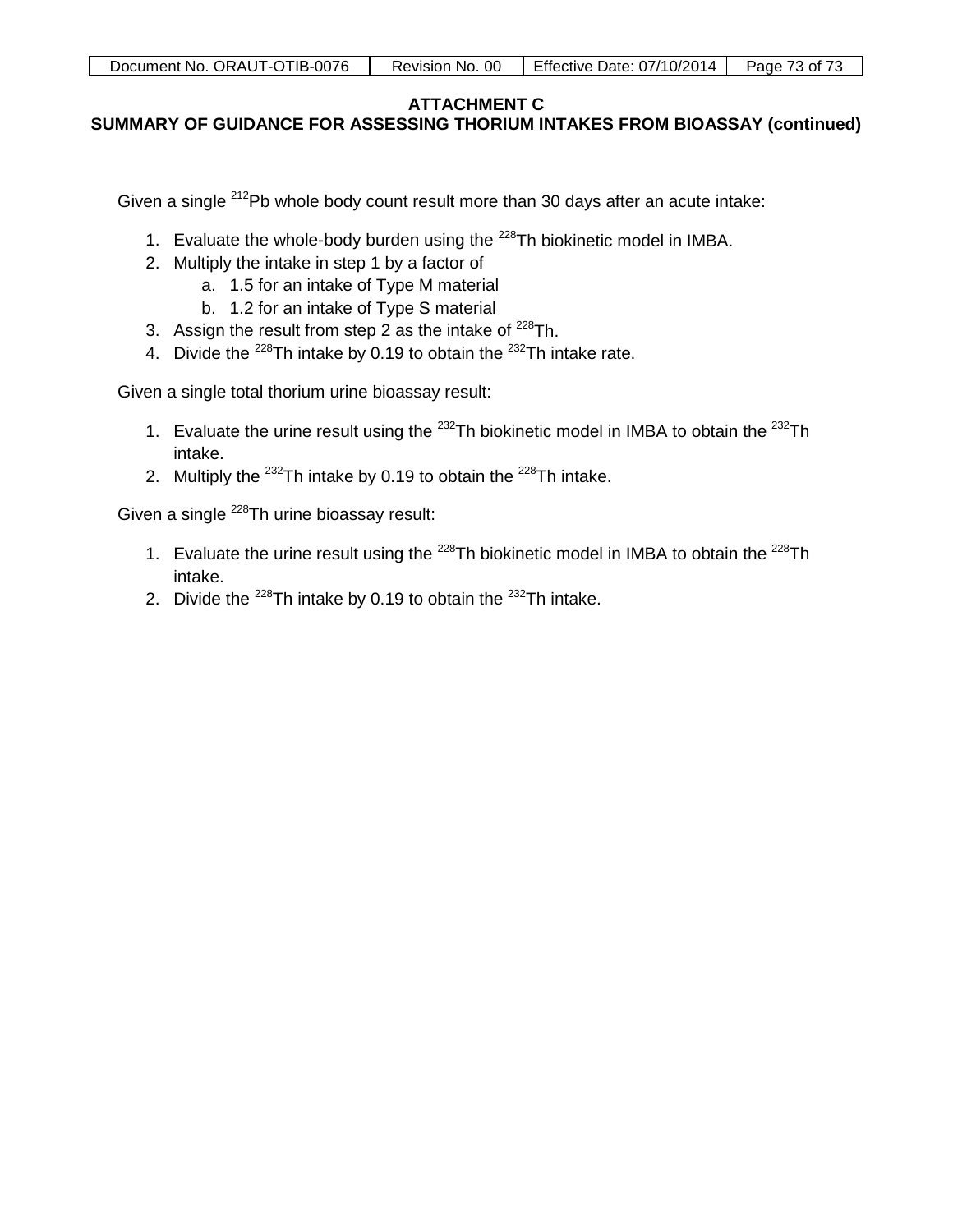## ATTACHMENT C
## SUMMARY OF GUIDANCE FOR ASSESSING THORIUM INTAKES FROM BIOASSAY (continued)

Given a single $^{212}$Pb whole body count result more than 30 days after an acute intake:

1. Evaluate the whole-body burden using the $^{228}$Th biokinetic model in IMBA.
2. Multiply the intake in step 1 by a factor of
   a. 1.5 for an intake of Type M material
   b. 1.2 for an intake of Type S material
3. Assign the result from step 2 as the intake of $^{228}$Th.
4. Divide the $^{228}$Th intake by 0.19 to obtain the $^{232}$Th intake rate.

Given a single total thorium urine bioassay result:

1. Evaluate the urine result using the $^{232}$Th biokinetic model in IMBA to obtain the $^{232}$Th intake.
2. Multiply the $^{232}$Th intake by 0.19 to obtain the $^{228}$Th intake.

Given a single $^{228}$Th urine bioassay result:

1. Evaluate the urine result using the $^{228}$Th biokinetic model in IMBA to obtain the $^{228}$Th intake.
2. Divide the $^{228}$Th intake by 0.19 to obtain the $^{232}$Th intake.